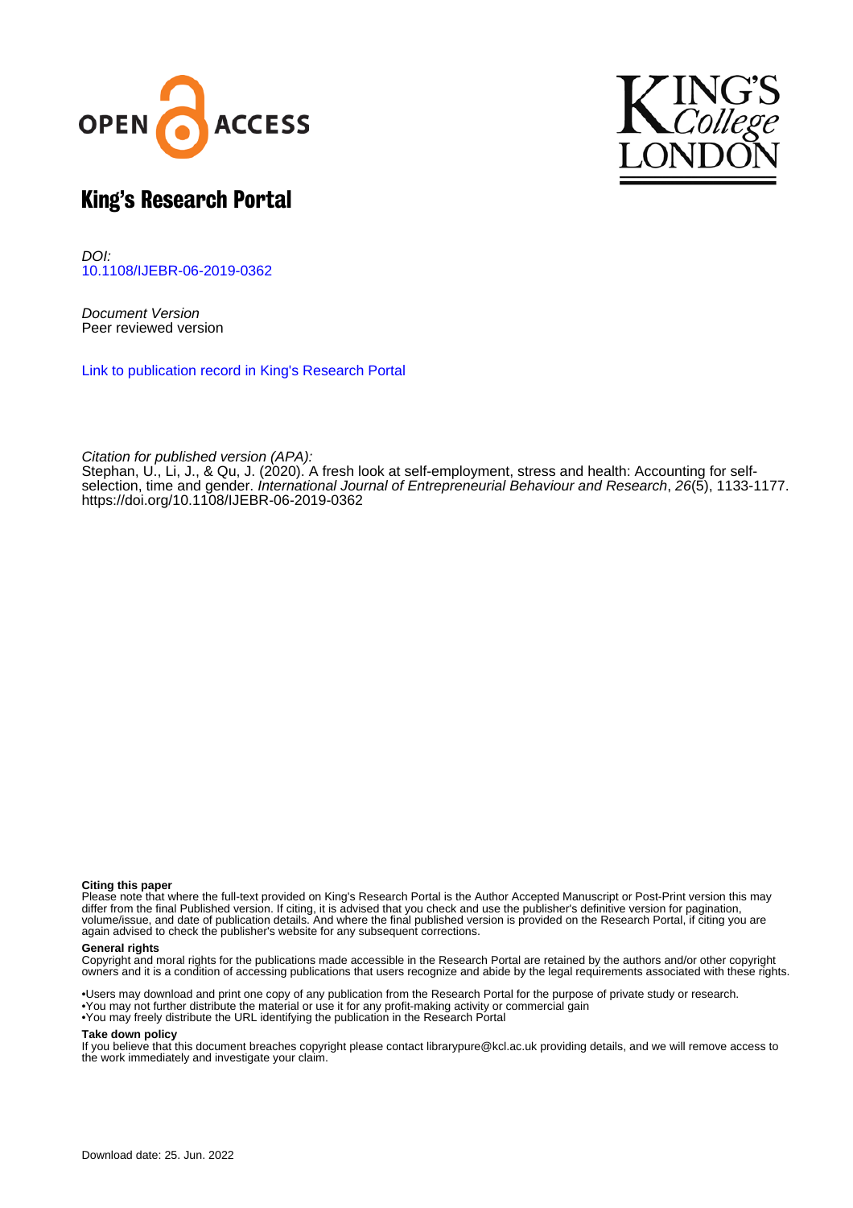# King's Research Portal

*DOI:*
10.1108/IJEBR-06-2019-0362

*Document Version*
Peer reviewed version

Link to publication record in King's Research Portal

*Citation for published version (APA):*
Stephan, U., Li, J., & Qu, J. (2020). A fresh look at self-employment, stress and health: Accounting for self-selection, time and gender. *International Journal of Entrepreneurial Behaviour and Research*, *26*(5), 1133-1177. https://doi.org/10.1108/IJEBR-06-2019-0362

**Citing this paper**
Please note that where the full-text provided on King's Research Portal is the Author Accepted Manuscript or Post-Print version this may differ from the final Published version. If citing, it is advised that you check and use the publisher's definitive version for pagination, volume/issue, and date of publication details. And where the final published version is provided on the Research Portal, if citing you are again advised to check the publisher's website for any subsequent corrections.

**General rights**
Copyright and moral rights for the publications made accessible in the Research Portal are retained by the authors and/or other copyright owners and it is a condition of accessing publications that users recognize and abide by the legal requirements associated with these rights.

•Users may download and print one copy of any publication from the Research Portal for the purpose of private study or research.
•You may not further distribute the material or use it for any profit-making activity or commercial gain
•You may freely distribute the URL identifying the publication in the Research Portal

**Take down policy**
If you believe that this document breaches copyright please contact librarypure@kcl.ac.uk providing details, and we will remove access to the work immediately and investigate your claim.

Download date: 25. Jun. 2022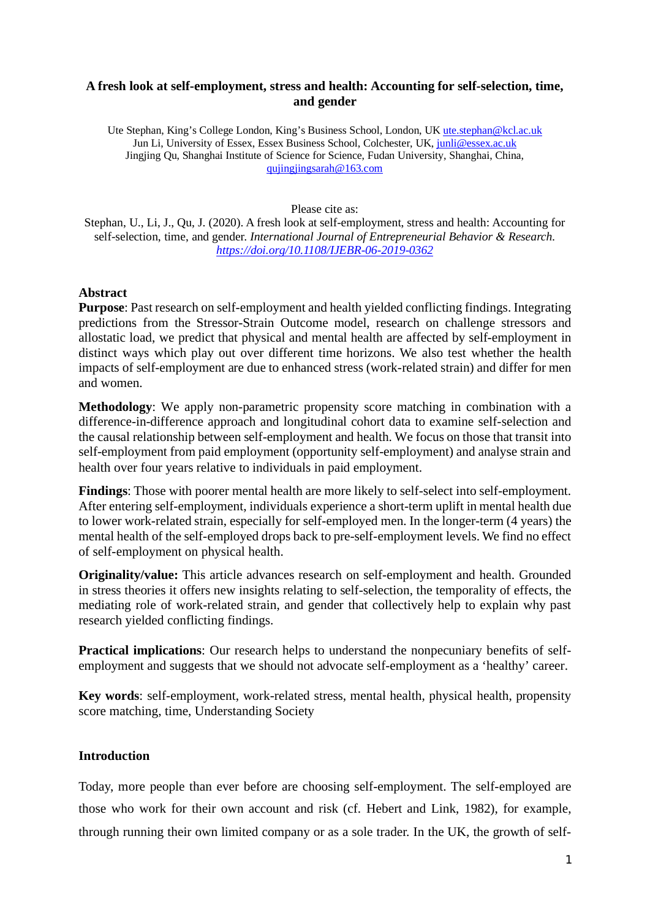**A fresh look at self-employment, stress and health: Accounting for self-selection, time, and gender**

Ute Stephan, King's College London, King's Business School, London, UK ute.stephan@kcl.ac.uk
Jun Li, University of Essex, Essex Business School, Colchester, UK, junli@essex.ac.uk
Jingjing Qu, Shanghai Institute of Science for Science, Fudan University, Shanghai, China, qujingjingsarah@163.com

Please cite as:
Stephan, U., Li, J., Qu, J. (2020). A fresh look at self-employment, stress and health: Accounting for self-selection, time, and gender. *International Journal of Entrepreneurial Behavior & Research*. https://doi.org/10.1108/IJEBR-06-2019-0362

## Abstract

**Purpose**: Past research on self-employment and health yielded conflicting findings. Integrating predictions from the Stressor-Strain Outcome model, research on challenge stressors and allostatic load, we predict that physical and mental health are affected by self-employment in distinct ways which play out over different time horizons. We also test whether the health impacts of self-employment are due to enhanced stress (work-related strain) and differ for men and women.

**Methodology**: We apply non-parametric propensity score matching in combination with a difference-in-difference approach and longitudinal cohort data to examine self-selection and the causal relationship between self-employment and health. We focus on those that transit into self-employment from paid employment (opportunity self-employment) and analyse strain and health over four years relative to individuals in paid employment.

**Findings**: Those with poorer mental health are more likely to self-select into self-employment. After entering self-employment, individuals experience a short-term uplift in mental health due to lower work-related strain, especially for self-employed men. In the longer-term (4 years) the mental health of the self-employed drops back to pre-self-employment levels. We find no effect of self-employment on physical health.

**Originality/value:** This article advances research on self-employment and health. Grounded in stress theories it offers new insights relating to self-selection, the temporality of effects, the mediating role of work-related strain, and gender that collectively help to explain why past research yielded conflicting findings.

**Practical implications**: Our research helps to understand the nonpecuniary benefits of self-employment and suggests that we should not advocate self-employment as a 'healthy' career.

**Key words**: self-employment, work-related stress, mental health, physical health, propensity score matching, time, Understanding Society

## Introduction

Today, more people than ever before are choosing self-employment. The self-employed are those who work for their own account and risk (cf. Hebert and Link, 1982), for example, through running their own limited company or as a sole trader. In the UK, the growth of self-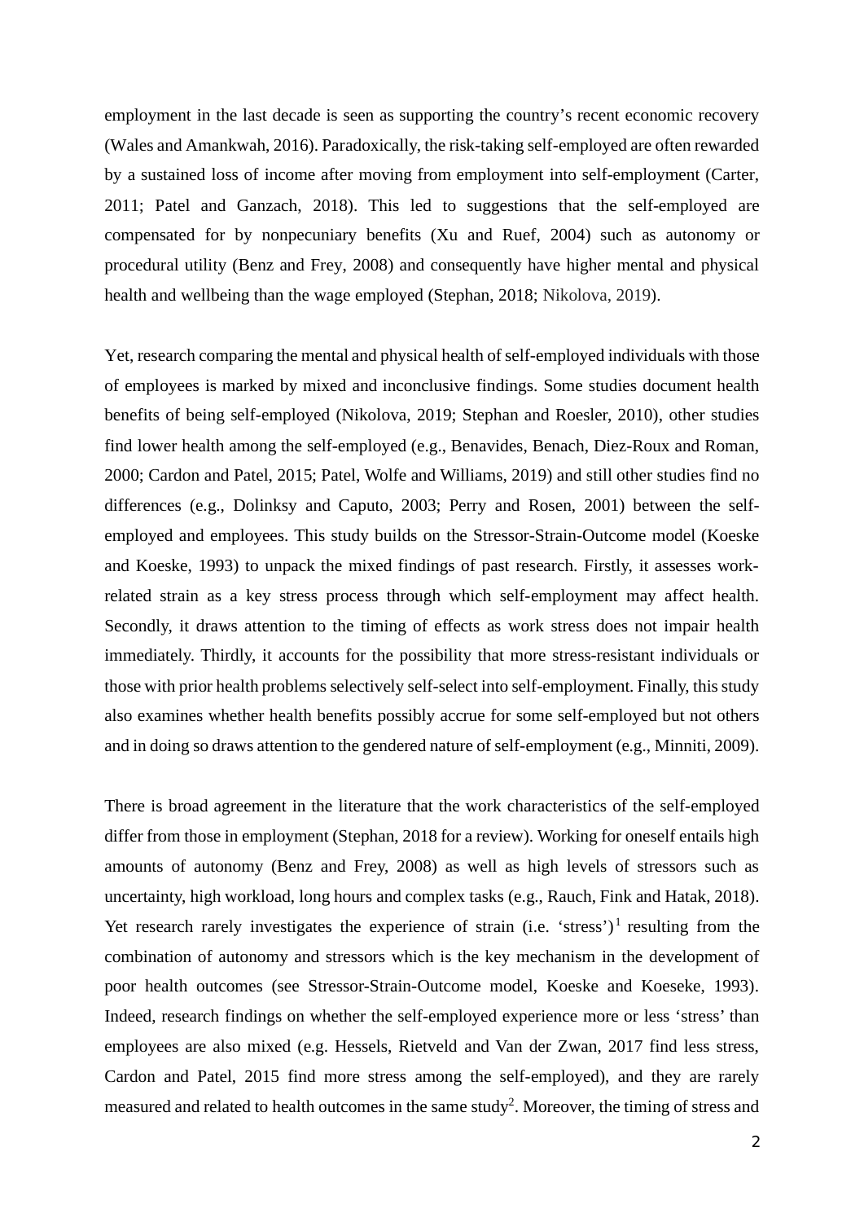employment in the last decade is seen as supporting the country's recent economic recovery (Wales and Amankwah, 2016). Paradoxically, the risk-taking self-employed are often rewarded by a sustained loss of income after moving from employment into self-employment (Carter, 2011; Patel and Ganzach, 2018). This led to suggestions that the self-employed are compensated for by nonpecuniary benefits (Xu and Ruef, 2004) such as autonomy or procedural utility (Benz and Frey, 2008) and consequently have higher mental and physical health and wellbeing than the wage employed (Stephan, 2018; Nikolova, 2019).

Yet, research comparing the mental and physical health of self-employed individuals with those of employees is marked by mixed and inconclusive findings. Some studies document health benefits of being self-employed (Nikolova, 2019; Stephan and Roesler, 2010), other studies find lower health among the self-employed (e.g., Benavides, Benach, Diez-Roux and Roman, 2000; Cardon and Patel, 2015; Patel, Wolfe and Williams, 2019) and still other studies find no differences (e.g., Dolinksy and Caputo, 2003; Perry and Rosen, 2001) between the self-employed and employees. This study builds on the Stressor-Strain-Outcome model (Koeske and Koeske, 1993) to unpack the mixed findings of past research. Firstly, it assesses work-related strain as a key stress process through which self-employment may affect health. Secondly, it draws attention to the timing of effects as work stress does not impair health immediately. Thirdly, it accounts for the possibility that more stress-resistant individuals or those with prior health problems selectively self-select into self-employment. Finally, this study also examines whether health benefits possibly accrue for some self-employed but not others and in doing so draws attention to the gendered nature of self-employment (e.g., Minniti, 2009).

There is broad agreement in the literature that the work characteristics of the self-employed differ from those in employment (Stephan, 2018 for a review). Working for oneself entails high amounts of autonomy (Benz and Frey, 2008) as well as high levels of stressors such as uncertainty, high workload, long hours and complex tasks (e.g., Rauch, Fink and Hatak, 2018). Yet research rarely investigates the experience of strain (i.e. 'stress')[1] resulting from the combination of autonomy and stressors which is the key mechanism in the development of poor health outcomes (see Stressor-Strain-Outcome model, Koeske and Koeseke, 1993). Indeed, research findings on whether the self-employed experience more or less 'stress' than employees are also mixed (e.g. Hessels, Rietveld and Van der Zwan, 2017 find less stress, Cardon and Patel, 2015 find more stress among the self-employed), and they are rarely measured and related to health outcomes in the same study[2]. Moreover, the timing of stress and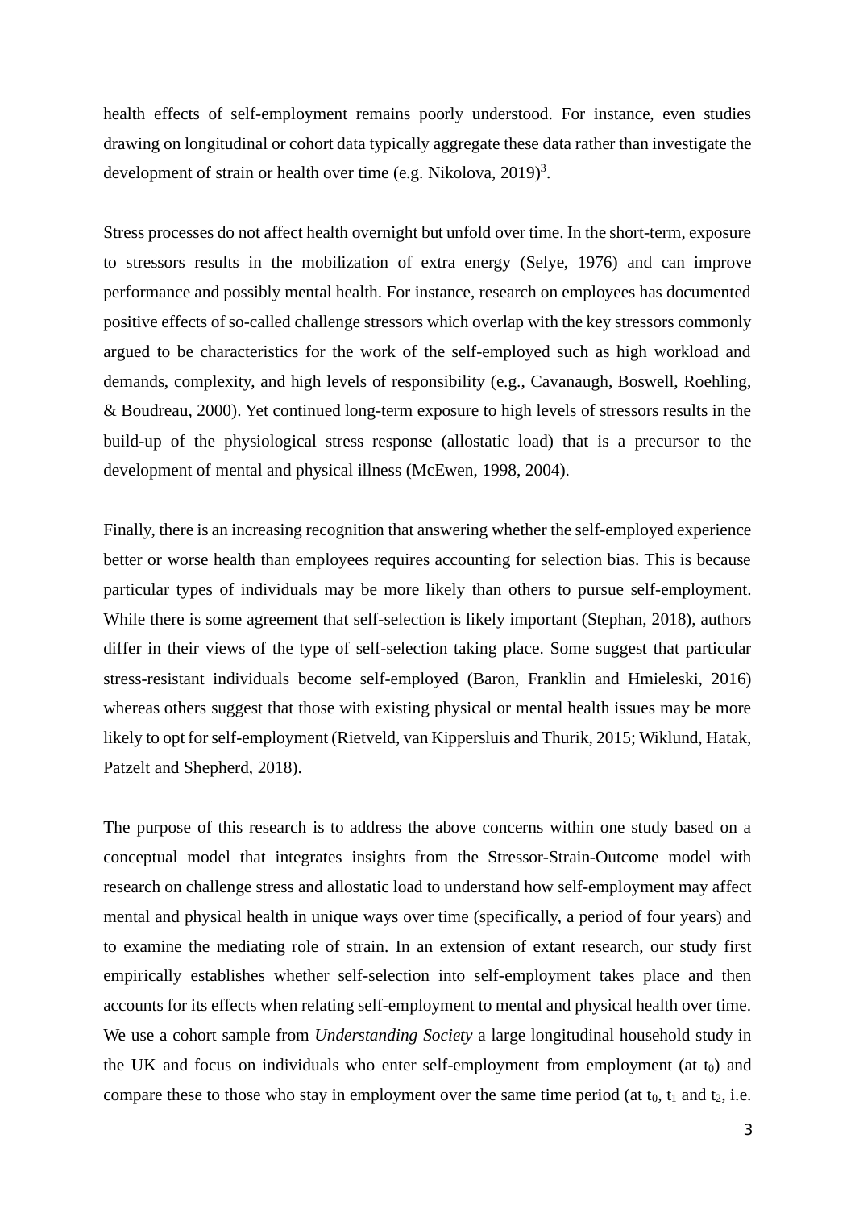health effects of self-employment remains poorly understood. For instance, even studies drawing on longitudinal or cohort data typically aggregate these data rather than investigate the development of strain or health over time (e.g. Nikolova, 2019)[3].

Stress processes do not affect health overnight but unfold over time. In the short-term, exposure to stressors results in the mobilization of extra energy (Selye, 1976) and can improve performance and possibly mental health. For instance, research on employees has documented positive effects of so-called challenge stressors which overlap with the key stressors commonly argued to be characteristics for the work of the self-employed such as high workload and demands, complexity, and high levels of responsibility (e.g., Cavanaugh, Boswell, Roehling, & Boudreau, 2000). Yet continued long-term exposure to high levels of stressors results in the build-up of the physiological stress response (allostatic load) that is a precursor to the development of mental and physical illness (McEwen, 1998, 2004).

Finally, there is an increasing recognition that answering whether the self-employed experience better or worse health than employees requires accounting for selection bias. This is because particular types of individuals may be more likely than others to pursue self-employment. While there is some agreement that self-selection is likely important (Stephan, 2018), authors differ in their views of the type of self-selection taking place. Some suggest that particular stress-resistant individuals become self-employed (Baron, Franklin and Hmieleski, 2016) whereas others suggest that those with existing physical or mental health issues may be more likely to opt for self-employment (Rietveld, van Kippersluis and Thurik, 2015; Wiklund, Hatak, Patzelt and Shepherd, 2018).

The purpose of this research is to address the above concerns within one study based on a conceptual model that integrates insights from the Stressor-Strain-Outcome model with research on challenge stress and allostatic load to understand how self-employment may affect mental and physical health in unique ways over time (specifically, a period of four years) and to examine the mediating role of strain. In an extension of extant research, our study first empirically establishes whether self-selection into self-employment takes place and then accounts for its effects when relating self-employment to mental and physical health over time. We use a cohort sample from *Understanding Society* a large longitudinal household study in the UK and focus on individuals who enter self-employment from employment (at $t_0$) and compare these to those who stay in employment over the same time period (at $t_0$, $t_1$ and $t_2$, i.e.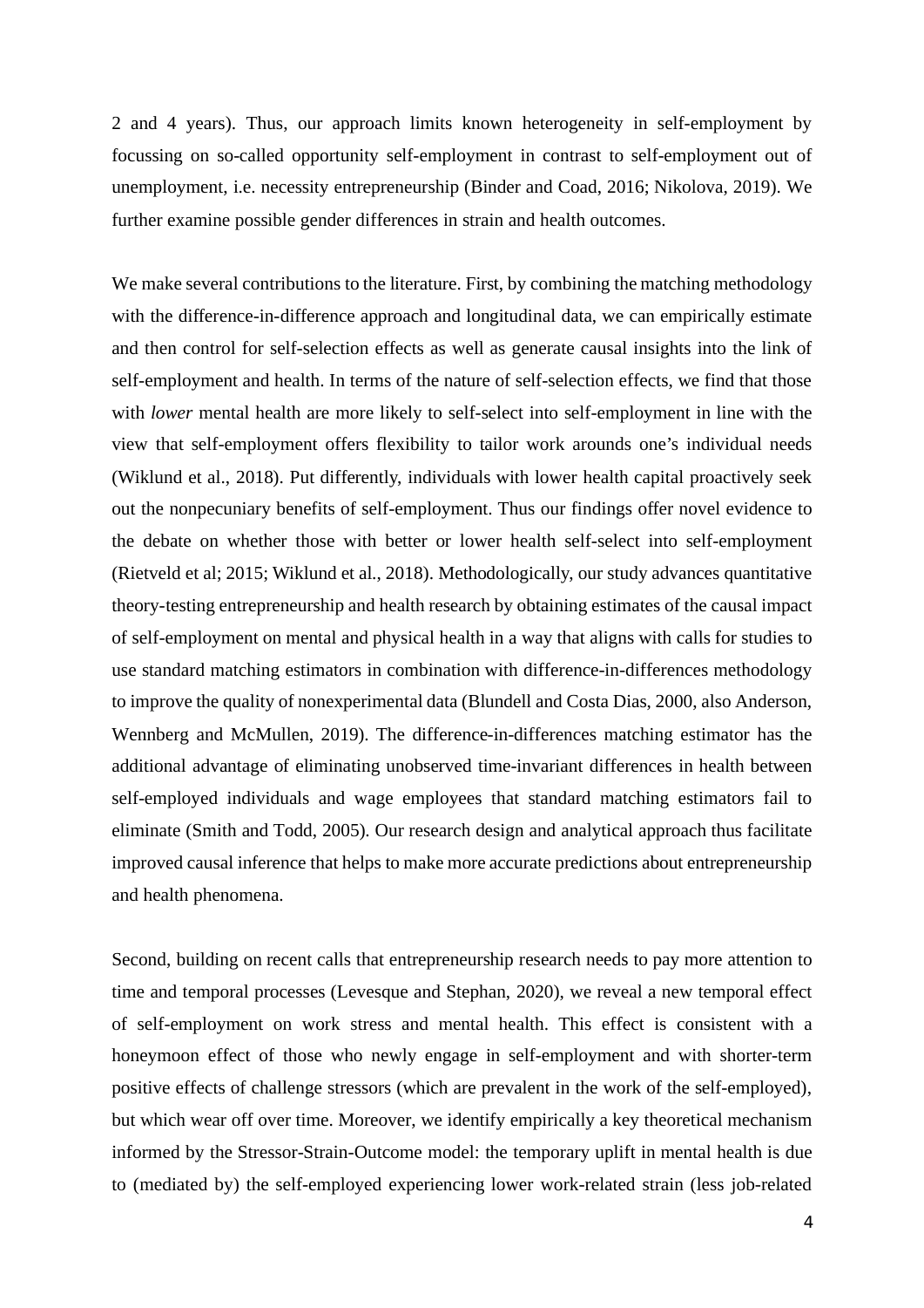2 and 4 years). Thus, our approach limits known heterogeneity in self-employment by focussing on so-called opportunity self-employment in contrast to self-employment out of unemployment, i.e. necessity entrepreneurship (Binder and Coad, 2016; Nikolova, 2019). We further examine possible gender differences in strain and health outcomes.

We make several contributions to the literature. First, by combining the matching methodology with the difference-in-difference approach and longitudinal data, we can empirically estimate and then control for self-selection effects as well as generate causal insights into the link of self-employment and health. In terms of the nature of self-selection effects, we find that those with *lower* mental health are more likely to self-select into self-employment in line with the view that self-employment offers flexibility to tailor work arounds one's individual needs (Wiklund et al., 2018). Put differently, individuals with lower health capital proactively seek out the nonpecuniary benefits of self-employment. Thus our findings offer novel evidence to the debate on whether those with better or lower health self-select into self-employment (Rietveld et al; 2015; Wiklund et al., 2018). Methodologically, our study advances quantitative theory-testing entrepreneurship and health research by obtaining estimates of the causal impact of self-employment on mental and physical health in a way that aligns with calls for studies to use standard matching estimators in combination with difference-in-differences methodology to improve the quality of nonexperimental data (Blundell and Costa Dias, 2000, also Anderson, Wennberg and McMullen, 2019). The difference-in-differences matching estimator has the additional advantage of eliminating unobserved time-invariant differences in health between self-employed individuals and wage employees that standard matching estimators fail to eliminate (Smith and Todd, 2005). Our research design and analytical approach thus facilitate improved causal inference that helps to make more accurate predictions about entrepreneurship and health phenomena.

Second, building on recent calls that entrepreneurship research needs to pay more attention to time and temporal processes (Levesque and Stephan, 2020), we reveal a new temporal effect of self-employment on work stress and mental health. This effect is consistent with a honeymoon effect of those who newly engage in self-employment and with shorter-term positive effects of challenge stressors (which are prevalent in the work of the self-employed), but which wear off over time. Moreover, we identify empirically a key theoretical mechanism informed by the Stressor-Strain-Outcome model: the temporary uplift in mental health is due to (mediated by) the self-employed experiencing lower work-related strain (less job-related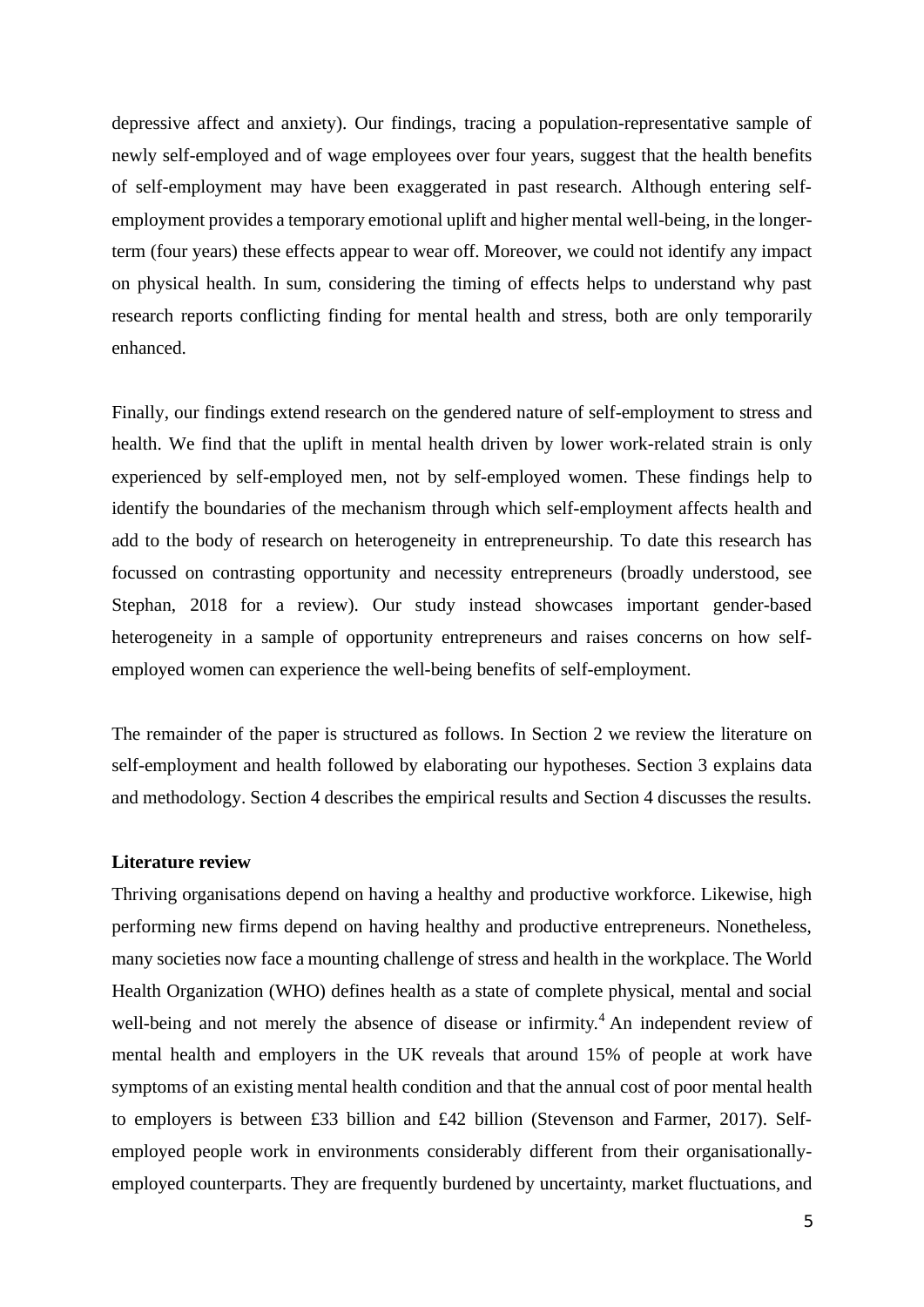depressive affect and anxiety). Our findings, tracing a population-representative sample of newly self-employed and of wage employees over four years, suggest that the health benefits of self-employment may have been exaggerated in past research. Although entering self-employment provides a temporary emotional uplift and higher mental well-being, in the longer-term (four years) these effects appear to wear off. Moreover, we could not identify any impact on physical health. In sum, considering the timing of effects helps to understand why past research reports conflicting finding for mental health and stress, both are only temporarily enhanced.

Finally, our findings extend research on the gendered nature of self-employment to stress and health. We find that the uplift in mental health driven by lower work-related strain is only experienced by self-employed men, not by self-employed women. These findings help to identify the boundaries of the mechanism through which self-employment affects health and add to the body of research on heterogeneity in entrepreneurship. To date this research has focussed on contrasting opportunity and necessity entrepreneurs (broadly understood, see Stephan, 2018 for a review). Our study instead showcases important gender-based heterogeneity in a sample of opportunity entrepreneurs and raises concerns on how self-employed women can experience the well-being benefits of self-employment.

The remainder of the paper is structured as follows. In Section 2 we review the literature on self-employment and health followed by elaborating our hypotheses. Section 3 explains data and methodology. Section 4 describes the empirical results and Section 4 discusses the results.

## Literature review

Thriving organisations depend on having a healthy and productive workforce. Likewise, high performing new firms depend on having healthy and productive entrepreneurs. Nonetheless, many societies now face a mounting challenge of stress and health in the workplace. The World Health Organization (WHO) defines health as a state of complete physical, mental and social well-being and not merely the absence of disease or infirmity.[4] An independent review of mental health and employers in the UK reveals that around 15% of people at work have symptoms of an existing mental health condition and that the annual cost of poor mental health to employers is between £33 billion and £42 billion (Stevenson and Farmer, 2017). Self-employed people work in environments considerably different from their organisationally-employed counterparts. They are frequently burdened by uncertainty, market fluctuations, and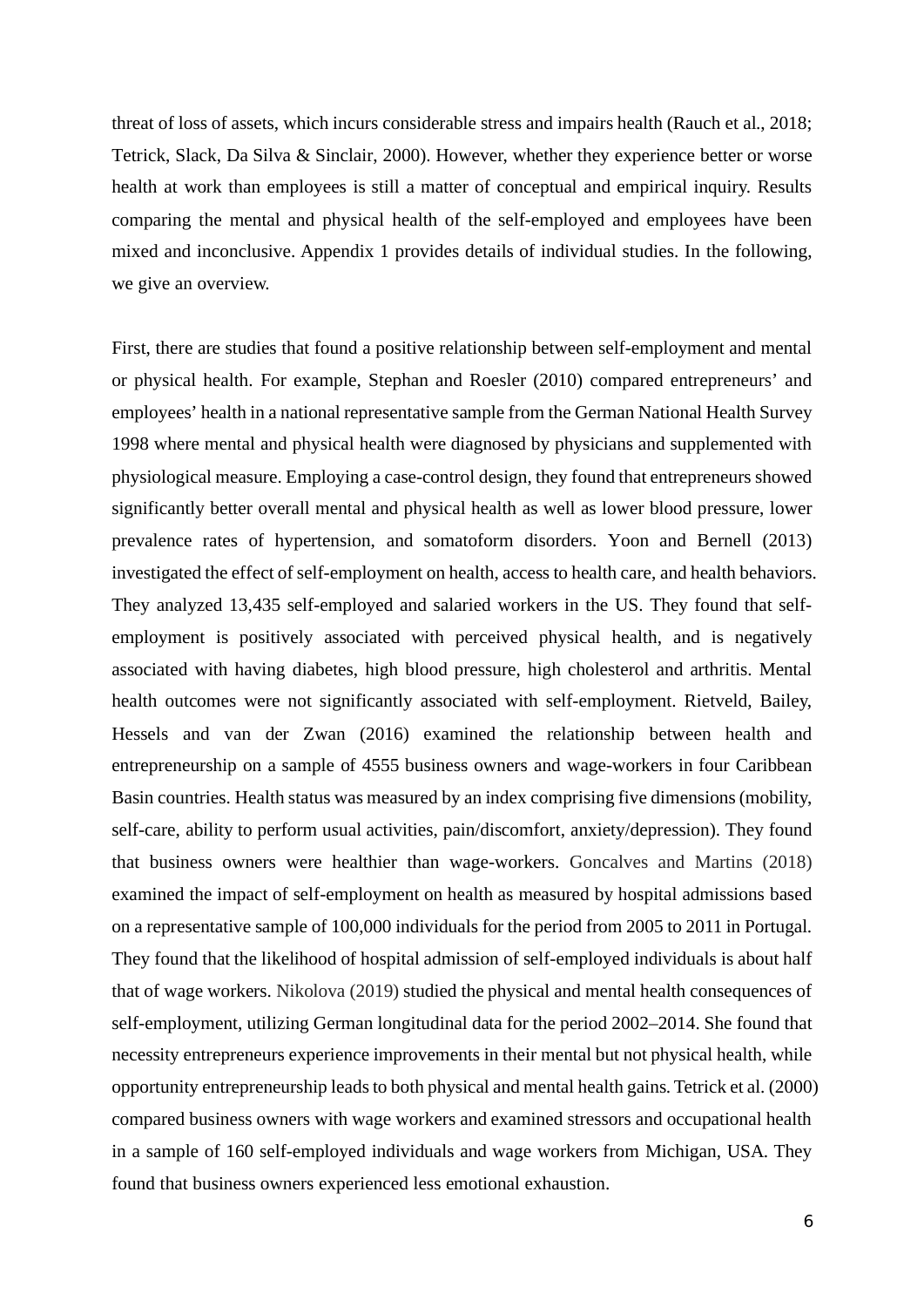threat of loss of assets, which incurs considerable stress and impairs health (Rauch et al., 2018; Tetrick, Slack, Da Silva & Sinclair, 2000). However, whether they experience better or worse health at work than employees is still a matter of conceptual and empirical inquiry. Results comparing the mental and physical health of the self-employed and employees have been mixed and inconclusive. Appendix 1 provides details of individual studies. In the following, we give an overview.

First, there are studies that found a positive relationship between self-employment and mental or physical health. For example, Stephan and Roesler (2010) compared entrepreneurs' and employees' health in a national representative sample from the German National Health Survey 1998 where mental and physical health were diagnosed by physicians and supplemented with physiological measure. Employing a case-control design, they found that entrepreneurs showed significantly better overall mental and physical health as well as lower blood pressure, lower prevalence rates of hypertension, and somatoform disorders. Yoon and Bernell (2013) investigated the effect of self-employment on health, access to health care, and health behaviors. They analyzed 13,435 self-employed and salaried workers in the US. They found that self-employment is positively associated with perceived physical health, and is negatively associated with having diabetes, high blood pressure, high cholesterol and arthritis. Mental health outcomes were not significantly associated with self-employment. Rietveld, Bailey, Hessels and van der Zwan (2016) examined the relationship between health and entrepreneurship on a sample of 4555 business owners and wage-workers in four Caribbean Basin countries. Health status was measured by an index comprising five dimensions (mobility, self-care, ability to perform usual activities, pain/discomfort, anxiety/depression). They found that business owners were healthier than wage-workers. Goncalves and Martins (2018) examined the impact of self-employment on health as measured by hospital admissions based on a representative sample of 100,000 individuals for the period from 2005 to 2011 in Portugal. They found that the likelihood of hospital admission of self-employed individuals is about half that of wage workers. Nikolova (2019) studied the physical and mental health consequences of self-employment, utilizing German longitudinal data for the period 2002–2014. She found that necessity entrepreneurs experience improvements in their mental but not physical health, while opportunity entrepreneurship leads to both physical and mental health gains. Tetrick et al. (2000) compared business owners with wage workers and examined stressors and occupational health in a sample of 160 self-employed individuals and wage workers from Michigan, USA. They found that business owners experienced less emotional exhaustion.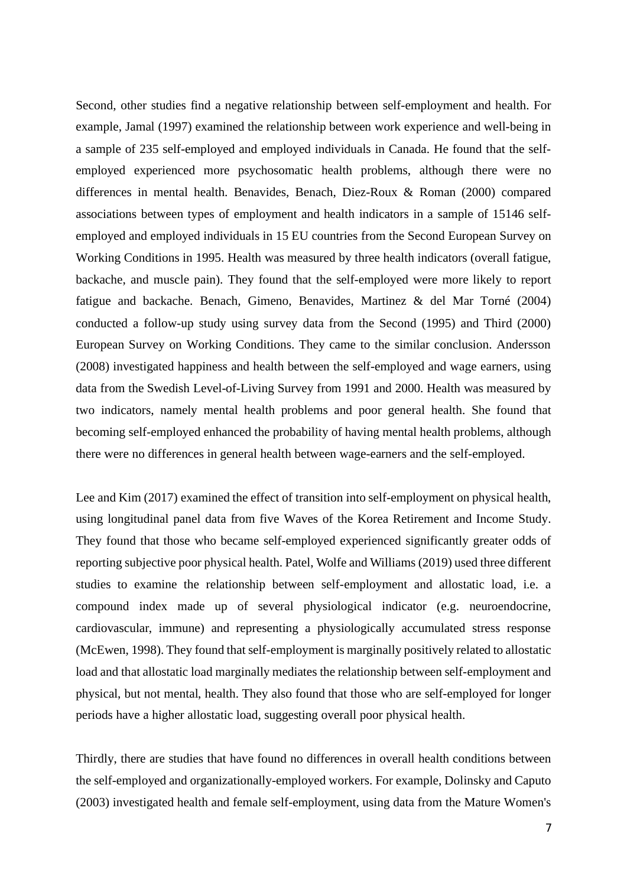Second, other studies find a negative relationship between self-employment and health. For example, Jamal (1997) examined the relationship between work experience and well-being in a sample of 235 self-employed and employed individuals in Canada. He found that the self-employed experienced more psychosomatic health problems, although there were no differences in mental health. Benavides, Benach, Diez-Roux & Roman (2000) compared associations between types of employment and health indicators in a sample of 15146 self-employed and employed individuals in 15 EU countries from the Second European Survey on Working Conditions in 1995. Health was measured by three health indicators (overall fatigue, backache, and muscle pain). They found that the self-employed were more likely to report fatigue and backache. Benach, Gimeno, Benavides, Martinez & del Mar Torné (2004) conducted a follow-up study using survey data from the Second (1995) and Third (2000) European Survey on Working Conditions. They came to the similar conclusion. Andersson (2008) investigated happiness and health between the self-employed and wage earners, using data from the Swedish Level-of-Living Survey from 1991 and 2000. Health was measured by two indicators, namely mental health problems and poor general health. She found that becoming self-employed enhanced the probability of having mental health problems, although there were no differences in general health between wage-earners and the self-employed.

Lee and Kim (2017) examined the effect of transition into self-employment on physical health, using longitudinal panel data from five Waves of the Korea Retirement and Income Study. They found that those who became self-employed experienced significantly greater odds of reporting subjective poor physical health. Patel, Wolfe and Williams (2019) used three different studies to examine the relationship between self-employment and allostatic load, i.e. a compound index made up of several physiological indicator (e.g. neuroendocrine, cardiovascular, immune) and representing a physiologically accumulated stress response (McEwen, 1998). They found that self-employment is marginally positively related to allostatic load and that allostatic load marginally mediates the relationship between self-employment and physical, but not mental, health. They also found that those who are self-employed for longer periods have a higher allostatic load, suggesting overall poor physical health.

Thirdly, there are studies that have found no differences in overall health conditions between the self-employed and organizationally-employed workers. For example, Dolinsky and Caputo (2003) investigated health and female self-employment, using data from the Mature Women's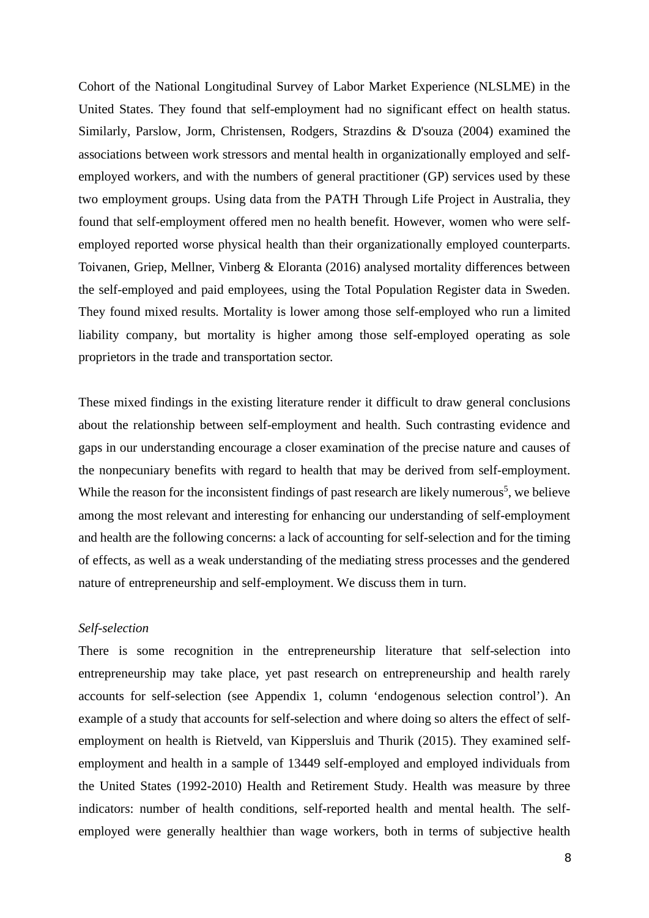Cohort of the National Longitudinal Survey of Labor Market Experience (NLSLME) in the United States. They found that self-employment had no significant effect on health status. Similarly, Parslow, Jorm, Christensen, Rodgers, Strazdins & D'souza (2004) examined the associations between work stressors and mental health in organizationally employed and self-employed workers, and with the numbers of general practitioner (GP) services used by these two employment groups. Using data from the PATH Through Life Project in Australia, they found that self-employment offered men no health benefit. However, women who were self-employed reported worse physical health than their organizationally employed counterparts. Toivanen, Griep, Mellner, Vinberg & Eloranta (2016) analysed mortality differences between the self-employed and paid employees, using the Total Population Register data in Sweden. They found mixed results. Mortality is lower among those self-employed who run a limited liability company, but mortality is higher among those self-employed operating as sole proprietors in the trade and transportation sector.

These mixed findings in the existing literature render it difficult to draw general conclusions about the relationship between self-employment and health. Such contrasting evidence and gaps in our understanding encourage a closer examination of the precise nature and causes of the nonpecuniary benefits with regard to health that may be derived from self-employment. While the reason for the inconsistent findings of past research are likely numerous[5], we believe among the most relevant and interesting for enhancing our understanding of self-employment and health are the following concerns: a lack of accounting for self-selection and for the timing of effects, as well as a weak understanding of the mediating stress processes and the gendered nature of entrepreneurship and self-employment. We discuss them in turn.

*Self-selection*

There is some recognition in the entrepreneurship literature that self-selection into entrepreneurship may take place, yet past research on entrepreneurship and health rarely accounts for self-selection (see Appendix 1, column 'endogenous selection control'). An example of a study that accounts for self-selection and where doing so alters the effect of self-employment on health is Rietveld, van Kippersluis and Thurik (2015). They examined self-employment and health in a sample of 13449 self-employed and employed individuals from the United States (1992-2010) Health and Retirement Study. Health was measure by three indicators: number of health conditions, self-reported health and mental health. The self-employed were generally healthier than wage workers, both in terms of subjective health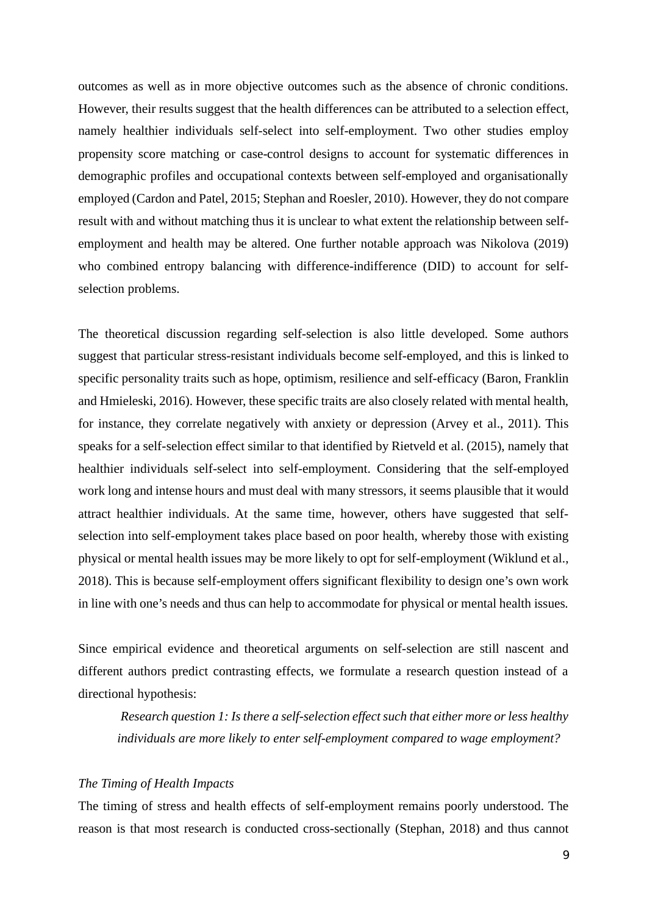outcomes as well as in more objective outcomes such as the absence of chronic conditions. However, their results suggest that the health differences can be attributed to a selection effect, namely healthier individuals self-select into self-employment. Two other studies employ propensity score matching or case-control designs to account for systematic differences in demographic profiles and occupational contexts between self-employed and organisationally employed (Cardon and Patel, 2015; Stephan and Roesler, 2010). However, they do not compare result with and without matching thus it is unclear to what extent the relationship between self-employment and health may be altered. One further notable approach was Nikolova (2019) who combined entropy balancing with difference-indifference (DID) to account for self-selection problems.

The theoretical discussion regarding self-selection is also little developed. Some authors suggest that particular stress-resistant individuals become self-employed, and this is linked to specific personality traits such as hope, optimism, resilience and self-efficacy (Baron, Franklin and Hmieleski, 2016). However, these specific traits are also closely related with mental health, for instance, they correlate negatively with anxiety or depression (Arvey et al., 2011). This speaks for a self-selection effect similar to that identified by Rietveld et al. (2015), namely that healthier individuals self-select into self-employment. Considering that the self-employed work long and intense hours and must deal with many stressors, it seems plausible that it would attract healthier individuals. At the same time, however, others have suggested that self-selection into self-employment takes place based on poor health, whereby those with existing physical or mental health issues may be more likely to opt for self-employment (Wiklund et al., 2018). This is because self-employment offers significant flexibility to design one's own work in line with one's needs and thus can help to accommodate for physical or mental health issues.

Since empirical evidence and theoretical arguments on self-selection are still nascent and different authors predict contrasting effects, we formulate a research question instead of a directional hypothesis:

> *Research question 1: Is there a self-selection effect such that either more or less healthy individuals are more likely to enter self-employment compared to wage employment?*

*The Timing of Health Impacts*

The timing of stress and health effects of self-employment remains poorly understood. The reason is that most research is conducted cross-sectionally (Stephan, 2018) and thus cannot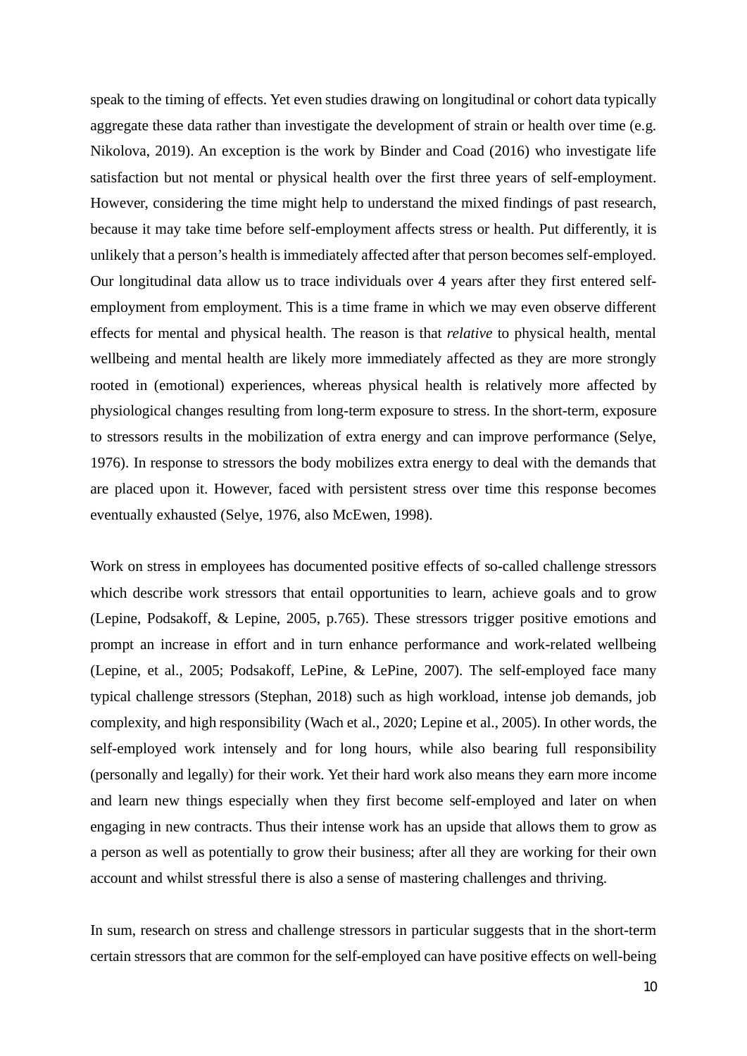speak to the timing of effects. Yet even studies drawing on longitudinal or cohort data typically aggregate these data rather than investigate the development of strain or health over time (e.g. Nikolova, 2019). An exception is the work by Binder and Coad (2016) who investigate life satisfaction but not mental or physical health over the first three years of self-employment. However, considering the time might help to understand the mixed findings of past research, because it may take time before self-employment affects stress or health. Put differently, it is unlikely that a person's health is immediately affected after that person becomes self-employed. Our longitudinal data allow us to trace individuals over 4 years after they first entered self-employment from employment. This is a time frame in which we may even observe different effects for mental and physical health. The reason is that *relative* to physical health, mental wellbeing and mental health are likely more immediately affected as they are more strongly rooted in (emotional) experiences, whereas physical health is relatively more affected by physiological changes resulting from long-term exposure to stress. In the short-term, exposure to stressors results in the mobilization of extra energy and can improve performance (Selye, 1976). In response to stressors the body mobilizes extra energy to deal with the demands that are placed upon it. However, faced with persistent stress over time this response becomes eventually exhausted (Selye, 1976, also McEwen, 1998).

Work on stress in employees has documented positive effects of so-called challenge stressors which describe work stressors that entail opportunities to learn, achieve goals and to grow (Lepine, Podsakoff, & Lepine, 2005, p.765). These stressors trigger positive emotions and prompt an increase in effort and in turn enhance performance and work-related wellbeing (Lepine, et al., 2005; Podsakoff, LePine, & LePine, 2007). The self-employed face many typical challenge stressors (Stephan, 2018) such as high workload, intense job demands, job complexity, and high responsibility (Wach et al., 2020; Lepine et al., 2005). In other words, the self-employed work intensely and for long hours, while also bearing full responsibility (personally and legally) for their work. Yet their hard work also means they earn more income and learn new things especially when they first become self-employed and later on when engaging in new contracts. Thus their intense work has an upside that allows them to grow as a person as well as potentially to grow their business; after all they are working for their own account and whilst stressful there is also a sense of mastering challenges and thriving.

In sum, research on stress and challenge stressors in particular suggests that in the short-term certain stressors that are common for the self-employed can have positive effects on well-being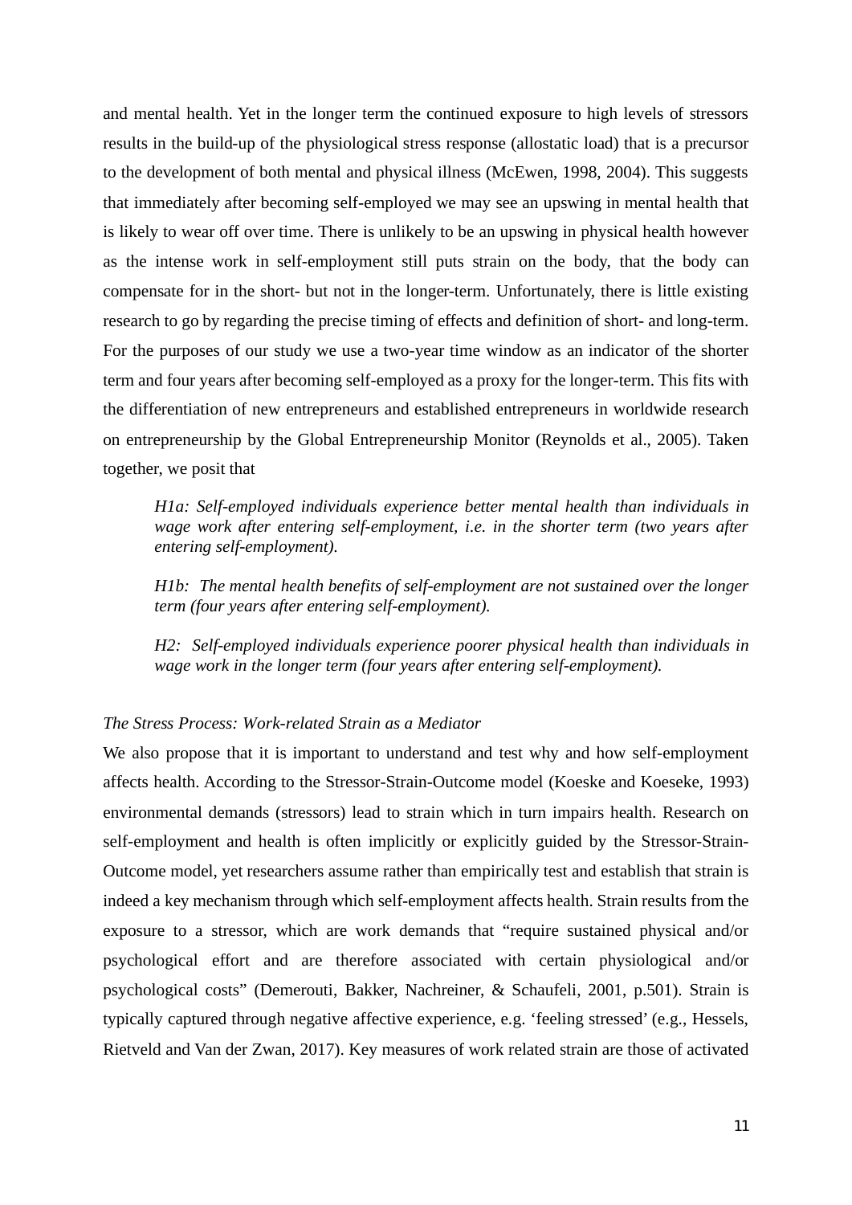and mental health. Yet in the longer term the continued exposure to high levels of stressors results in the build-up of the physiological stress response (allostatic load) that is a precursor to the development of both mental and physical illness (McEwen, 1998, 2004). This suggests that immediately after becoming self-employed we may see an upswing in mental health that is likely to wear off over time. There is unlikely to be an upswing in physical health however as the intense work in self-employment still puts strain on the body, that the body can compensate for in the short- but not in the longer-term. Unfortunately, there is little existing research to go by regarding the precise timing of effects and definition of short- and long-term. For the purposes of our study we use a two-year time window as an indicator of the shorter term and four years after becoming self-employed as a proxy for the longer-term. This fits with the differentiation of new entrepreneurs and established entrepreneurs in worldwide research on entrepreneurship by the Global Entrepreneurship Monitor (Reynolds et al., 2005). Taken together, we posit that

> *H1a: Self-employed individuals experience better mental health than individuals in wage work after entering self-employment, i.e. in the shorter term (two years after entering self-employment).*
>
> *H1b: The mental health benefits of self-employment are not sustained over the longer term (four years after entering self-employment).*
>
> *H2: Self-employed individuals experience poorer physical health than individuals in wage work in the longer term (four years after entering self-employment).*

*The Stress Process: Work-related Strain as a Mediator*

We also propose that it is important to understand and test why and how self-employment affects health. According to the Stressor-Strain-Outcome model (Koeske and Koeseke, 1993) environmental demands (stressors) lead to strain which in turn impairs health. Research on self-employment and health is often implicitly or explicitly guided by the Stressor-Strain-Outcome model, yet researchers assume rather than empirically test and establish that strain is indeed a key mechanism through which self-employment affects health. Strain results from the exposure to a stressor, which are work demands that "require sustained physical and/or psychological effort and are therefore associated with certain physiological and/or psychological costs" (Demerouti, Bakker, Nachreiner, & Schaufeli, 2001, p.501). Strain is typically captured through negative affective experience, e.g. 'feeling stressed' (e.g., Hessels, Rietveld and Van der Zwan, 2017). Key measures of work related strain are those of activated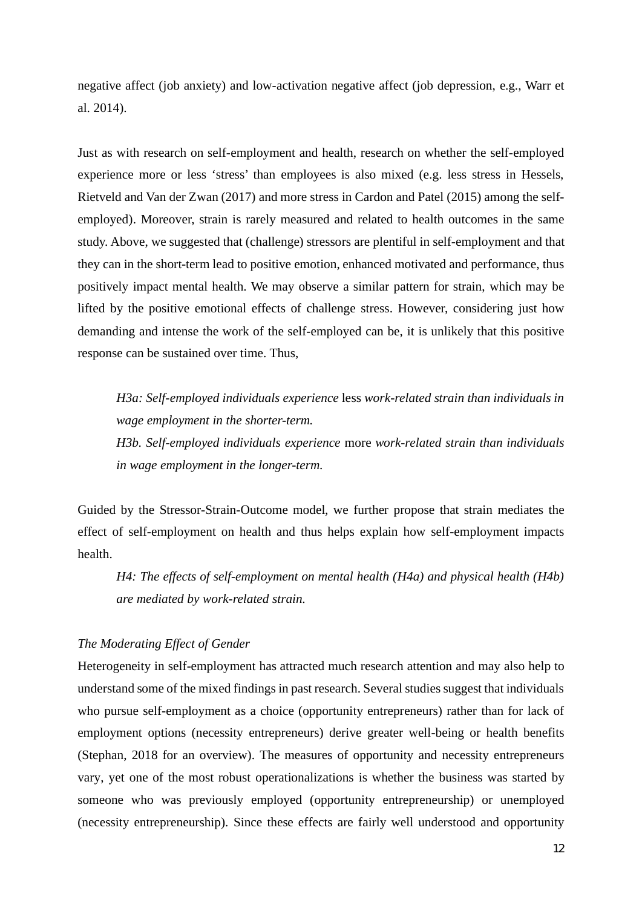negative affect (job anxiety) and low-activation negative affect (job depression, e.g., Warr et al. 2014).

Just as with research on self-employment and health, research on whether the self-employed experience more or less 'stress' than employees is also mixed (e.g. less stress in Hessels, Rietveld and Van der Zwan (2017) and more stress in Cardon and Patel (2015) among the self-employed). Moreover, strain is rarely measured and related to health outcomes in the same study. Above, we suggested that (challenge) stressors are plentiful in self-employment and that they can in the short-term lead to positive emotion, enhanced motivated and performance, thus positively impact mental health. We may observe a similar pattern for strain, which may be lifted by the positive emotional effects of challenge stress. However, considering just how demanding and intense the work of the self-employed can be, it is unlikely that this positive response can be sustained over time. Thus,

> *H3a: Self-employed individuals experience* less *work-related strain than individuals in wage employment in the shorter-term.*
>
> *H3b. Self-employed individuals experience* more *work-related strain than individuals in wage employment in the longer-term.*

Guided by the Stressor-Strain-Outcome model, we further propose that strain mediates the effect of self-employment on health and thus helps explain how self-employment impacts health.

> *H4: The effects of self-employment on mental health (H4a) and physical health (H4b) are mediated by work-related strain.*

*The Moderating Effect of Gender*

Heterogeneity in self-employment has attracted much research attention and may also help to understand some of the mixed findings in past research. Several studies suggest that individuals who pursue self-employment as a choice (opportunity entrepreneurs) rather than for lack of employment options (necessity entrepreneurs) derive greater well-being or health benefits (Stephan, 2018 for an overview). The measures of opportunity and necessity entrepreneurs vary, yet one of the most robust operationalizations is whether the business was started by someone who was previously employed (opportunity entrepreneurship) or unemployed (necessity entrepreneurship). Since these effects are fairly well understood and opportunity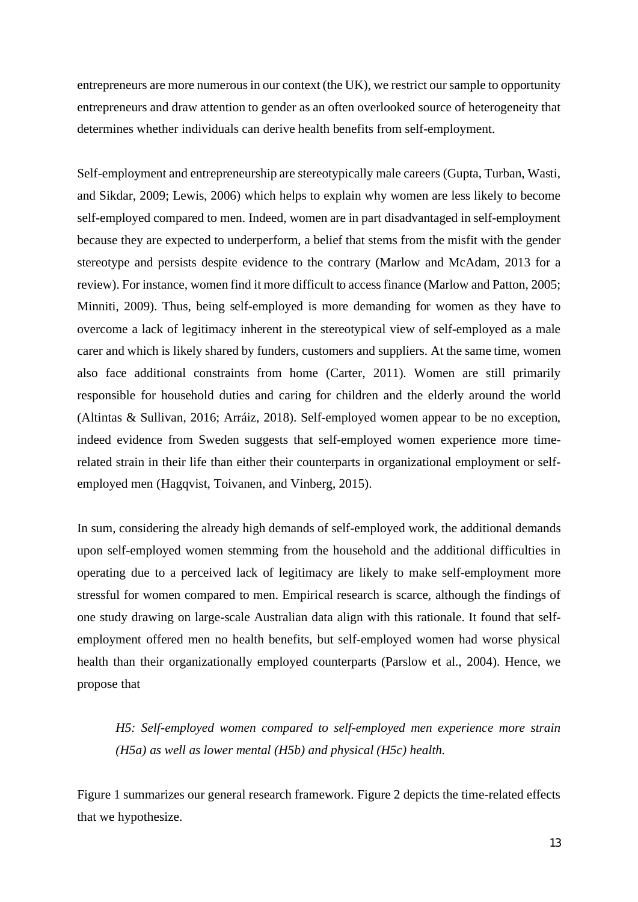entrepreneurs are more numerous in our context (the UK), we restrict our sample to opportunity entrepreneurs and draw attention to gender as an often overlooked source of heterogeneity that determines whether individuals can derive health benefits from self-employment.

Self-employment and entrepreneurship are stereotypically male careers (Gupta, Turban, Wasti, and Sikdar, 2009; Lewis, 2006) which helps to explain why women are less likely to become self-employed compared to men. Indeed, women are in part disadvantaged in self-employment because they are expected to underperform, a belief that stems from the misfit with the gender stereotype and persists despite evidence to the contrary (Marlow and McAdam, 2013 for a review). For instance, women find it more difficult to access finance (Marlow and Patton, 2005; Minniti, 2009). Thus, being self-employed is more demanding for women as they have to overcome a lack of legitimacy inherent in the stereotypical view of self-employed as a male carer and which is likely shared by funders, customers and suppliers. At the same time, women also face additional constraints from home (Carter, 2011). Women are still primarily responsible for household duties and caring for children and the elderly around the world (Altintas & Sullivan, 2016; Arráiz, 2018). Self-employed women appear to be no exception, indeed evidence from Sweden suggests that self-employed women experience more time-related strain in their life than either their counterparts in organizational employment or self-employed men (Hagqvist, Toivanen, and Vinberg, 2015).

In sum, considering the already high demands of self-employed work, the additional demands upon self-employed women stemming from the household and the additional difficulties in operating due to a perceived lack of legitimacy are likely to make self-employment more stressful for women compared to men. Empirical research is scarce, although the findings of one study drawing on large-scale Australian data align with this rationale. It found that self-employment offered men no health benefits, but self-employed women had worse physical health than their organizationally employed counterparts (Parslow et al., 2004). Hence, we propose that

> *H5: Self-employed women compared to self-employed men experience more strain (H5a) as well as lower mental (H5b) and physical (H5c) health.*

Figure 1 summarizes our general research framework. Figure 2 depicts the time-related effects that we hypothesize.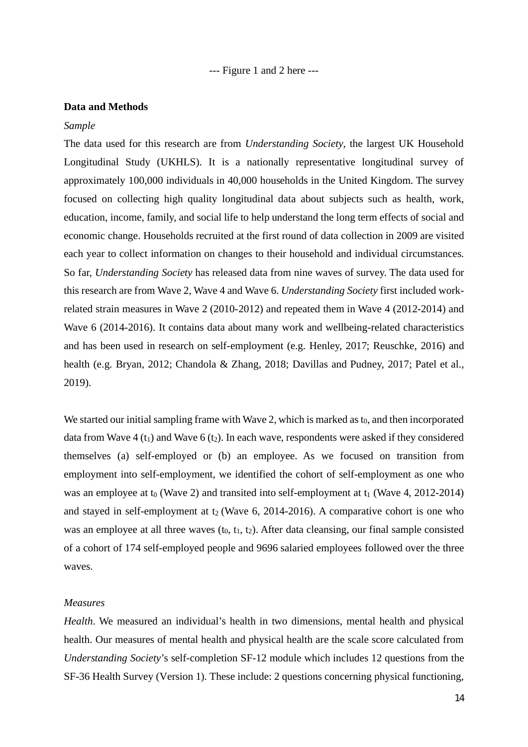--- Figure 1 and 2 here ---

## Data and Methods

*Sample*

The data used for this research are from *Understanding Society*, the largest UK Household Longitudinal Study (UKHLS). It is a nationally representative longitudinal survey of approximately 100,000 individuals in 40,000 households in the United Kingdom. The survey focused on collecting high quality longitudinal data about subjects such as health, work, education, income, family, and social life to help understand the long term effects of social and economic change. Households recruited at the first round of data collection in 2009 are visited each year to collect information on changes to their household and individual circumstances. So far, *Understanding Society* has released data from nine waves of survey. The data used for this research are from Wave 2, Wave 4 and Wave 6. *Understanding Society* first included work-related strain measures in Wave 2 (2010-2012) and repeated them in Wave 4 (2012-2014) and Wave 6 (2014-2016). It contains data about many work and wellbeing-related characteristics and has been used in research on self-employment (e.g. Henley, 2017; Reuschke, 2016) and health (e.g. Bryan, 2012; Chandola & Zhang, 2018; Davillas and Pudney, 2017; Patel et al., 2019).

We started our initial sampling frame with Wave 2, which is marked as $t_0$, and then incorporated data from Wave 4 ($t_1$) and Wave 6 ($t_2$). In each wave, respondents were asked if they considered themselves (a) self-employed or (b) an employee. As we focused on transition from employment into self-employment, we identified the cohort of self-employment as one who was an employee at $t_0$ (Wave 2) and transited into self-employment at $t_1$ (Wave 4, 2012-2014) and stayed in self-employment at $t_2$ (Wave 6, 2014-2016). A comparative cohort is one who was an employee at all three waves ($t_0$, $t_1$, $t_2$). After data cleansing, our final sample consisted of a cohort of 174 self-employed people and 9696 salaried employees followed over the three waves.

*Measures*

*Health*. We measured an individual's health in two dimensions, mental health and physical health. Our measures of mental health and physical health are the scale score calculated from *Understanding Society*'s self-completion SF-12 module which includes 12 questions from the SF-36 Health Survey (Version 1). These include: 2 questions concerning physical functioning,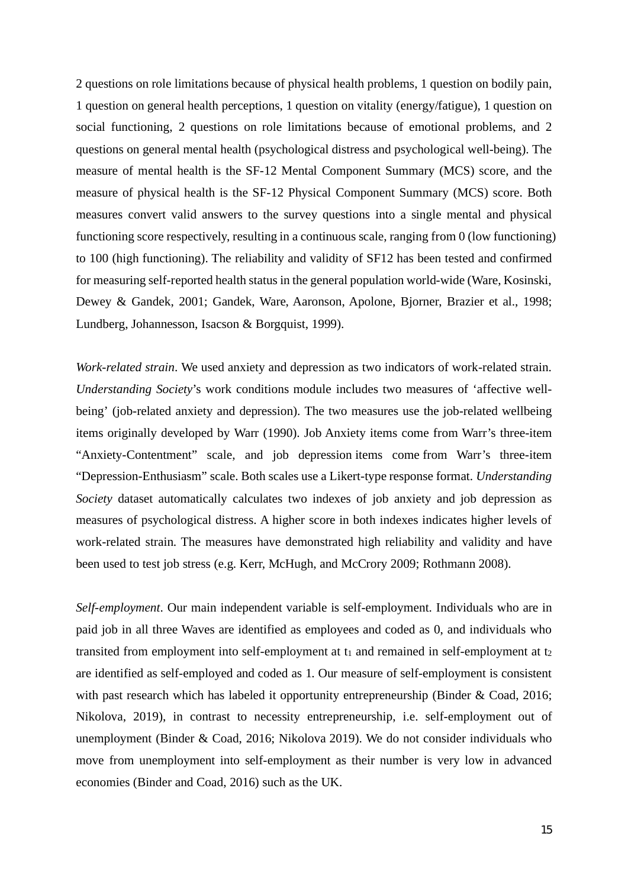2 questions on role limitations because of physical health problems, 1 question on bodily pain, 1 question on general health perceptions, 1 question on vitality (energy/fatigue), 1 question on social functioning, 2 questions on role limitations because of emotional problems, and 2 questions on general mental health (psychological distress and psychological well-being). The measure of mental health is the SF-12 Mental Component Summary (MCS) score, and the measure of physical health is the SF-12 Physical Component Summary (MCS) score. Both measures convert valid answers to the survey questions into a single mental and physical functioning score respectively, resulting in a continuous scale, ranging from 0 (low functioning) to 100 (high functioning). The reliability and validity of SF12 has been tested and confirmed for measuring self-reported health status in the general population world-wide (Ware, Kosinski, Dewey & Gandek, 2001; Gandek, Ware, Aaronson, Apolone, Bjorner, Brazier et al., 1998; Lundberg, Johannesson, Isacson & Borgquist, 1999).

*Work-related strain*. We used anxiety and depression as two indicators of work-related strain. *Understanding Society*'s work conditions module includes two measures of 'affective well-being' (job-related anxiety and depression). The two measures use the job-related wellbeing items originally developed by Warr (1990). Job Anxiety items come from Warr's three-item "Anxiety-Contentment" scale, and job depression items come from Warr's three-item "Depression-Enthusiasm" scale. Both scales use a Likert-type response format. *Understanding Society* dataset automatically calculates two indexes of job anxiety and job depression as measures of psychological distress. A higher score in both indexes indicates higher levels of work-related strain. The measures have demonstrated high reliability and validity and have been used to test job stress (e.g. Kerr, McHugh, and McCrory 2009; Rothmann 2008).

*Self-employment*. Our main independent variable is self-employment. Individuals who are in paid job in all three Waves are identified as employees and coded as 0, and individuals who transited from employment into self-employment at $t_1$ and remained in self-employment at $t_2$ are identified as self-employed and coded as 1. Our measure of self-employment is consistent with past research which has labeled it opportunity entrepreneurship (Binder & Coad, 2016; Nikolova, 2019), in contrast to necessity entrepreneurship, i.e. self-employment out of unemployment (Binder & Coad, 2016; Nikolova 2019). We do not consider individuals who move from unemployment into self-employment as their number is very low in advanced economies (Binder and Coad, 2016) such as the UK.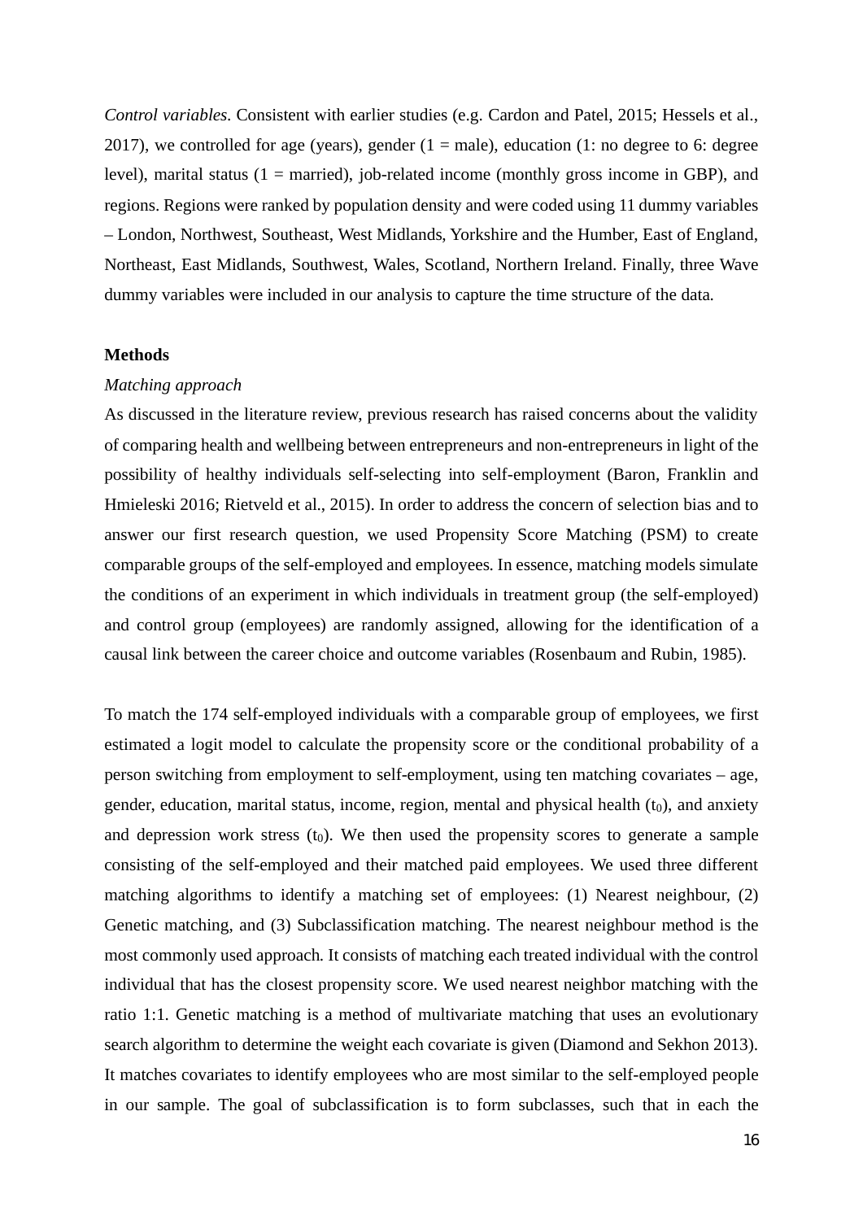*Control variables.* Consistent with earlier studies (e.g. Cardon and Patel, 2015; Hessels et al., 2017), we controlled for age (years), gender (1 = male), education (1: no degree to 6: degree level), marital status (1 = married), job-related income (monthly gross income in GBP), and regions. Regions were ranked by population density and were coded using 11 dummy variables – London, Northwest, Southeast, West Midlands, Yorkshire and the Humber, East of England, Northeast, East Midlands, Southwest, Wales, Scotland, Northern Ireland. Finally, three Wave dummy variables were included in our analysis to capture the time structure of the data.

**Methods**

*Matching approach*

As discussed in the literature review, previous research has raised concerns about the validity of comparing health and wellbeing between entrepreneurs and non-entrepreneurs in light of the possibility of healthy individuals self-selecting into self-employment (Baron, Franklin and Hmieleski 2016; Rietveld et al., 2015). In order to address the concern of selection bias and to answer our first research question, we used Propensity Score Matching (PSM) to create comparable groups of the self-employed and employees. In essence, matching models simulate the conditions of an experiment in which individuals in treatment group (the self-employed) and control group (employees) are randomly assigned, allowing for the identification of a causal link between the career choice and outcome variables (Rosenbaum and Rubin, 1985).

To match the 174 self-employed individuals with a comparable group of employees, we first estimated a logit model to calculate the propensity score or the conditional probability of a person switching from employment to self-employment, using ten matching covariates – age, gender, education, marital status, income, region, mental and physical health ($t_0$), and anxiety and depression work stress ($t_0$). We then used the propensity scores to generate a sample consisting of the self-employed and their matched paid employees. We used three different matching algorithms to identify a matching set of employees: (1) Nearest neighbour, (2) Genetic matching, and (3) Subclassification matching. The nearest neighbour method is the most commonly used approach. It consists of matching each treated individual with the control individual that has the closest propensity score. We used nearest neighbor matching with the ratio 1:1. Genetic matching is a method of multivariate matching that uses an evolutionary search algorithm to determine the weight each covariate is given (Diamond and Sekhon 2013). It matches covariates to identify employees who are most similar to the self-employed people in our sample. The goal of subclassification is to form subclasses, such that in each the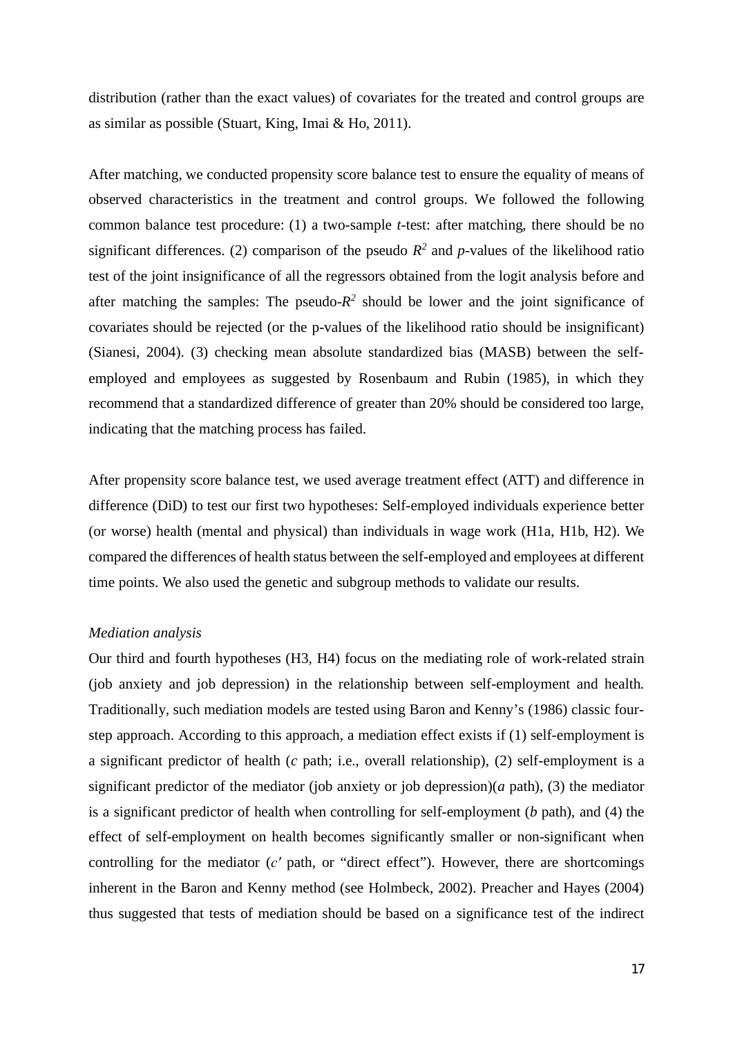distribution (rather than the exact values) of covariates for the treated and control groups are as similar as possible (Stuart, King, Imai & Ho, 2011).

After matching, we conducted propensity score balance test to ensure the equality of means of observed characteristics in the treatment and control groups. We followed the following common balance test procedure: (1) a two-sample *t*-test: after matching, there should be no significant differences. (2) comparison of the pseudo $R^2$ and *p*-values of the likelihood ratio test of the joint insignificance of all the regressors obtained from the logit analysis before and after matching the samples: The pseudo-$R^2$ should be lower and the joint significance of covariates should be rejected (or the p-values of the likelihood ratio should be insignificant) (Sianesi, 2004). (3) checking mean absolute standardized bias (MASB) between the self-employed and employees as suggested by Rosenbaum and Rubin (1985), in which they recommend that a standardized difference of greater than 20% should be considered too large, indicating that the matching process has failed.

After propensity score balance test, we used average treatment effect (ATT) and difference in difference (DiD) to test our first two hypotheses: Self-employed individuals experience better (or worse) health (mental and physical) than individuals in wage work (H1a, H1b, H2). We compared the differences of health status between the self-employed and employees at different time points. We also used the genetic and subgroup methods to validate our results.

*Mediation analysis*

Our third and fourth hypotheses (H3, H4) focus on the mediating role of work-related strain (job anxiety and job depression) in the relationship between self-employment and health. Traditionally, such mediation models are tested using Baron and Kenny's (1986) classic four-step approach. According to this approach, a mediation effect exists if (1) self-employment is a significant predictor of health (*c* path; i.e., overall relationship), (2) self-employment is a significant predictor of the mediator (job anxiety or job depression)(*a* path), (3) the mediator is a significant predictor of health when controlling for self-employment (*b* path), and (4) the effect of self-employment on health becomes significantly smaller or non-significant when controlling for the mediator ($c'$ path, or "direct effect"). However, there are shortcomings inherent in the Baron and Kenny method (see Holmbeck, 2002). Preacher and Hayes (2004) thus suggested that tests of mediation should be based on a significance test of the indirect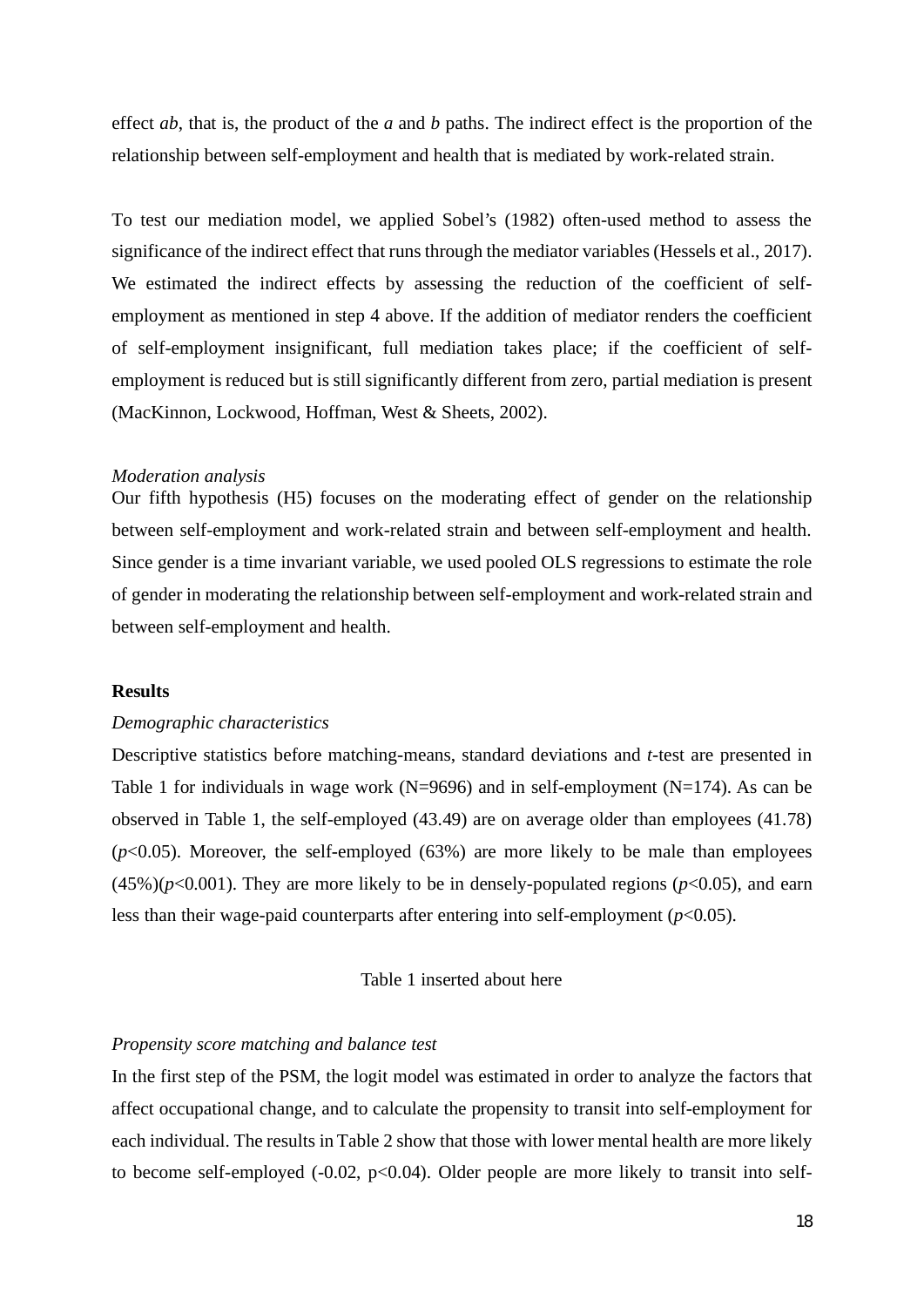effect *ab*, that is, the product of the *a* and *b* paths. The indirect effect is the proportion of the relationship between self-employment and health that is mediated by work-related strain.

To test our mediation model, we applied Sobel's (1982) often-used method to assess the significance of the indirect effect that runs through the mediator variables (Hessels et al., 2017). We estimated the indirect effects by assessing the reduction of the coefficient of self-employment as mentioned in step 4 above. If the addition of mediator renders the coefficient of self-employment insignificant, full mediation takes place; if the coefficient of self-employment is reduced but is still significantly different from zero, partial mediation is present (MacKinnon, Lockwood, Hoffman, West & Sheets, 2002).

*Moderation analysis*

Our fifth hypothesis (H5) focuses on the moderating effect of gender on the relationship between self-employment and work-related strain and between self-employment and health. Since gender is a time invariant variable, we used pooled OLS regressions to estimate the role of gender in moderating the relationship between self-employment and work-related strain and between self-employment and health.

**Results**

*Demographic characteristics*

Descriptive statistics before matching-means, standard deviations and *t*-test are presented in Table 1 for individuals in wage work (N=9696) and in self-employment (N=174). As can be observed in Table 1, the self-employed (43.49) are on average older than employees (41.78) ($p$<0.05). Moreover, the self-employed (63%) are more likely to be male than employees (45%)($p$<0.001). They are more likely to be in densely-populated regions ($p$<0.05), and earn less than their wage-paid counterparts after entering into self-employment ($p$<0.05).

Table 1 inserted about here

*Propensity score matching and balance test*

In the first step of the PSM, the logit model was estimated in order to analyze the factors that affect occupational change, and to calculate the propensity to transit into self-employment for each individual. The results in Table 2 show that those with lower mental health are more likely to become self-employed (-0.02, p<0.04). Older people are more likely to transit into self-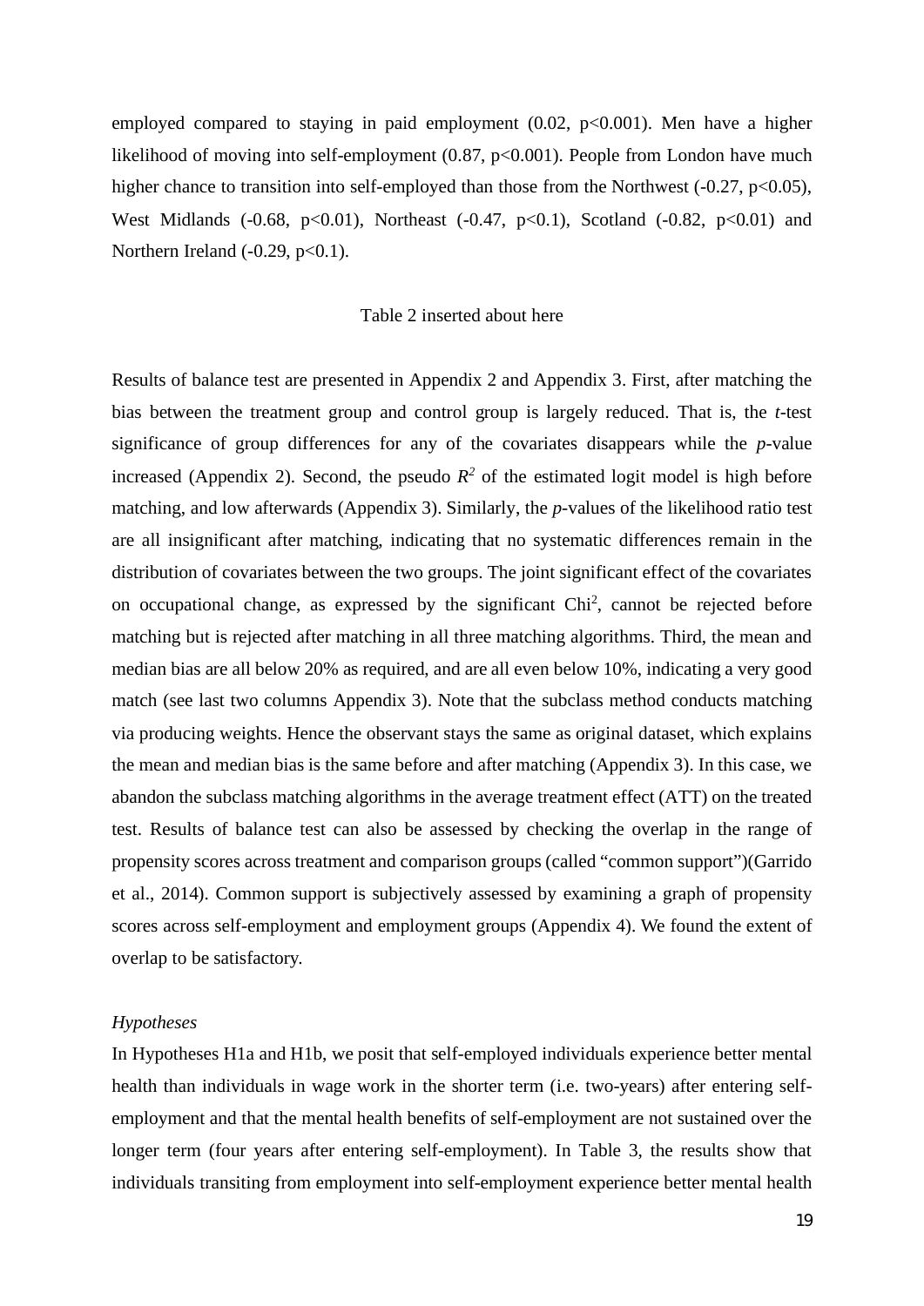employed compared to staying in paid employment (0.02, $p<0.001$). Men have a higher likelihood of moving into self-employment (0.87, $p<0.001$). People from London have much higher chance to transition into self-employed than those from the Northwest (-0.27, $p<0.05$), West Midlands (-0.68, $p<0.01$), Northeast (-0.47, $p<0.1$), Scotland (-0.82, $p<0.01$) and Northern Ireland (-0.29, $p<0.1$).

Table 2 inserted about here

Results of balance test are presented in Appendix 2 and Appendix 3. First, after matching the bias between the treatment group and control group is largely reduced. That is, the *t*-test significance of group differences for any of the covariates disappears while the *p*-value increased (Appendix 2). Second, the pseudo $R^2$ of the estimated logit model is high before matching, and low afterwards (Appendix 3). Similarly, the *p*-values of the likelihood ratio test are all insignificant after matching, indicating that no systematic differences remain in the distribution of covariates between the two groups. The joint significant effect of the covariates on occupational change, as expressed by the significant $Chi^2$, cannot be rejected before matching but is rejected after matching in all three matching algorithms. Third, the mean and median bias are all below 20% as required, and are all even below 10%, indicating a very good match (see last two columns Appendix 3). Note that the subclass method conducts matching via producing weights. Hence the observant stays the same as original dataset, which explains the mean and median bias is the same before and after matching (Appendix 3). In this case, we abandon the subclass matching algorithms in the average treatment effect (ATT) on the treated test. Results of balance test can also be assessed by checking the overlap in the range of propensity scores across treatment and comparison groups (called "common support")(Garrido et al., 2014). Common support is subjectively assessed by examining a graph of propensity scores across self-employment and employment groups (Appendix 4). We found the extent of overlap to be satisfactory.

*Hypotheses*

In Hypotheses H1a and H1b, we posit that self-employed individuals experience better mental health than individuals in wage work in the shorter term (i.e. two-years) after entering self-employment and that the mental health benefits of self-employment are not sustained over the longer term (four years after entering self-employment). In Table 3, the results show that individuals transiting from employment into self-employment experience better mental health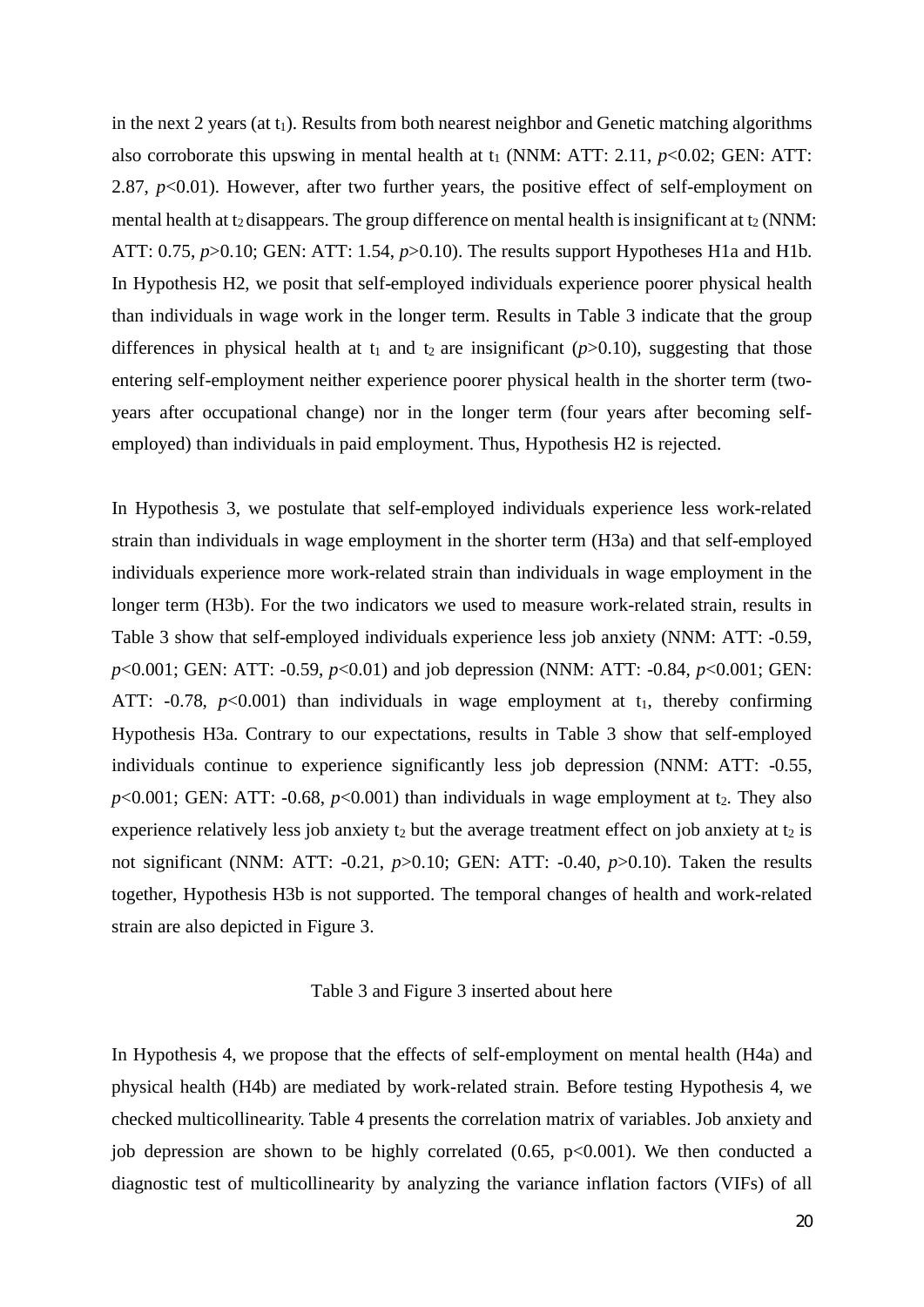in the next 2 years (at $t_1$). Results from both nearest neighbor and Genetic matching algorithms also corroborate this upswing in mental health at $t_1$ (NNM: ATT: 2.11, $p<0.02$; GEN: ATT: 2.87, $p<0.01$). However, after two further years, the positive effect of self-employment on mental health at $t_2$ disappears. The group difference on mental health is insignificant at $t_2$ (NNM: ATT: 0.75, $p>0.10$; GEN: ATT: 1.54, $p>0.10$). The results support Hypotheses H1a and H1b. In Hypothesis H2, we posit that self-employed individuals experience poorer physical health than individuals in wage work in the longer term. Results in Table 3 indicate that the group differences in physical health at $t_1$ and $t_2$ are insignificant ($p>0.10$), suggesting that those entering self-employment neither experience poorer physical health in the shorter term (two-years after occupational change) nor in the longer term (four years after becoming self-employed) than individuals in paid employment. Thus, Hypothesis H2 is rejected.

In Hypothesis 3, we postulate that self-employed individuals experience less work-related strain than individuals in wage employment in the shorter term (H3a) and that self-employed individuals experience more work-related strain than individuals in wage employment in the longer term (H3b). For the two indicators we used to measure work-related strain, results in Table 3 show that self-employed individuals experience less job anxiety (NNM: ATT: -0.59, $p<0.001$; GEN: ATT: -0.59, $p<0.01$) and job depression (NNM: ATT: -0.84, $p<0.001$; GEN: ATT: -0.78, $p<0.001$) than individuals in wage employment at $t_1$, thereby confirming Hypothesis H3a. Contrary to our expectations, results in Table 3 show that self-employed individuals continue to experience significantly less job depression (NNM: ATT: -0.55, $p<0.001$; GEN: ATT: -0.68, $p<0.001$) than individuals in wage employment at $t_2$. They also experience relatively less job anxiety $t_2$ but the average treatment effect on job anxiety at $t_2$ is not significant (NNM: ATT: -0.21, $p>0.10$; GEN: ATT: -0.40, $p>0.10$). Taken the results together, Hypothesis H3b is not supported. The temporal changes of health and work-related strain are also depicted in Figure 3.

Table 3 and Figure 3 inserted about here

In Hypothesis 4, we propose that the effects of self-employment on mental health (H4a) and physical health (H4b) are mediated by work-related strain. Before testing Hypothesis 4, we checked multicollinearity. Table 4 presents the correlation matrix of variables. Job anxiety and job depression are shown to be highly correlated (0.65, $p<0.001$). We then conducted a diagnostic test of multicollinearity by analyzing the variance inflation factors (VIFs) of all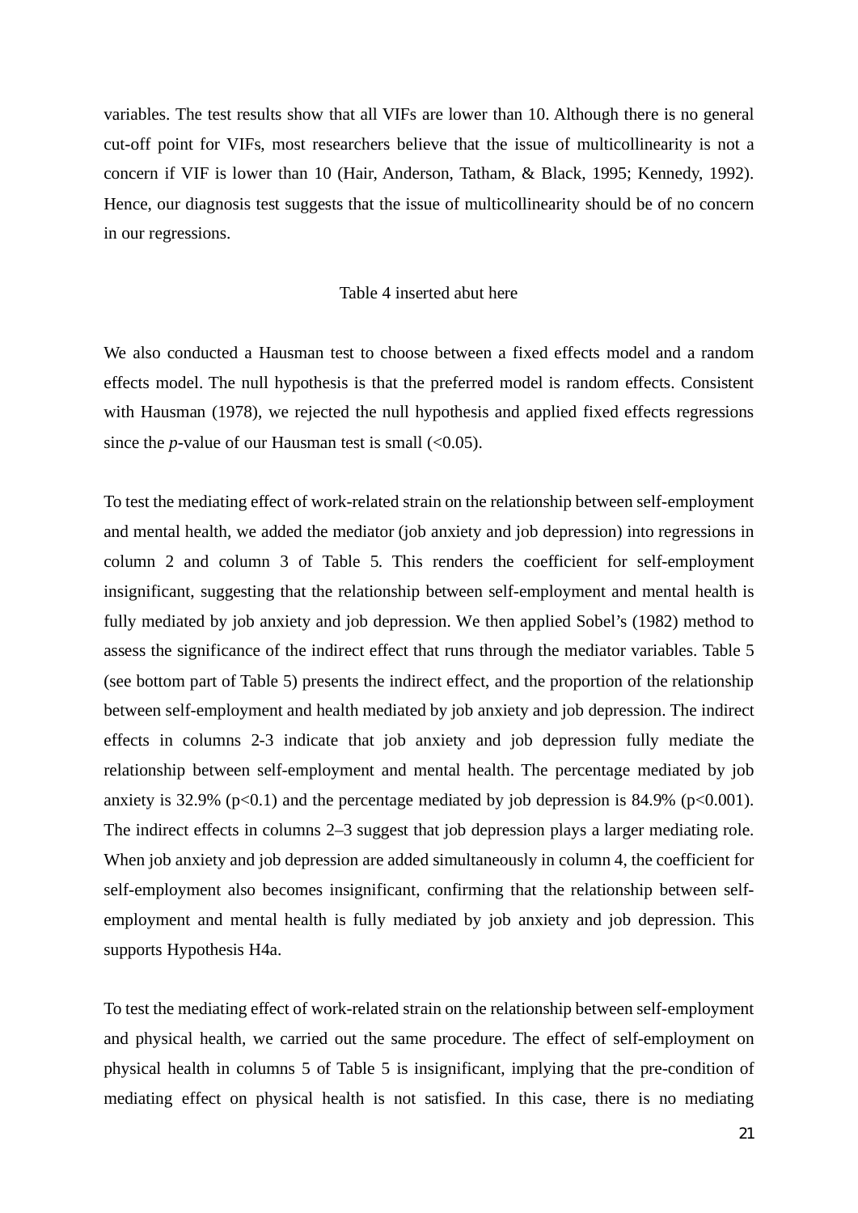variables. The test results show that all VIFs are lower than 10. Although there is no general cut-off point for VIFs, most researchers believe that the issue of multicollinearity is not a concern if VIF is lower than 10 (Hair, Anderson, Tatham, & Black, 1995; Kennedy, 1992). Hence, our diagnosis test suggests that the issue of multicollinearity should be of no concern in our regressions.

Table 4 inserted abut here

We also conducted a Hausman test to choose between a fixed effects model and a random effects model. The null hypothesis is that the preferred model is random effects. Consistent with Hausman (1978), we rejected the null hypothesis and applied fixed effects regressions since the *p*-value of our Hausman test is small (<0.05).

To test the mediating effect of work-related strain on the relationship between self-employment and mental health, we added the mediator (job anxiety and job depression) into regressions in column 2 and column 3 of Table 5. This renders the coefficient for self-employment insignificant, suggesting that the relationship between self-employment and mental health is fully mediated by job anxiety and job depression. We then applied Sobel's (1982) method to assess the significance of the indirect effect that runs through the mediator variables. Table 5 (see bottom part of Table 5) presents the indirect effect, and the proportion of the relationship between self-employment and health mediated by job anxiety and job depression. The indirect effects in columns 2-3 indicate that job anxiety and job depression fully mediate the relationship between self-employment and mental health. The percentage mediated by job anxiety is 32.9% ($p<0.1$) and the percentage mediated by job depression is 84.9% ($p<0.001$). The indirect effects in columns 2–3 suggest that job depression plays a larger mediating role. When job anxiety and job depression are added simultaneously in column 4, the coefficient for self-employment also becomes insignificant, confirming that the relationship between self-employment and mental health is fully mediated by job anxiety and job depression. This supports Hypothesis H4a.

To test the mediating effect of work-related strain on the relationship between self-employment and physical health, we carried out the same procedure. The effect of self-employment on physical health in columns 5 of Table 5 is insignificant, implying that the pre-condition of mediating effect on physical health is not satisfied. In this case, there is no mediating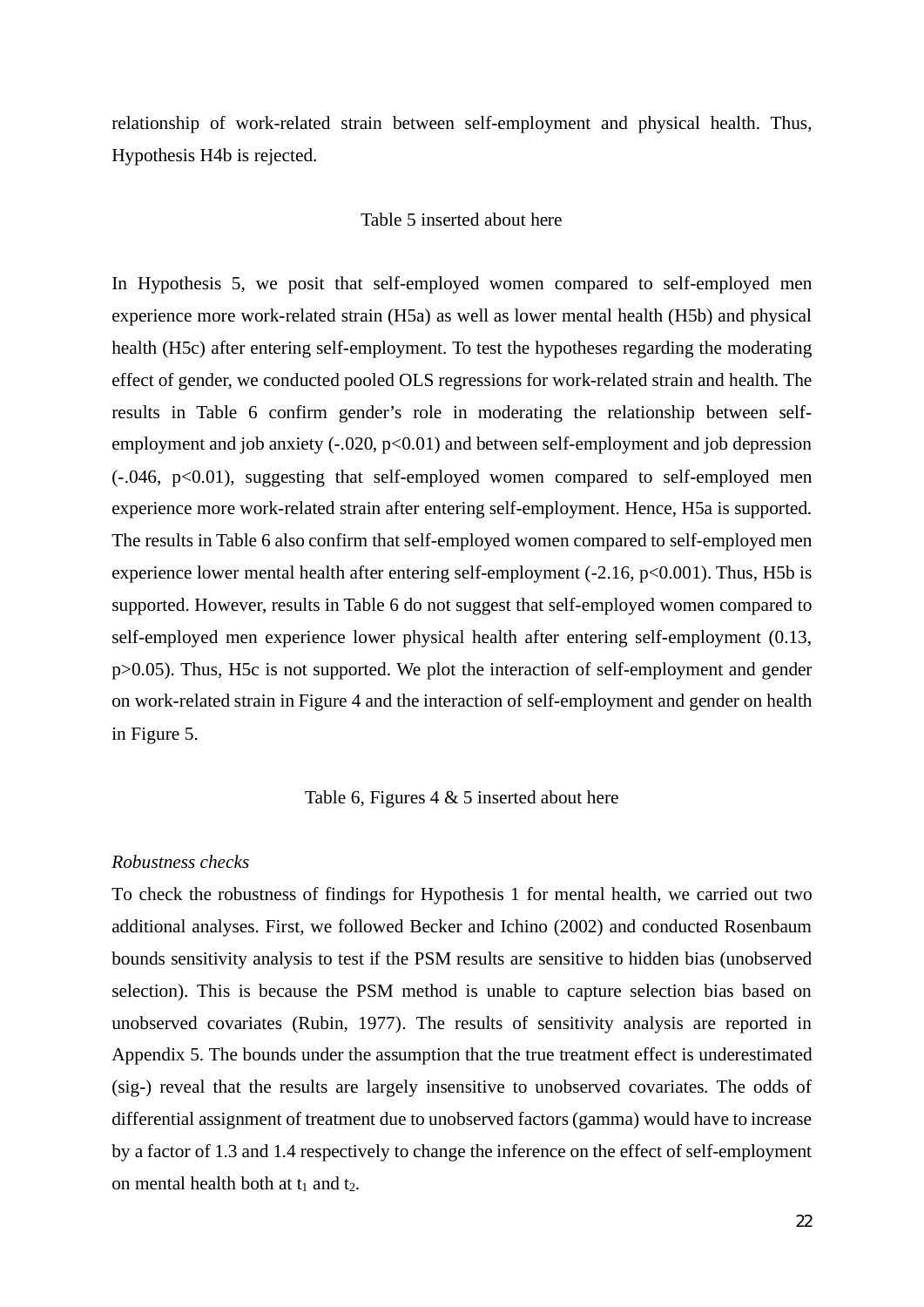relationship of work-related strain between self-employment and physical health. Thus, Hypothesis H4b is rejected.

Table 5 inserted about here

In Hypothesis 5, we posit that self-employed women compared to self-employed men experience more work-related strain (H5a) as well as lower mental health (H5b) and physical health (H5c) after entering self-employment. To test the hypotheses regarding the moderating effect of gender, we conducted pooled OLS regressions for work-related strain and health. The results in Table 6 confirm gender's role in moderating the relationship between self-employment and job anxiety (-.020, $p<0.01$) and between self-employment and job depression (-.046, $p<0.01$), suggesting that self-employed women compared to self-employed men experience more work-related strain after entering self-employment. Hence, H5a is supported. The results in Table 6 also confirm that self-employed women compared to self-employed men experience lower mental health after entering self-employment (-2.16, $p<0.001$). Thus, H5b is supported. However, results in Table 6 do not suggest that self-employed women compared to self-employed men experience lower physical health after entering self-employment (0.13, $p>0.05$). Thus, H5c is not supported. We plot the interaction of self-employment and gender on work-related strain in Figure 4 and the interaction of self-employment and gender on health in Figure 5.

Table 6, Figures 4 & 5 inserted about here

*Robustness checks*

To check the robustness of findings for Hypothesis 1 for mental health, we carried out two additional analyses. First, we followed Becker and Ichino (2002) and conducted Rosenbaum bounds sensitivity analysis to test if the PSM results are sensitive to hidden bias (unobserved selection). This is because the PSM method is unable to capture selection bias based on unobserved covariates (Rubin, 1977). The results of sensitivity analysis are reported in Appendix 5. The bounds under the assumption that the true treatment effect is underestimated (sig-) reveal that the results are largely insensitive to unobserved covariates. The odds of differential assignment of treatment due to unobserved factors (gamma) would have to increase by a factor of 1.3 and 1.4 respectively to change the inference on the effect of self-employment on mental health both at $t_1$ and $t_2$.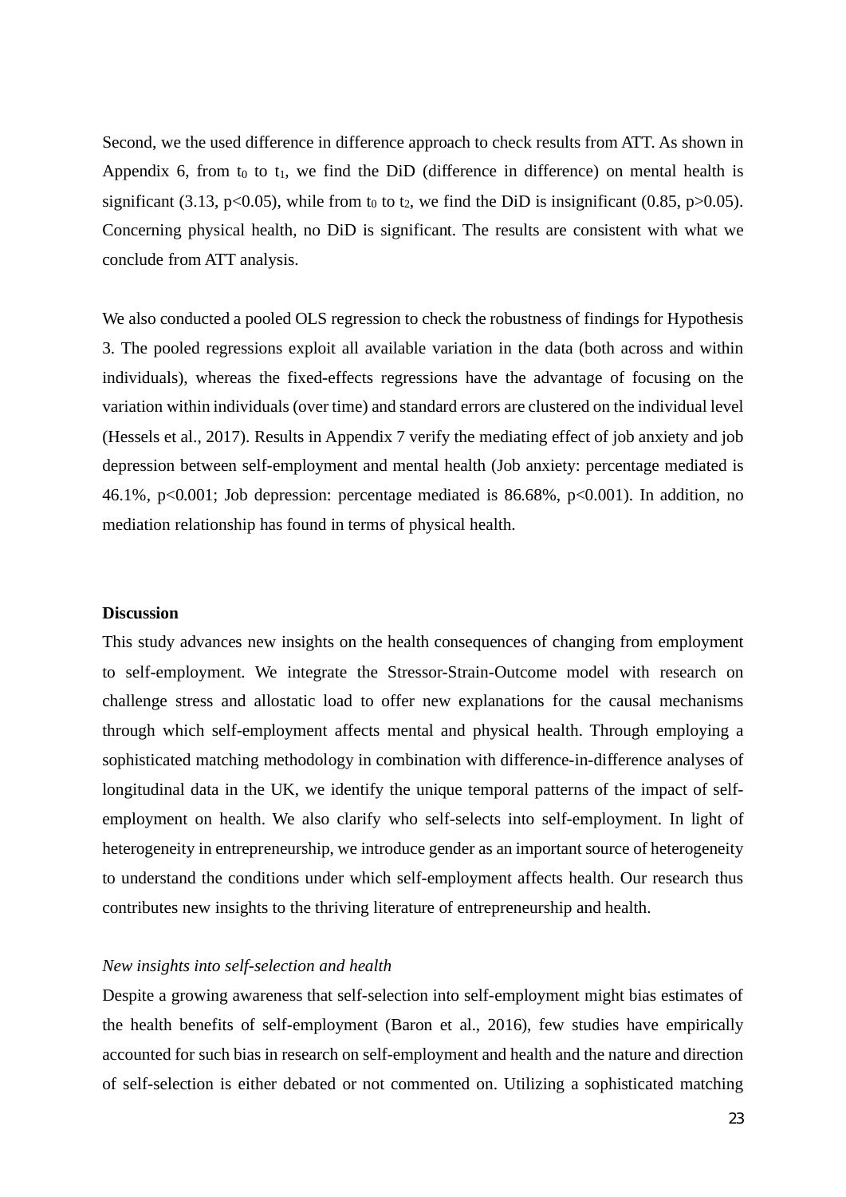Second, we the used difference in difference approach to check results from ATT. As shown in Appendix 6, from $t_0$ to $t_1$, we find the DiD (difference in difference) on mental health is significant (3.13, $p<0.05$), while from $t_0$ to $t_2$, we find the DiD is insignificant (0.85, $p>0.05$). Concerning physical health, no DiD is significant. The results are consistent with what we conclude from ATT analysis.

We also conducted a pooled OLS regression to check the robustness of findings for Hypothesis 3. The pooled regressions exploit all available variation in the data (both across and within individuals), whereas the fixed-effects regressions have the advantage of focusing on the variation within individuals (over time) and standard errors are clustered on the individual level (Hessels et al., 2017). Results in Appendix 7 verify the mediating effect of job anxiety and job depression between self-employment and mental health (Job anxiety: percentage mediated is 46.1%, $p<0.001$; Job depression: percentage mediated is 86.68%, $p<0.001$). In addition, no mediation relationship has found in terms of physical health.

## Discussion

This study advances new insights on the health consequences of changing from employment to self-employment. We integrate the Stressor-Strain-Outcome model with research on challenge stress and allostatic load to offer new explanations for the causal mechanisms through which self-employment affects mental and physical health. Through employing a sophisticated matching methodology in combination with difference-in-difference analyses of longitudinal data in the UK, we identify the unique temporal patterns of the impact of self-employment on health. We also clarify who self-selects into self-employment. In light of heterogeneity in entrepreneurship, we introduce gender as an important source of heterogeneity to understand the conditions under which self-employment affects health. Our research thus contributes new insights to the thriving literature of entrepreneurship and health.

### *New insights into self-selection and health*

Despite a growing awareness that self-selection into self-employment might bias estimates of the health benefits of self-employment (Baron et al., 2016), few studies have empirically accounted for such bias in research on self-employment and health and the nature and direction of self-selection is either debated or not commented on. Utilizing a sophisticated matching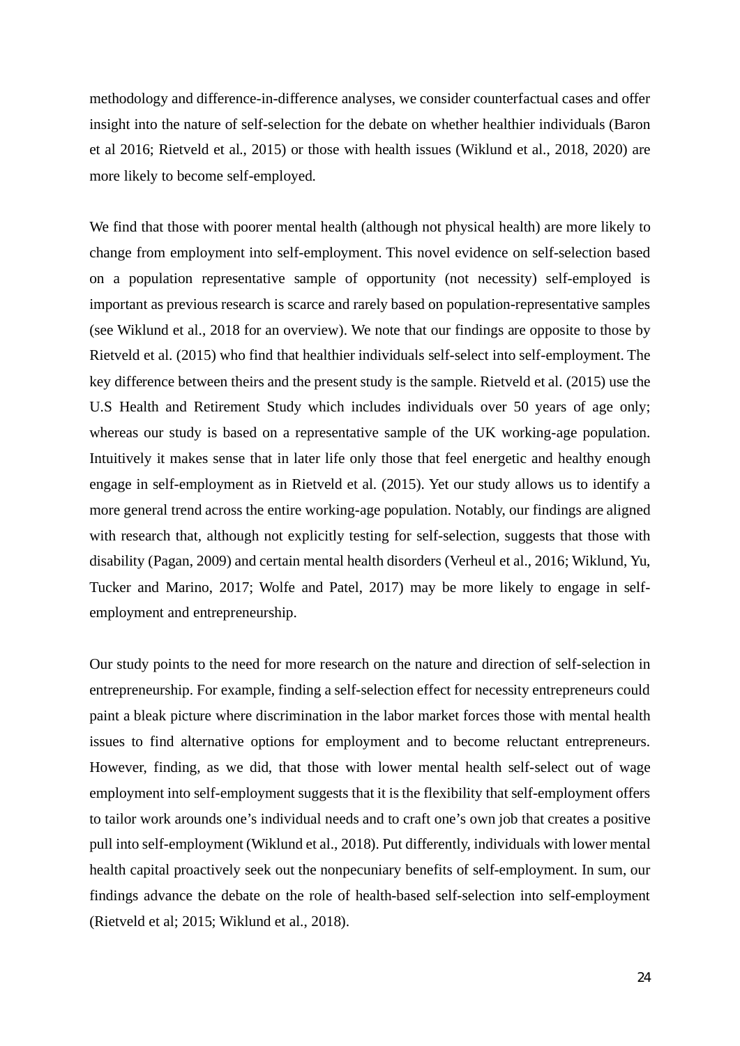methodology and difference-in-difference analyses, we consider counterfactual cases and offer insight into the nature of self-selection for the debate on whether healthier individuals (Baron et al 2016; Rietveld et al., 2015) or those with health issues (Wiklund et al., 2018, 2020) are more likely to become self-employed.

We find that those with poorer mental health (although not physical health) are more likely to change from employment into self-employment. This novel evidence on self-selection based on a population representative sample of opportunity (not necessity) self-employed is important as previous research is scarce and rarely based on population-representative samples (see Wiklund et al., 2018 for an overview). We note that our findings are opposite to those by Rietveld et al. (2015) who find that healthier individuals self-select into self-employment. The key difference between theirs and the present study is the sample. Rietveld et al. (2015) use the U.S Health and Retirement Study which includes individuals over 50 years of age only; whereas our study is based on a representative sample of the UK working-age population. Intuitively it makes sense that in later life only those that feel energetic and healthy enough engage in self-employment as in Rietveld et al. (2015). Yet our study allows us to identify a more general trend across the entire working-age population. Notably, our findings are aligned with research that, although not explicitly testing for self-selection, suggests that those with disability (Pagan, 2009) and certain mental health disorders (Verheul et al., 2016; Wiklund, Yu, Tucker and Marino, 2017; Wolfe and Patel, 2017) may be more likely to engage in self-employment and entrepreneurship.

Our study points to the need for more research on the nature and direction of self-selection in entrepreneurship. For example, finding a self-selection effect for necessity entrepreneurs could paint a bleak picture where discrimination in the labor market forces those with mental health issues to find alternative options for employment and to become reluctant entrepreneurs. However, finding, as we did, that those with lower mental health self-select out of wage employment into self-employment suggests that it is the flexibility that self-employment offers to tailor work arounds one's individual needs and to craft one's own job that creates a positive pull into self-employment (Wiklund et al., 2018). Put differently, individuals with lower mental health capital proactively seek out the nonpecuniary benefits of self-employment. In sum, our findings advance the debate on the role of health-based self-selection into self-employment (Rietveld et al; 2015; Wiklund et al., 2018).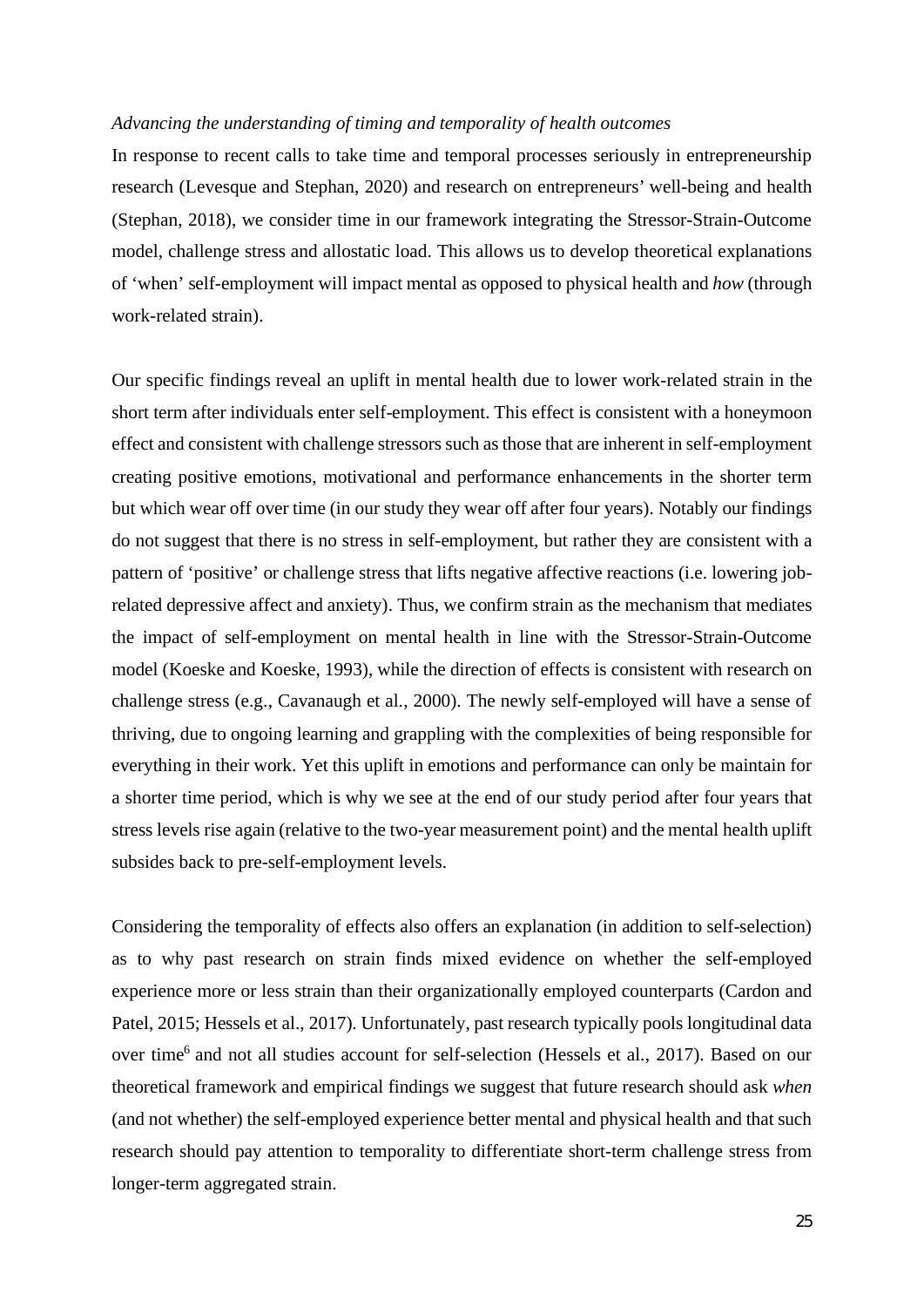*Advancing the understanding of timing and temporality of health outcomes*

In response to recent calls to take time and temporal processes seriously in entrepreneurship research (Levesque and Stephan, 2020) and research on entrepreneurs' well-being and health (Stephan, 2018), we consider time in our framework integrating the Stressor-Strain-Outcome model, challenge stress and allostatic load. This allows us to develop theoretical explanations of 'when' self-employment will impact mental as opposed to physical health and *how* (through work-related strain).

Our specific findings reveal an uplift in mental health due to lower work-related strain in the short term after individuals enter self-employment. This effect is consistent with a honeymoon effect and consistent with challenge stressors such as those that are inherent in self-employment creating positive emotions, motivational and performance enhancements in the shorter term but which wear off over time (in our study they wear off after four years). Notably our findings do not suggest that there is no stress in self-employment, but rather they are consistent with a pattern of 'positive' or challenge stress that lifts negative affective reactions (i.e. lowering job-related depressive affect and anxiety). Thus, we confirm strain as the mechanism that mediates the impact of self-employment on mental health in line with the Stressor-Strain-Outcome model (Koeske and Koeske, 1993), while the direction of effects is consistent with research on challenge stress (e.g., Cavanaugh et al., 2000). The newly self-employed will have a sense of thriving, due to ongoing learning and grappling with the complexities of being responsible for everything in their work. Yet this uplift in emotions and performance can only be maintain for a shorter time period, which is why we see at the end of our study period after four years that stress levels rise again (relative to the two-year measurement point) and the mental health uplift subsides back to pre-self-employment levels.

Considering the temporality of effects also offers an explanation (in addition to self-selection) as to why past research on strain finds mixed evidence on whether the self-employed experience more or less strain than their organizationally employed counterparts (Cardon and Patel, 2015; Hessels et al., 2017). Unfortunately, past research typically pools longitudinal data over time[6] and not all studies account for self-selection (Hessels et al., 2017). Based on our theoretical framework and empirical findings we suggest that future research should ask *when* (and not whether) the self-employed experience better mental and physical health and that such research should pay attention to temporality to differentiate short-term challenge stress from longer-term aggregated strain.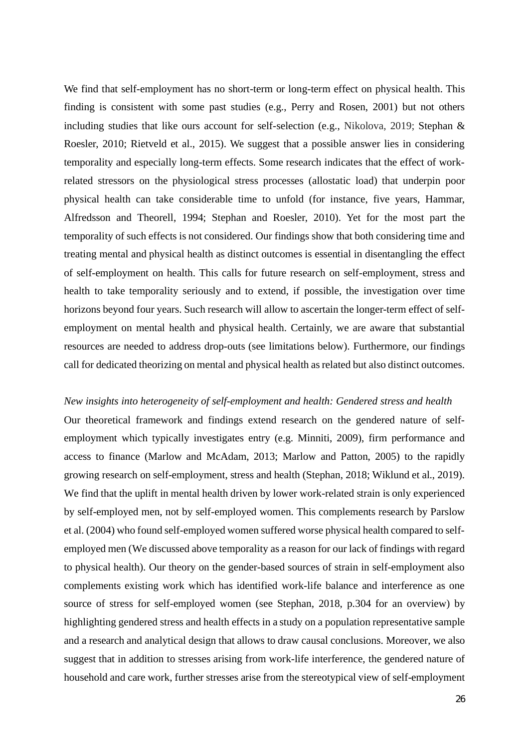We find that self-employment has no short-term or long-term effect on physical health. This finding is consistent with some past studies (e.g., Perry and Rosen, 2001) but not others including studies that like ours account for self-selection (e.g., Nikolova, 2019; Stephan & Roesler, 2010; Rietveld et al., 2015). We suggest that a possible answer lies in considering temporality and especially long-term effects. Some research indicates that the effect of work-related stressors on the physiological stress processes (allostatic load) that underpin poor physical health can take considerable time to unfold (for instance, five years, Hammar, Alfredsson and Theorell, 1994; Stephan and Roesler, 2010). Yet for the most part the temporality of such effects is not considered. Our findings show that both considering time and treating mental and physical health as distinct outcomes is essential in disentangling the effect of self-employment on health. This calls for future research on self-employment, stress and health to take temporality seriously and to extend, if possible, the investigation over time horizons beyond four years. Such research will allow to ascertain the longer-term effect of self-employment on mental health and physical health. Certainly, we are aware that substantial resources are needed to address drop-outs (see limitations below). Furthermore, our findings call for dedicated theorizing on mental and physical health as related but also distinct outcomes.

*New insights into heterogeneity of self-employment and health: Gendered stress and health*

Our theoretical framework and findings extend research on the gendered nature of self-employment which typically investigates entry (e.g. Minniti, 2009), firm performance and access to finance (Marlow and McAdam, 2013; Marlow and Patton, 2005) to the rapidly growing research on self-employment, stress and health (Stephan, 2018; Wiklund et al., 2019). We find that the uplift in mental health driven by lower work-related strain is only experienced by self-employed men, not by self-employed women. This complements research by Parslow et al. (2004) who found self-employed women suffered worse physical health compared to self-employed men (We discussed above temporality as a reason for our lack of findings with regard to physical health). Our theory on the gender-based sources of strain in self-employment also complements existing work which has identified work-life balance and interference as one source of stress for self-employed women (see Stephan, 2018, p.304 for an overview) by highlighting gendered stress and health effects in a study on a population representative sample and a research and analytical design that allows to draw causal conclusions. Moreover, we also suggest that in addition to stresses arising from work-life interference, the gendered nature of household and care work, further stresses arise from the stereotypical view of self-employment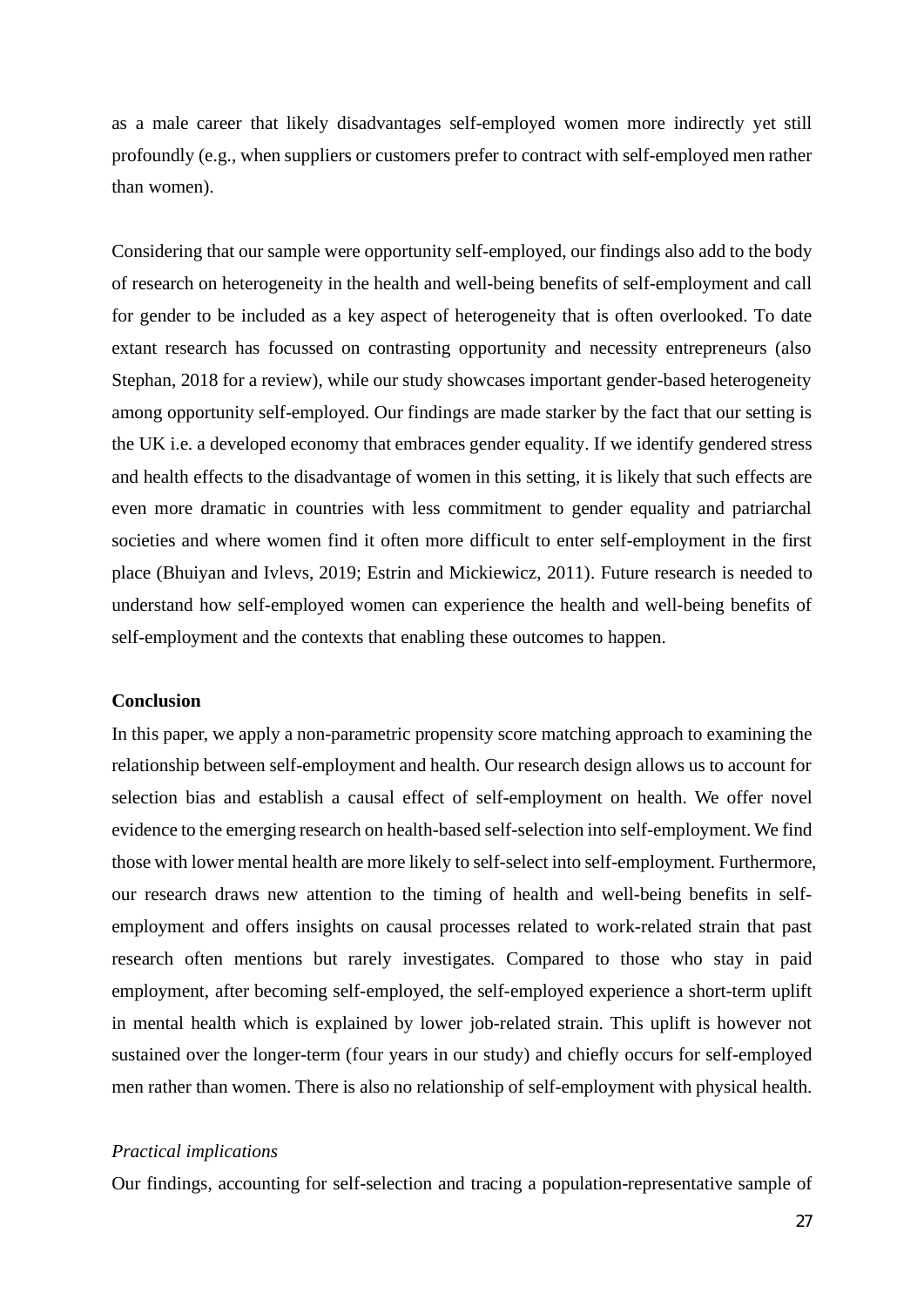as a male career that likely disadvantages self-employed women more indirectly yet still profoundly (e.g., when suppliers or customers prefer to contract with self-employed men rather than women).

Considering that our sample were opportunity self-employed, our findings also add to the body of research on heterogeneity in the health and well-being benefits of self-employment and call for gender to be included as a key aspect of heterogeneity that is often overlooked. To date extant research has focussed on contrasting opportunity and necessity entrepreneurs (also Stephan, 2018 for a review), while our study showcases important gender-based heterogeneity among opportunity self-employed. Our findings are made starker by the fact that our setting is the UK i.e. a developed economy that embraces gender equality. If we identify gendered stress and health effects to the disadvantage of women in this setting, it is likely that such effects are even more dramatic in countries with less commitment to gender equality and patriarchal societies and where women find it often more difficult to enter self-employment in the first place (Bhuiyan and Ivlevs, 2019; Estrin and Mickiewicz, 2011). Future research is needed to understand how self-employed women can experience the health and well-being benefits of self-employment and the contexts that enabling these outcomes to happen.

**Conclusion**

In this paper, we apply a non-parametric propensity score matching approach to examining the relationship between self-employment and health. Our research design allows us to account for selection bias and establish a causal effect of self-employment on health. We offer novel evidence to the emerging research on health-based self-selection into self-employment. We find those with lower mental health are more likely to self-select into self-employment. Furthermore, our research draws new attention to the timing of health and well-being benefits in self-employment and offers insights on causal processes related to work-related strain that past research often mentions but rarely investigates. Compared to those who stay in paid employment, after becoming self-employed, the self-employed experience a short-term uplift in mental health which is explained by lower job-related strain. This uplift is however not sustained over the longer-term (four years in our study) and chiefly occurs for self-employed men rather than women. There is also no relationship of self-employment with physical health.

*Practical implications*

Our findings, accounting for self-selection and tracing a population-representative sample of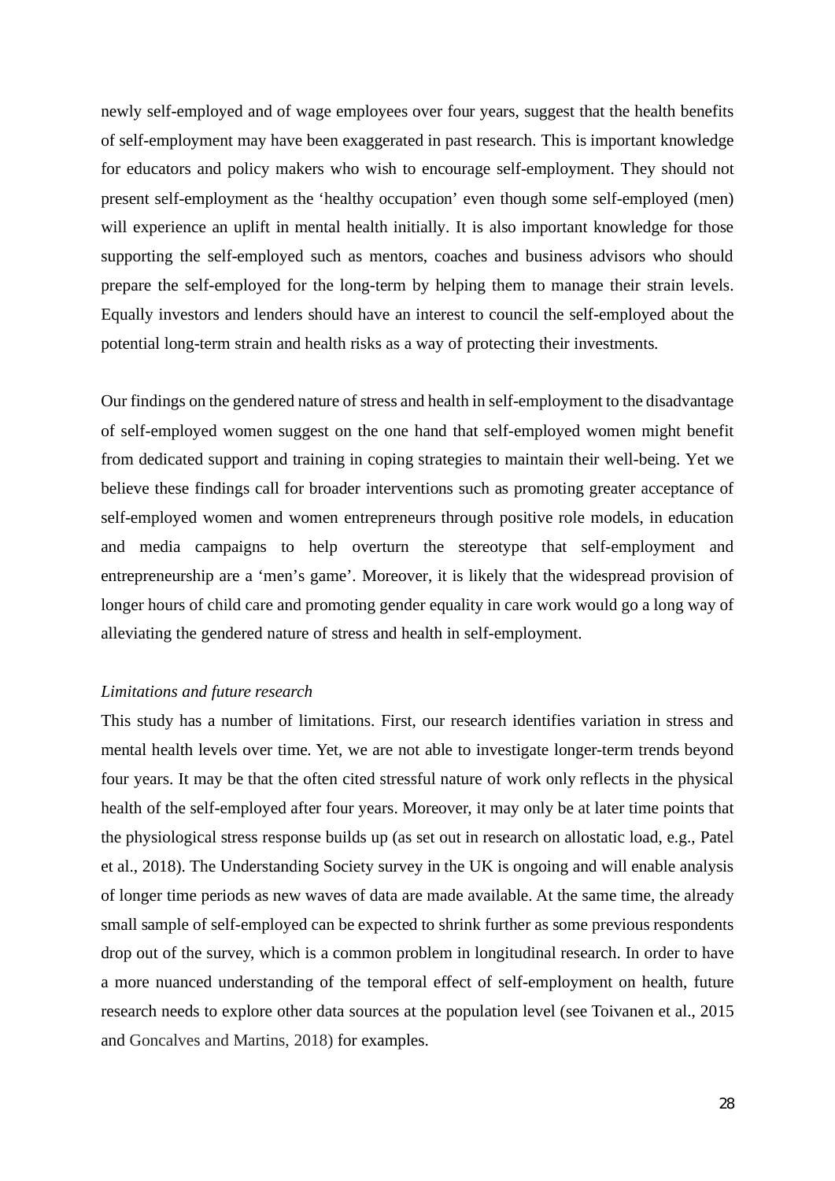newly self-employed and of wage employees over four years, suggest that the health benefits of self-employment may have been exaggerated in past research. This is important knowledge for educators and policy makers who wish to encourage self-employment. They should not present self-employment as the 'healthy occupation' even though some self-employed (men) will experience an uplift in mental health initially. It is also important knowledge for those supporting the self-employed such as mentors, coaches and business advisors who should prepare the self-employed for the long-term by helping them to manage their strain levels. Equally investors and lenders should have an interest to council the self-employed about the potential long-term strain and health risks as a way of protecting their investments.

Our findings on the gendered nature of stress and health in self-employment to the disadvantage of self-employed women suggest on the one hand that self-employed women might benefit from dedicated support and training in coping strategies to maintain their well-being. Yet we believe these findings call for broader interventions such as promoting greater acceptance of self-employed women and women entrepreneurs through positive role models, in education and media campaigns to help overturn the stereotype that self-employment and entrepreneurship are a 'men's game'. Moreover, it is likely that the widespread provision of longer hours of child care and promoting gender equality in care work would go a long way of alleviating the gendered nature of stress and health in self-employment.

*Limitations and future research*

This study has a number of limitations. First, our research identifies variation in stress and mental health levels over time. Yet, we are not able to investigate longer-term trends beyond four years. It may be that the often cited stressful nature of work only reflects in the physical health of the self-employed after four years. Moreover, it may only be at later time points that the physiological stress response builds up (as set out in research on allostatic load, e.g., Patel et al., 2018). The Understanding Society survey in the UK is ongoing and will enable analysis of longer time periods as new waves of data are made available. At the same time, the already small sample of self-employed can be expected to shrink further as some previous respondents drop out of the survey, which is a common problem in longitudinal research. In order to have a more nuanced understanding of the temporal effect of self-employment on health, future research needs to explore other data sources at the population level (see Toivanen et al., 2015 and Goncalves and Martins, 2018) for examples.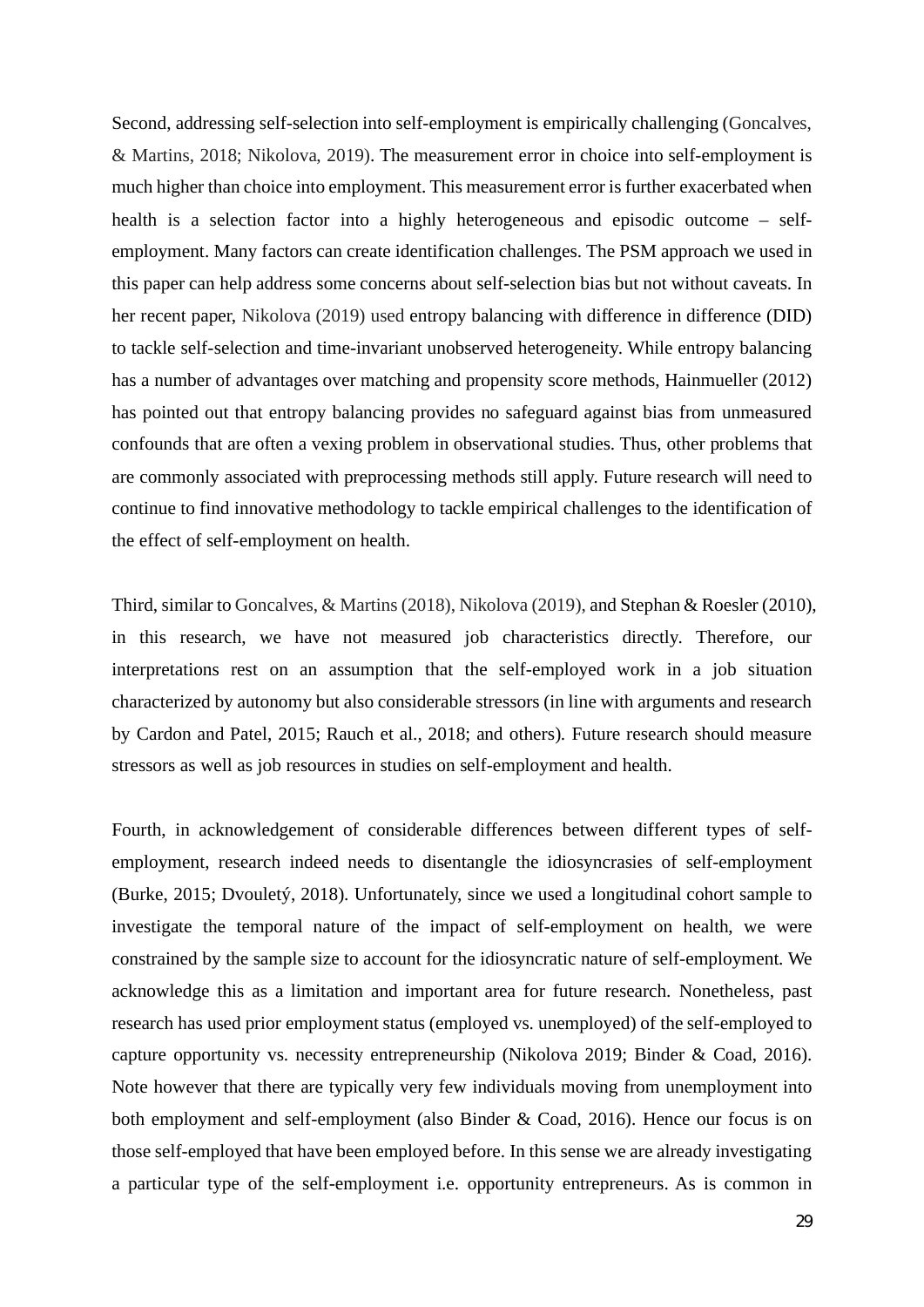Second, addressing self-selection into self-employment is empirically challenging (Goncalves, & Martins, 2018; Nikolova, 2019). The measurement error in choice into self-employment is much higher than choice into employment. This measurement error is further exacerbated when health is a selection factor into a highly heterogeneous and episodic outcome – self-employment. Many factors can create identification challenges. The PSM approach we used in this paper can help address some concerns about self-selection bias but not without caveats. In her recent paper, Nikolova (2019) used entropy balancing with difference in difference (DID) to tackle self-selection and time-invariant unobserved heterogeneity. While entropy balancing has a number of advantages over matching and propensity score methods, Hainmueller (2012) has pointed out that entropy balancing provides no safeguard against bias from unmeasured confounds that are often a vexing problem in observational studies. Thus, other problems that are commonly associated with preprocessing methods still apply. Future research will need to continue to find innovative methodology to tackle empirical challenges to the identification of the effect of self-employment on health.

Third, similar to Goncalves, & Martins (2018), Nikolova (2019), and Stephan & Roesler (2010), in this research, we have not measured job characteristics directly. Therefore, our interpretations rest on an assumption that the self-employed work in a job situation characterized by autonomy but also considerable stressors (in line with arguments and research by Cardon and Patel, 2015; Rauch et al., 2018; and others). Future research should measure stressors as well as job resources in studies on self-employment and health.

Fourth, in acknowledgement of considerable differences between different types of self-employment, research indeed needs to disentangle the idiosyncrasies of self-employment (Burke, 2015; Dvouletý, 2018). Unfortunately, since we used a longitudinal cohort sample to investigate the temporal nature of the impact of self-employment on health, we were constrained by the sample size to account for the idiosyncratic nature of self-employment. We acknowledge this as a limitation and important area for future research. Nonetheless, past research has used prior employment status (employed vs. unemployed) of the self-employed to capture opportunity vs. necessity entrepreneurship (Nikolova 2019; Binder & Coad, 2016). Note however that there are typically very few individuals moving from unemployment into both employment and self-employment (also Binder & Coad, 2016). Hence our focus is on those self-employed that have been employed before. In this sense we are already investigating a particular type of the self-employment i.e. opportunity entrepreneurs. As is common in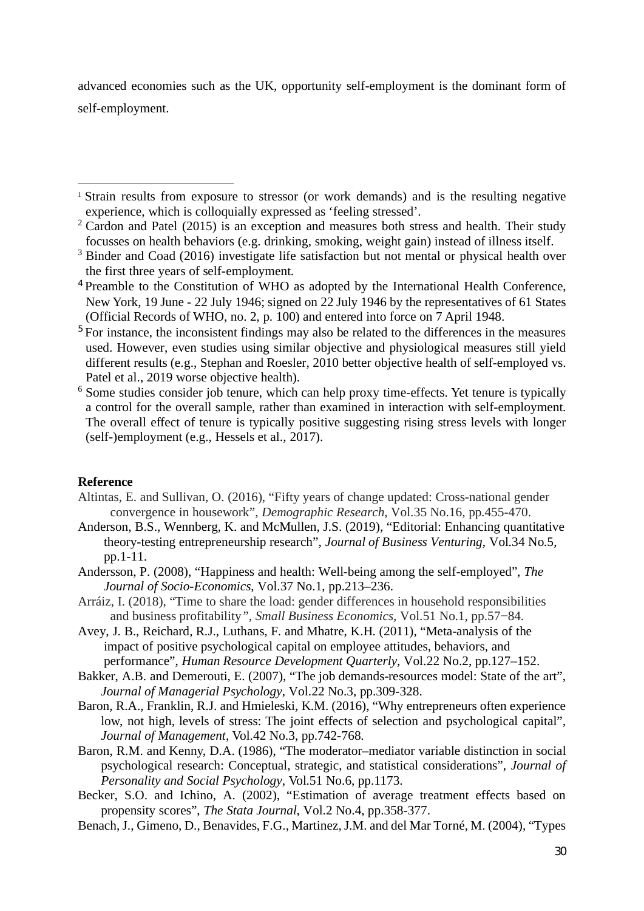advanced economies such as the UK, opportunity self-employment is the dominant form of self-employment.

---

[1] Strain results from exposure to stressor (or work demands) and is the resulting negative experience, which is colloquially expressed as 'feeling stressed'.

[2] Cardon and Patel (2015) is an exception and measures both stress and health. Their study focusses on health behaviors (e.g. drinking, smoking, weight gain) instead of illness itself.

[3] Binder and Coad (2016) investigate life satisfaction but not mental or physical health over the first three years of self-employment.

[4] Preamble to the Constitution of WHO as adopted by the International Health Conference, New York, 19 June - 22 July 1946; signed on 22 July 1946 by the representatives of 61 States (Official Records of WHO, no. 2, p. 100) and entered into force on 7 April 1948.

[5] For instance, the inconsistent findings may also be related to the differences in the measures used. However, even studies using similar objective and physiological measures still yield different results (e.g., Stephan and Roesler, 2010 better objective health of self-employed vs. Patel et al., 2019 worse objective health).

[6] Some studies consider job tenure, which can help proxy time-effects. Yet tenure is typically a control for the overall sample, rather than examined in interaction with self-employment. The overall effect of tenure is typically positive suggesting rising stress levels with longer (self-)employment (e.g., Hessels et al., 2017).

**Reference**

Altintas, E. and Sullivan, O. (2016), "Fifty years of change updated: Cross-national gender convergence in housework", *Demographic Research*, Vol.35 No.16, pp.455-470.

Anderson, B.S., Wennberg, K. and McMullen, J.S. (2019), "Editorial: Enhancing quantitative theory-testing entrepreneurship research", *Journal of Business Venturing*, Vol.34 No.5, pp.1-11.

Andersson, P. (2008), "Happiness and health: Well-being among the self-employed", *The Journal of Socio-Economics*, Vol.37 No.1, pp.213–236.

Arráiz, I. (2018), "Time to share the load: gender differences in household responsibilities and business profitability", *Small Business Economics*, Vol.51 No.1, pp.57−84.

Avey, J. B., Reichard, R.J., Luthans, F. and Mhatre, K.H. (2011), "Meta-analysis of the impact of positive psychological capital on employee attitudes, behaviors, and performance", *Human Resource Development Quarterly*, Vol.22 No.2, pp.127–152.

Bakker, A.B. and Demerouti, E. (2007), "The job demands-resources model: State of the art", *Journal of Managerial Psychology*, Vol.22 No.3, pp.309-328.

Baron, R.A., Franklin, R.J. and Hmieleski, K.M. (2016), "Why entrepreneurs often experience low, not high, levels of stress: The joint effects of selection and psychological capital", *Journal of Management*, Vol.42 No.3, pp.742-768.

Baron, R.M. and Kenny, D.A. (1986), "The moderator–mediator variable distinction in social psychological research: Conceptual, strategic, and statistical considerations", *Journal of Personality and Social Psychology*, Vol.51 No.6, pp.1173.

Becker, S.O. and Ichino, A. (2002), "Estimation of average treatment effects based on propensity scores", *The Stata Journal*, Vol.2 No.4, pp.358-377.

Benach, J., Gimeno, D., Benavides, F.G., Martinez, J.M. and del Mar Torné, M. (2004), "Types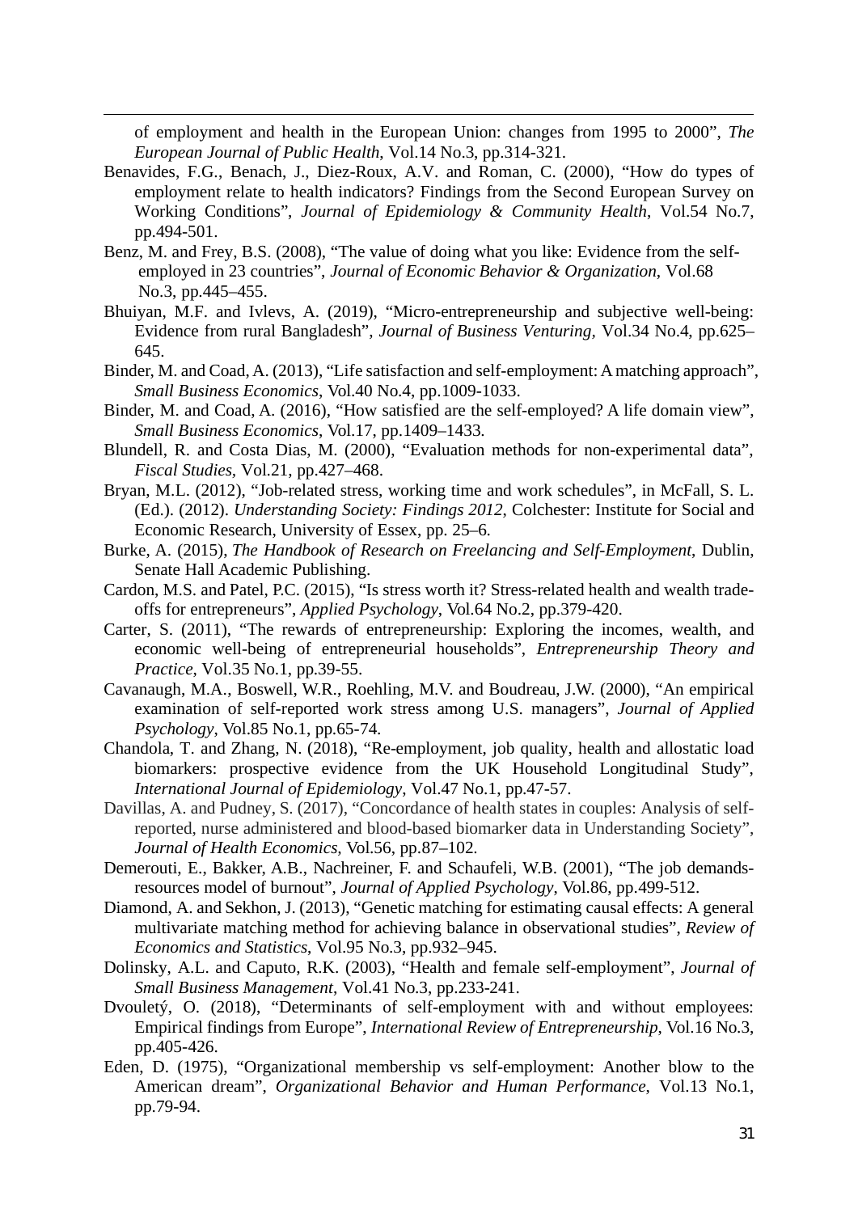of employment and health in the European Union: changes from 1995 to 2000", *The European Journal of Public Health*, Vol.14 No.3, pp.314-321.

Benavides, F.G., Benach, J., Diez-Roux, A.V. and Roman, C. (2000), "How do types of employment relate to health indicators? Findings from the Second European Survey on Working Conditions", *Journal of Epidemiology & Community Health*, Vol.54 No.7, pp.494-501.

Benz, M. and Frey, B.S. (2008), "The value of doing what you like: Evidence from the self-employed in 23 countries", *Journal of Economic Behavior & Organization*, Vol.68 No.3, pp.445–455.

Bhuiyan, M.F. and Ivlevs, A. (2019), "Micro-entrepreneurship and subjective well-being: Evidence from rural Bangladesh", *Journal of Business Venturing*, Vol.34 No.4, pp.625–645.

Binder, M. and Coad, A. (2013), "Life satisfaction and self-employment: A matching approach", *Small Business Economics*, Vol.40 No.4, pp.1009-1033.

Binder, M. and Coad, A. (2016), "How satisfied are the self-employed? A life domain view", *Small Business Economics*, Vol.17, pp.1409–1433.

Blundell, R. and Costa Dias, M. (2000), "Evaluation methods for non-experimental data", *Fiscal Studies*, Vol.21, pp.427–468.

Bryan, M.L. (2012), "Job-related stress, working time and work schedules", in McFall, S. L. (Ed.). (2012). *Understanding Society: Findings 2012*, Colchester: Institute for Social and Economic Research, University of Essex, pp. 25–6.

Burke, A. (2015), *The Handbook of Research on Freelancing and Self-Employment*, Dublin, Senate Hall Academic Publishing.

Cardon, M.S. and Patel, P.C. (2015), "Is stress worth it? Stress-related health and wealth trade-offs for entrepreneurs", *Applied Psychology*, Vol.64 No.2, pp.379-420.

Carter, S. (2011), "The rewards of entrepreneurship: Exploring the incomes, wealth, and economic well-being of entrepreneurial households", *Entrepreneurship Theory and Practice*, Vol.35 No.1, pp.39-55.

Cavanaugh, M.A., Boswell, W.R., Roehling, M.V. and Boudreau, J.W. (2000), "An empirical examination of self-reported work stress among U.S. managers", *Journal of Applied Psychology*, Vol.85 No.1, pp.65-74.

Chandola, T. and Zhang, N. (2018), "Re-employment, job quality, health and allostatic load biomarkers: prospective evidence from the UK Household Longitudinal Study", *International Journal of Epidemiology*, Vol.47 No.1, pp.47-57.

Davillas, A. and Pudney, S. (2017), "Concordance of health states in couples: Analysis of self-reported, nurse administered and blood-based biomarker data in Understanding Society", *Journal of Health Economics*, Vol.56, pp.87–102.

Demerouti, E., Bakker, A.B., Nachreiner, F. and Schaufeli, W.B. (2001), "The job demands-resources model of burnout", *Journal of Applied Psychology*, Vol.86, pp.499-512.

Diamond, A. and Sekhon, J. (2013), "Genetic matching for estimating causal effects: A general multivariate matching method for achieving balance in observational studies", *Review of Economics and Statistics*, Vol.95 No.3, pp.932–945.

Dolinsky, A.L. and Caputo, R.K. (2003), "Health and female self-employment", *Journal of Small Business Management*, Vol.41 No.3, pp.233-241.

Dvouletý, O. (2018), "Determinants of self-employment with and without employees: Empirical findings from Europe", *International Review of Entrepreneurship*, Vol.16 No.3, pp.405-426.

Eden, D. (1975), "Organizational membership vs self-employment: Another blow to the American dream", *Organizational Behavior and Human Performance*, Vol.13 No.1, pp.79-94.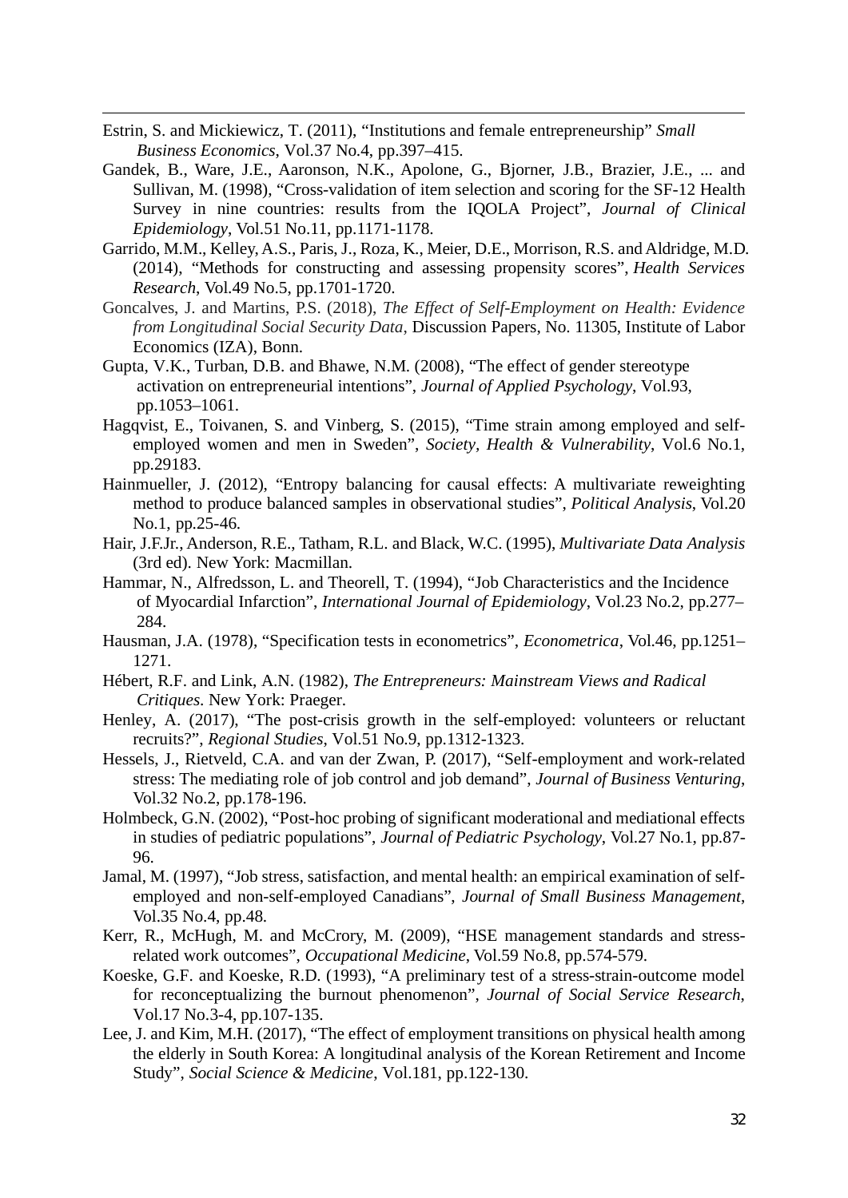Estrin, S. and Mickiewicz, T. (2011), "Institutions and female entrepreneurship" *Small Business Economics*, Vol.37 No.4, pp.397–415.

Gandek, B., Ware, J.E., Aaronson, N.K., Apolone, G., Bjorner, J.B., Brazier, J.E., ... and Sullivan, M. (1998), "Cross-validation of item selection and scoring for the SF-12 Health Survey in nine countries: results from the IQOLA Project", *Journal of Clinical Epidemiology*, Vol.51 No.11, pp.1171-1178.

Garrido, M.M., Kelley, A.S., Paris, J., Roza, K., Meier, D.E., Morrison, R.S. and Aldridge, M.D. (2014), "Methods for constructing and assessing propensity scores", *Health Services Research*, Vol.49 No.5, pp.1701-1720.

Goncalves, J. and Martins, P.S. (2018), *The Effect of Self-Employment on Health: Evidence from Longitudinal Social Security Data*, Discussion Papers, No. 11305, Institute of Labor Economics (IZA), Bonn.

Gupta, V.K., Turban, D.B. and Bhawe, N.M. (2008), "The effect of gender stereotype activation on entrepreneurial intentions", *Journal of Applied Psychology*, Vol.93, pp.1053–1061.

Hagqvist, E., Toivanen, S. and Vinberg, S. (2015), "Time strain among employed and self-employed women and men in Sweden", *Society, Health & Vulnerability*, Vol.6 No.1, pp.29183.

Hainmueller, J. (2012), "Entropy balancing for causal effects: A multivariate reweighting method to produce balanced samples in observational studies", *Political Analysis*, Vol.20 No.1, pp.25-46.

Hair, J.F.Jr., Anderson, R.E., Tatham, R.L. and Black, W.C. (1995), *Multivariate Data Analysis* (3rd ed). New York: Macmillan.

Hammar, N., Alfredsson, L. and Theorell, T. (1994), "Job Characteristics and the Incidence of Myocardial Infarction", *International Journal of Epidemiology*, Vol.23 No.2, pp.277–284.

Hausman, J.A. (1978), "Specification tests in econometrics", *Econometrica*, Vol.46, pp.1251–1271.

Hébert, R.F. and Link, A.N. (1982), *The Entrepreneurs: Mainstream Views and Radical Critiques*. New York: Praeger.

Henley, A. (2017), "The post-crisis growth in the self-employed: volunteers or reluctant recruits?", *Regional Studies*, Vol.51 No.9, pp.1312-1323.

Hessels, J., Rietveld, C.A. and van der Zwan, P. (2017), "Self-employment and work-related stress: The mediating role of job control and job demand", *Journal of Business Venturing*, Vol.32 No.2, pp.178-196.

Holmbeck, G.N. (2002), "Post-hoc probing of significant moderational and mediational effects in studies of pediatric populations", *Journal of Pediatric Psychology*, Vol.27 No.1, pp.87-96.

Jamal, M. (1997), "Job stress, satisfaction, and mental health: an empirical examination of self-employed and non-self-employed Canadians", *Journal of Small Business Management*, Vol.35 No.4, pp.48.

Kerr, R., McHugh, M. and McCrory, M. (2009), "HSE management standards and stress-related work outcomes", *Occupational Medicine*, Vol.59 No.8, pp.574-579.

Koeske, G.F. and Koeske, R.D. (1993), "A preliminary test of a stress-strain-outcome model for reconceptualizing the burnout phenomenon", *Journal of Social Service Research*, Vol.17 No.3-4, pp.107-135.

Lee, J. and Kim, M.H. (2017), "The effect of employment transitions on physical health among the elderly in South Korea: A longitudinal analysis of the Korean Retirement and Income Study", *Social Science & Medicine*, Vol.181, pp.122-130.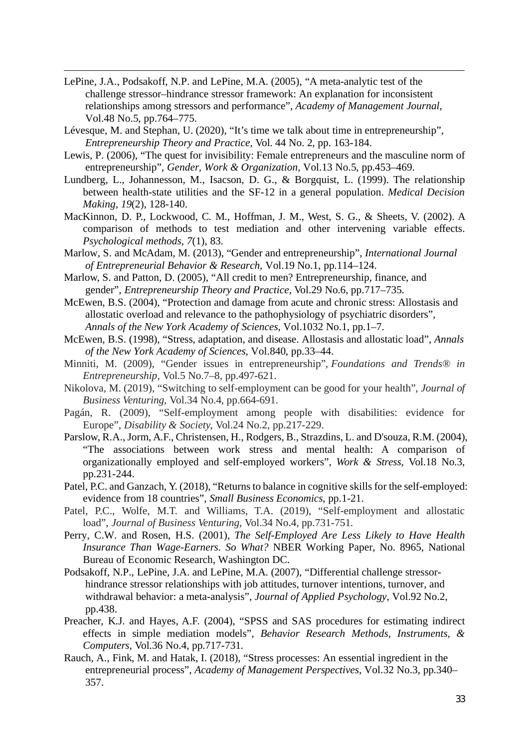LePine, J.A., Podsakoff, N.P. and LePine, M.A. (2005), "A meta-analytic test of the challenge stressor–hindrance stressor framework: An explanation for inconsistent relationships among stressors and performance", *Academy of Management Journal*, Vol.48 No.5, pp.764–775.

Lévesque, M. and Stephan, U. (2020), "It's time we talk about time in entrepreneurship", *Entrepreneurship Theory and Practice*, Vol. 44 No. 2, pp. 163-184.

Lewis, P. (2006), "The quest for invisibility: Female entrepreneurs and the masculine norm of entrepreneurship", *Gender, Work & Organization*, Vol.13 No.5, pp.453–469.

Lundberg, L., Johannesson, M., Isacson, D. G., & Borgquist, L. (1999). The relationship between health-state utilities and the SF-12 in a general population. *Medical Decision Making*, *19*(2), 128-140.

MacKinnon, D. P., Lockwood, C. M., Hoffman, J. M., West, S. G., & Sheets, V. (2002). A comparison of methods to test mediation and other intervening variable effects. *Psychological methods*, *7*(1), 83.

Marlow, S. and McAdam, M. (2013), "Gender and entrepreneurship", *International Journal of Entrepreneurial Behavior & Research*, Vol.19 No.1, pp.114–124.

Marlow, S. and Patton, D. (2005), "All credit to men? Entrepreneurship, finance, and gender", *Entrepreneurship Theory and Practice*, Vol.29 No.6, pp.717–735.

McEwen, B.S. (2004), "Protection and damage from acute and chronic stress: Allostasis and allostatic overload and relevance to the pathophysiology of psychiatric disorders", *Annals of the New York Academy of Sciences*, Vol.1032 No.1, pp.1–7.

McEwen, B.S. (1998), "Stress, adaptation, and disease. Allostasis and allostatic load", *Annals of the New York Academy of Sciences*, Vol.840, pp.33–44.

Minniti, M. (2009), "Gender issues in entrepreneurship", *Foundations and Trends® in Entrepreneurship*, Vol.5 No.7–8, pp.497-621.

Nikolova, M. (2019), "Switching to self-employment can be good for your health", *Journal of Business Venturing*, Vol.34 No.4, pp.664-691.

Pagán, R. (2009), "Self-employment among people with disabilities: evidence for Europe", *Disability & Society*, Vol.24 No.2, pp.217-229.

Parslow, R.A., Jorm, A.F., Christensen, H., Rodgers, B., Strazdins, L. and D'souza, R.M. (2004), "The associations between work stress and mental health: A comparison of organizationally employed and self-employed workers", *Work & Stress*, Vol.18 No.3, pp.231-244.

Patel, P.C. and Ganzach, Y. (2018), "Returns to balance in cognitive skills for the self-employed: evidence from 18 countries", *Small Business Economics*, pp.1-21.

Patel, P.C., Wolfe, M.T. and Williams, T.A. (2019), "Self-employment and allostatic load", *Journal of Business Venturing*, Vol.34 No.4, pp.731-751.

Perry, C.W. and Rosen, H.S. (2001), *The Self-Employed Are Less Likely to Have Health Insurance Than Wage-Earners. So What?* NBER Working Paper, No. 8965, National Bureau of Economic Research, Washington DC.

Podsakoff, N.P., LePine, J.A. and LePine, M.A. (2007), "Differential challenge stressor-hindrance stressor relationships with job attitudes, turnover intentions, turnover, and withdrawal behavior: a meta-analysis", *Journal of Applied Psychology*, Vol.92 No.2, pp.438.

Preacher, K.J. and Hayes, A.F. (2004), "SPSS and SAS procedures for estimating indirect effects in simple mediation models", *Behavior Research Methods, Instruments, & Computers*, Vol.36 No.4, pp.717-731.

Rauch, A., Fink, M. and Hatak, I. (2018), "Stress processes: An essential ingredient in the entrepreneurial process", *Academy of Management Perspectives*, Vol.32 No.3, pp.340–357.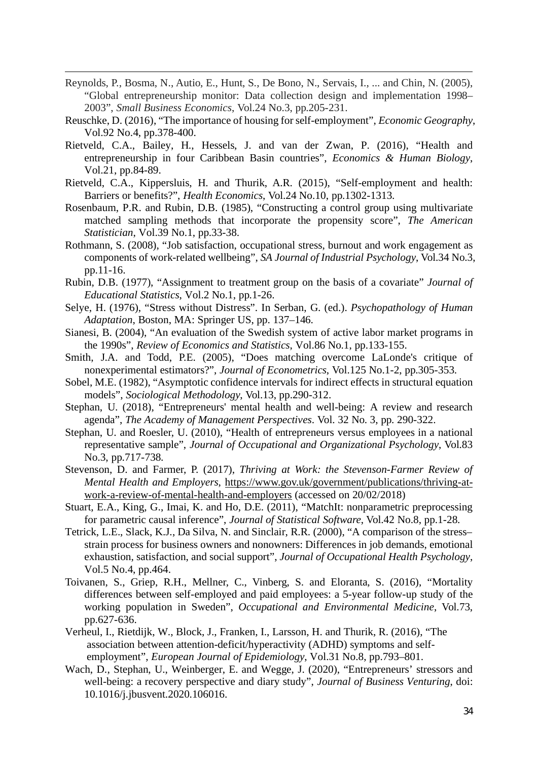Reynolds, P., Bosma, N., Autio, E., Hunt, S., De Bono, N., Servais, I., ... and Chin, N. (2005), "Global entrepreneurship monitor: Data collection design and implementation 1998–2003", *Small Business Economics*, Vol.24 No.3, pp.205-231.

Reuschke, D. (2016), "The importance of housing for self-employment", *Economic Geography*, Vol.92 No.4, pp.378-400.

Rietveld, C.A., Bailey, H., Hessels, J. and van der Zwan, P. (2016), "Health and entrepreneurship in four Caribbean Basin countries", *Economics & Human Biology*, Vol.21, pp.84-89.

Rietveld, C.A., Kippersluis, H. and Thurik, A.R. (2015), "Self-employment and health: Barriers or benefits?", *Health Economics*, Vol.24 No.10, pp.1302-1313.

Rosenbaum, P.R. and Rubin, D.B. (1985), "Constructing a control group using multivariate matched sampling methods that incorporate the propensity score", *The American Statistician*, Vol.39 No.1, pp.33-38.

Rothmann, S. (2008), "Job satisfaction, occupational stress, burnout and work engagement as components of work-related wellbeing", *SA Journal of Industrial Psychology*, Vol.34 No.3, pp.11-16.

Rubin, D.B. (1977), "Assignment to treatment group on the basis of a covariate" *Journal of Educational Statistics*, Vol.2 No.1, pp.1-26.

Selye, H. (1976), "Stress without Distress". In Serban, G. (ed.). *Psychopathology of Human Adaptation*, Boston, MA: Springer US, pp. 137–146.

Sianesi, B. (2004), "An evaluation of the Swedish system of active labor market programs in the 1990s", *Review of Economics and Statistics*, Vol.86 No.1, pp.133-155.

Smith, J.A. and Todd, P.E. (2005), "Does matching overcome LaLonde's critique of nonexperimental estimators?", *Journal of Econometrics*, Vol.125 No.1-2, pp.305-353.

Sobel, M.E. (1982), "Asymptotic confidence intervals for indirect effects in structural equation models", *Sociological Methodology*, Vol.13, pp.290-312.

Stephan, U. (2018), "Entrepreneurs' mental health and well-being: A review and research agenda", *The Academy of Management Perspectives*. Vol. 32 No. 3, pp. 290-322.

Stephan, U. and Roesler, U. (2010), "Health of entrepreneurs versus employees in a national representative sample", *Journal of Occupational and Organizational Psychology*, Vol.83 No.3, pp.717-738.

Stevenson, D. and Farmer, P. (2017), *Thriving at Work: the Stevenson-Farmer Review of Mental Health and Employers*, https://www.gov.uk/government/publications/thriving-at-work-a-review-of-mental-health-and-employers (accessed on 20/02/2018)

Stuart, E.A., King, G., Imai, K. and Ho, D.E. (2011), "MatchIt: nonparametric preprocessing for parametric causal inference", *Journal of Statistical Software*, Vol.42 No.8, pp.1-28.

Tetrick, L.E., Slack, K.J., Da Silva, N. and Sinclair, R.R. (2000), "A comparison of the stress–strain process for business owners and nonowners: Differences in job demands, emotional exhaustion, satisfaction, and social support", *Journal of Occupational Health Psychology*, Vol.5 No.4, pp.464.

Toivanen, S., Griep, R.H., Mellner, C., Vinberg, S. and Eloranta, S. (2016), "Mortality differences between self-employed and paid employees: a 5-year follow-up study of the working population in Sweden", *Occupational and Environmental Medicine*, Vol.73, pp.627-636.

Verheul, I., Rietdijk, W., Block, J., Franken, I., Larsson, H. and Thurik, R. (2016), "The association between attention-deficit/hyperactivity (ADHD) symptoms and self-employment", *European Journal of Epidemiology*, Vol.31 No.8, pp.793–801.

Wach, D., Stephan, U., Weinberger, E. and Wegge, J. (2020), "Entrepreneurs' stressors and well-being: a recovery perspective and diary study", *Journal of Business Venturing*, doi: 10.1016/j.jbusvent.2020.106016.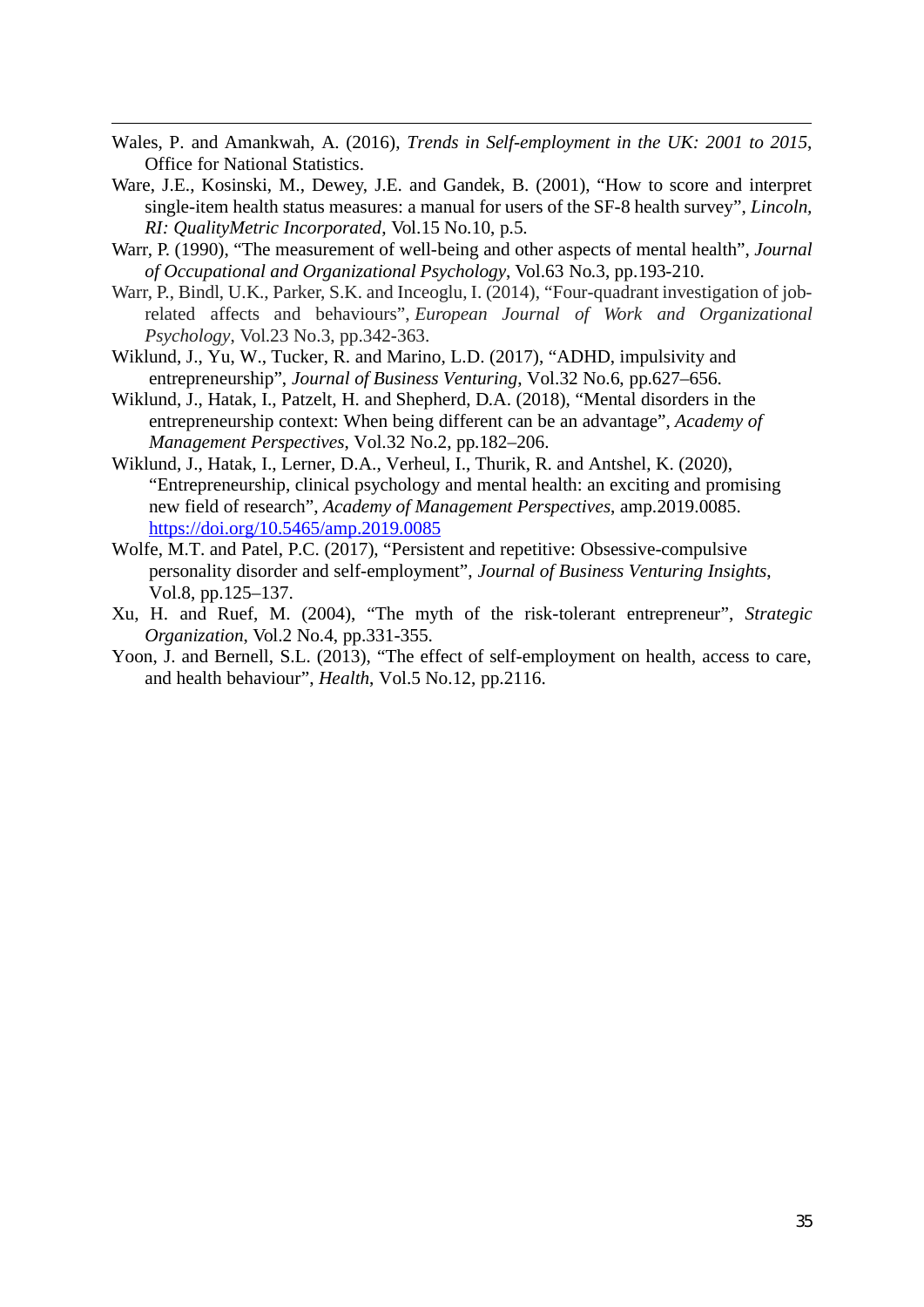Wales, P. and Amankwah, A. (2016), *Trends in Self-employment in the UK: 2001 to 2015*, Office for National Statistics.

Ware, J.E., Kosinski, M., Dewey, J.E. and Gandek, B. (2001), "How to score and interpret single-item health status measures: a manual for users of the SF-8 health survey", *Lincoln, RI: QualityMetric Incorporated*, Vol.15 No.10, p.5.

Warr, P. (1990), "The measurement of well-being and other aspects of mental health", *Journal of Occupational and Organizational Psychology*, Vol.63 No.3, pp.193-210.

Warr, P., Bindl, U.K., Parker, S.K. and Inceoglu, I. (2014), "Four-quadrant investigation of job-related affects and behaviours", *European Journal of Work and Organizational Psychology*, Vol.23 No.3, pp.342-363.

Wiklund, J., Yu, W., Tucker, R. and Marino, L.D. (2017), "ADHD, impulsivity and entrepreneurship", *Journal of Business Venturing*, Vol.32 No.6, pp.627–656.

Wiklund, J., Hatak, I., Patzelt, H. and Shepherd, D.A. (2018), "Mental disorders in the entrepreneurship context: When being different can be an advantage", *Academy of Management Perspectives*, Vol.32 No.2, pp.182–206.

Wiklund, J., Hatak, I., Lerner, D.A., Verheul, I., Thurik, R. and Antshel, K. (2020), "Entrepreneurship, clinical psychology and mental health: an exciting and promising new field of research", *Academy of Management Perspectives*, amp.2019.0085. https://doi.org/10.5465/amp.2019.0085

Wolfe, M.T. and Patel, P.C. (2017), "Persistent and repetitive: Obsessive-compulsive personality disorder and self-employment", *Journal of Business Venturing Insights*, Vol.8, pp.125–137.

Xu, H. and Ruef, M. (2004), "The myth of the risk-tolerant entrepreneur", *Strategic Organization*, Vol.2 No.4, pp.331-355.

Yoon, J. and Bernell, S.L. (2013), "The effect of self-employment on health, access to care, and health behaviour", *Health*, Vol.5 No.12, pp.2116.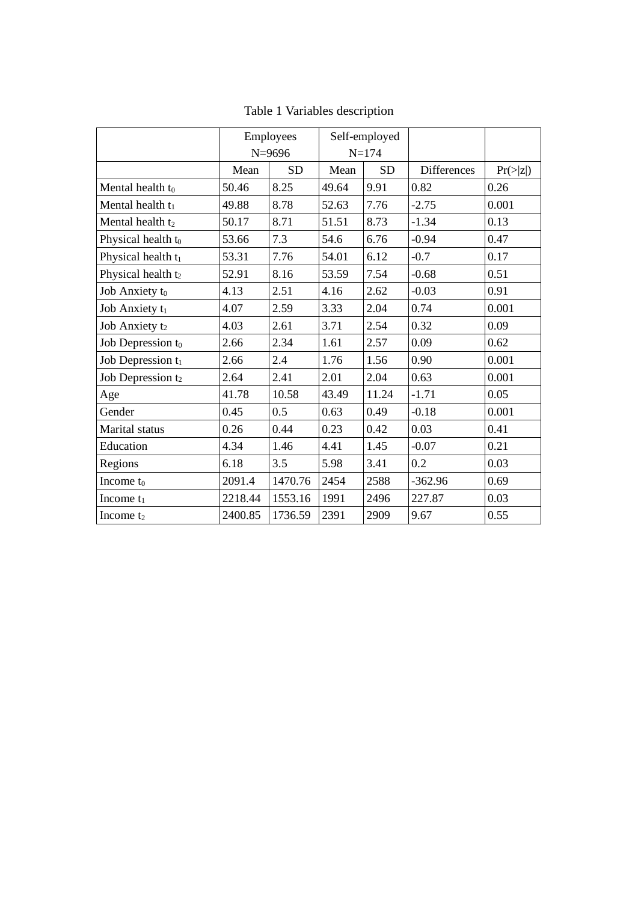Table 1 Variables description

| | Employees N=9696 | | Self-employed N=174 | | | |
|---|---|---|---|---|---|---|
| | Mean | SD | Mean | SD | Differences | Pr(>\|z\|) |
| Mental health $t_0$ | 50.46 | 8.25 | 49.64 | 9.91 | 0.82 | 0.26 |
| Mental health $t_1$ | 49.88 | 8.78 | 52.63 | 7.76 | -2.75 | 0.001 |
| Mental health $t_2$ | 50.17 | 8.71 | 51.51 | 8.73 | -1.34 | 0.13 |
| Physical health $t_0$ | 53.66 | 7.3 | 54.6 | 6.76 | -0.94 | 0.47 |
| Physical health $t_1$ | 53.31 | 7.76 | 54.01 | 6.12 | -0.7 | 0.17 |
| Physical health $t_2$ | 52.91 | 8.16 | 53.59 | 7.54 | -0.68 | 0.51 |
| Job Anxiety $t_0$ | 4.13 | 2.51 | 4.16 | 2.62 | -0.03 | 0.91 |
| Job Anxiety $t_1$ | 4.07 | 2.59 | 3.33 | 2.04 | 0.74 | 0.001 |
| Job Anxiety $t_2$ | 4.03 | 2.61 | 3.71 | 2.54 | 0.32 | 0.09 |
| Job Depression $t_0$ | 2.66 | 2.34 | 1.61 | 2.57 | 0.09 | 0.62 |
| Job Depression $t_1$ | 2.66 | 2.4 | 1.76 | 1.56 | 0.90 | 0.001 |
| Job Depression $t_2$ | 2.64 | 2.41 | 2.01 | 2.04 | 0.63 | 0.001 |
| Age | 41.78 | 10.58 | 43.49 | 11.24 | -1.71 | 0.05 |
| Gender | 0.45 | 0.5 | 0.63 | 0.49 | -0.18 | 0.001 |
| Marital status | 0.26 | 0.44 | 0.23 | 0.42 | 0.03 | 0.41 |
| Education | 4.34 | 1.46 | 4.41 | 1.45 | -0.07 | 0.21 |
| Regions | 6.18 | 3.5 | 5.98 | 3.41 | 0.2 | 0.03 |
| Income $t_0$ | 2091.4 | 1470.76 | 2454 | 2588 | -362.96 | 0.69 |
| Income $t_1$ | 2218.44 | 1553.16 | 1991 | 2496 | 227.87 | 0.03 |
| Income $t_2$ | 2400.85 | 1736.59 | 2391 | 2909 | 9.67 | 0.55 |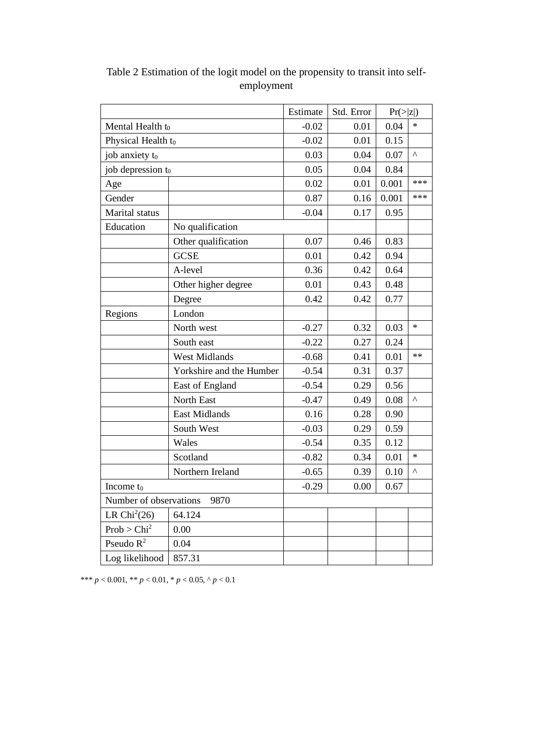Table 2 Estimation of the logit model on the propensity to transit into self-employment

| | | Estimate | Std. Error | Pr(>\|z\|) | |
|---|---|---|---|---|---|
| Mental Health $t_0$ | | -0.02 | 0.01 | 0.04 | * |
| Physical Health $t_0$ | | -0.02 | 0.01 | 0.15 | |
| job anxiety $t_0$ | | 0.03 | 0.04 | 0.07 | ^ |
| job depression $t_0$ | | 0.05 | 0.04 | 0.84 | |
| Age | | 0.02 | 0.01 | 0.001 | *** |
| Gender | | 0.87 | 0.16 | 0.001 | *** |
| Marital status | | -0.04 | 0.17 | 0.95 | |
| Education | No qualification | | | | |
| | Other qualification | 0.07 | 0.46 | 0.83 | |
| | GCSE | 0.01 | 0.42 | 0.94 | |
| | A-level | 0.36 | 0.42 | 0.64 | |
| | Other higher degree | 0.01 | 0.43 | 0.48 | |
| | Degree | 0.42 | 0.42 | 0.77 | |
| Regions | London | | | | |
| | North west | -0.27 | 0.32 | 0.03 | * |
| | South east | -0.22 | 0.27 | 0.24 | |
| | West Midlands | -0.68 | 0.41 | 0.01 | ** |
| | Yorkshire and the Humber | -0.54 | 0.31 | 0.37 | |
| | East of England | -0.54 | 0.29 | 0.56 | |
| | North East | -0.47 | 0.49 | 0.08 | ^ |
| | East Midlands | 0.16 | 0.28 | 0.90 | |
| | South West | -0.03 | 0.29 | 0.59 | |
| | Wales | -0.54 | 0.35 | 0.12 | |
| | Scotland | -0.82 | 0.34 | 0.01 | * |
| | Northern Ireland | -0.65 | 0.39 | 0.10 | ^ |
| Income $t_0$ | | -0.29 | 0.00 | 0.67 | |
| Number of observations 9870 | | | | | |
| LR $Chi^2(26)$ | 64.124 | | | | |
| Prob > $Chi^2$ | 0.00 | | | | |
| Pseudo $R^2$ | 0.04 | | | | |
| Log likelihood | 857.31 | | | | |

*** $p < 0.001$, ** $p < 0.01$, * $p < 0.05$, ^ $p < 0.1$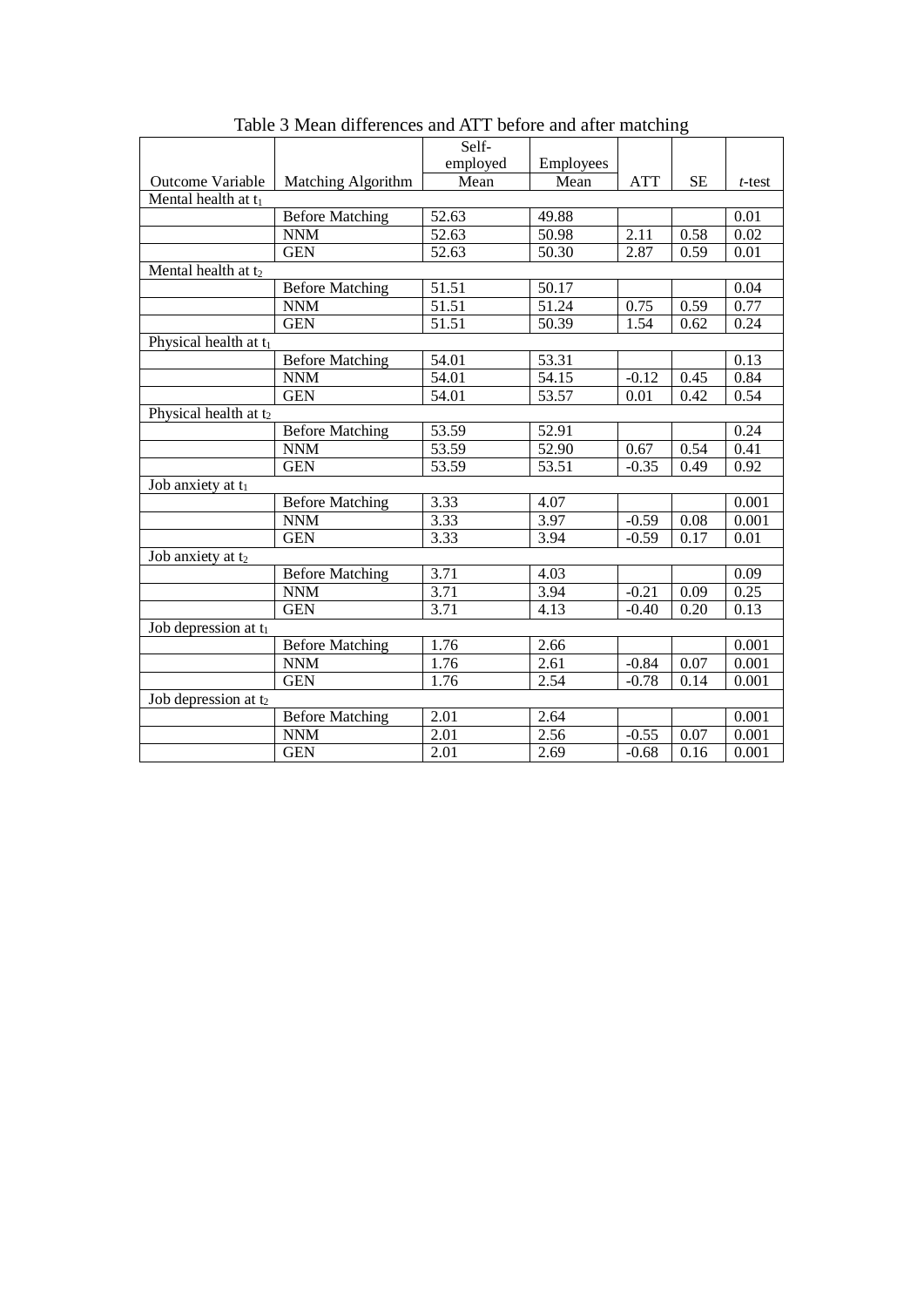Table 3 Mean differences and ATT before and after matching

| Outcome Variable | Matching Algorithm | Self-employed Mean | Employees Mean | ATT | SE | *t*-test |
|---|---|---|---|---|---|---|
| Mental health at $t_1$ | | | | | | |
| | Before Matching | 52.63 | 49.88 | | | 0.01 |
| | NNM | 52.63 | 50.98 | 2.11 | 0.58 | 0.02 |
| | GEN | 52.63 | 50.30 | 2.87 | 0.59 | 0.01 |
| Mental health at $t_2$ | | | | | | |
| | Before Matching | 51.51 | 50.17 | | | 0.04 |
| | NNM | 51.51 | 51.24 | 0.75 | 0.59 | 0.77 |
| | GEN | 51.51 | 50.39 | 1.54 | 0.62 | 0.24 |
| Physical health at $t_1$ | | | | | | |
| | Before Matching | 54.01 | 53.31 | | | 0.13 |
| | NNM | 54.01 | 54.15 | -0.12 | 0.45 | 0.84 |
| | GEN | 54.01 | 53.57 | 0.01 | 0.42 | 0.54 |
| Physical health at $t_2$ | | | | | | |
| | Before Matching | 53.59 | 52.91 | | | 0.24 |
| | NNM | 53.59 | 52.90 | 0.67 | 0.54 | 0.41 |
| | GEN | 53.59 | 53.51 | -0.35 | 0.49 | 0.92 |
| Job anxiety at $t_1$ | | | | | | |
| | Before Matching | 3.33 | 4.07 | | | 0.001 |
| | NNM | 3.33 | 3.97 | -0.59 | 0.08 | 0.001 |
| | GEN | 3.33 | 3.94 | -0.59 | 0.17 | 0.01 |
| Job anxiety at $t_2$ | | | | | | |
| | Before Matching | 3.71 | 4.03 | | | 0.09 |
| | NNM | 3.71 | 3.94 | -0.21 | 0.09 | 0.25 |
| | GEN | 3.71 | 4.13 | -0.40 | 0.20 | 0.13 |
| Job depression at $t_1$ | | | | | | |
| | Before Matching | 1.76 | 2.66 | | | 0.001 |
| | NNM | 1.76 | 2.61 | -0.84 | 0.07 | 0.001 |
| | GEN | 1.76 | 2.54 | -0.78 | 0.14 | 0.001 |
| Job depression at $t_2$ | | | | | | |
| | Before Matching | 2.01 | 2.64 | | | 0.001 |
| | NNM | 2.01 | 2.56 | -0.55 | 0.07 | 0.001 |
| | GEN | 2.01 | 2.69 | -0.68 | 0.16 | 0.001 |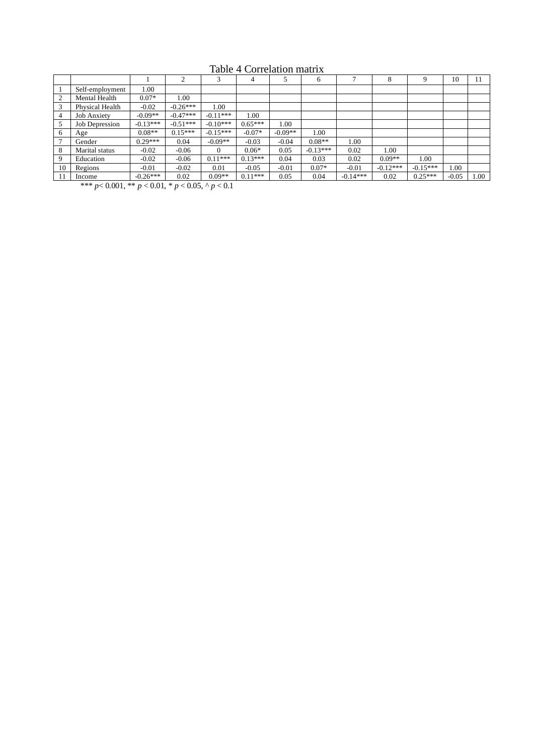Table 4 Correlation matrix

| | | 1 | 2 | 3 | 4 | 5 | 6 | 7 | 8 | 9 | 10 | 11 |
|---|---|---|---|---|---|---|---|---|---|---|---|---|
| 1 | Self-employment | 1.00 | | | | | | | | | | |
| 2 | Mental Health | 0.07* | 1.00 | | | | | | | | | |
| 3 | Physical Health | -0.02 | -0.26*** | 1.00 | | | | | | | | |
| 4 | Job Anxiety | -0.09** | -0.47*** | -0.11*** | 1.00 | | | | | | | |
| 5 | Job Depression | -0.13*** | -0.51*** | -0.10*** | 0.65*** | 1.00 | | | | | | |
| 6 | Age | 0.08** | 0.15*** | -0.15*** | -0.07* | -0.09** | 1.00 | | | | | |
| 7 | Gender | 0.29*** | 0.04 | -0.09** | -0.03 | -0.04 | 0.08** | 1.00 | | | | |
| 8 | Marital status | -0.02 | -0.06 | 0 | 0.06* | 0.05 | -0.13*** | 0.02 | 1.00 | | | |
| 9 | Education | -0.02 | -0.06 | 0.11*** | 0.13*** | 0.04 | 0.03 | 0.02 | 0.09** | 1.00 | | |
| 10 | Regions | -0.01 | -0.02 | 0.01 | -0.05 | -0.01 | 0.07* | -0.01 | -0.12*** | -0.15*** | 1.00 | |
| 11 | Income | -0.26*** | 0.02 | 0.09** | 0.11*** | 0.05 | 0.04 | -0.14*** | 0.02 | 0.25*** | -0.05 | 1.00 |

*** $p < 0.001$, ** $p < 0.01$, * $p < 0.05$, ^ $p < 0.1$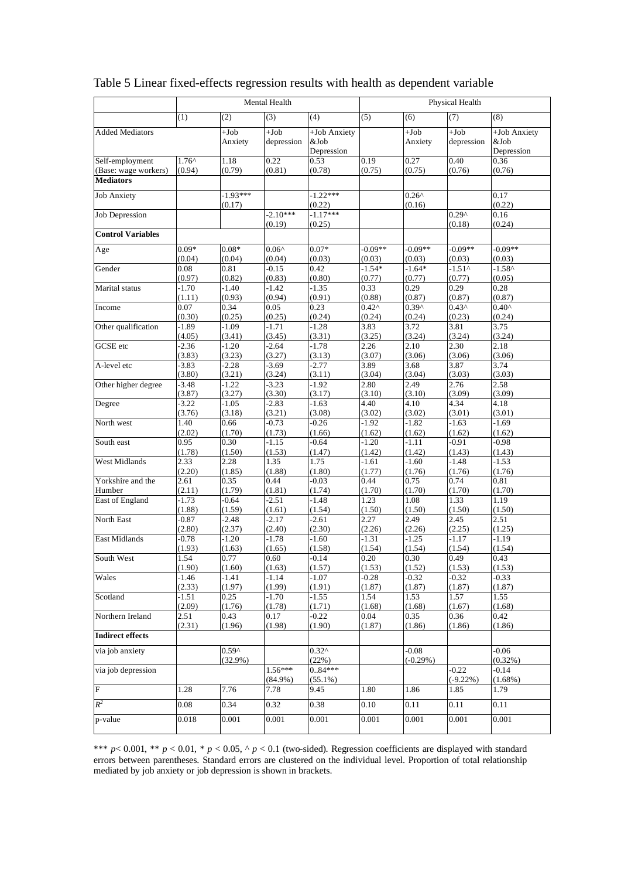Table 5 Linear fixed-effects regression results with health as dependent variable

| | Mental Health | | | | Physical Health | | | |
|---|---|---|---|---|---|---|---|---|
| | (1) | (2) | (3) | (4) | (5) | (6) | (7) | (8) |
| Added Mediators | | +Job Anxiety | +Job depression | +Job Anxiety &Job Depression | | +Job Anxiety | +Job depression | +Job Anxiety &Job Depression |
| Self-employment (Base: wage workers) | 1.76^ (0.94) | 1.18 (0.79) | 0.22 (0.81) | 0.53 (0.78) | 0.19 (0.75) | 0.27 (0.75) | 0.40 (0.76) | 0.36 (0.76) |
| **Mediators** | | | | | | | | |
| Job Anxiety | | -1.93*** (0.17) | | -1.22*** (0.22) | | 0.26^ (0.16) | | 0.17 (0.22) |
| Job Depression | | | -2.10*** (0.19) | -1.17*** (0.25) | | | 0.29^ (0.18) | 0.16 (0.24) |
| **Control Variables** | | | | | | | | |
| Age | 0.09* (0.04) | 0.08* (0.04) | 0.06^ (0.04) | 0.07* (0.03) | -0.09** (0.03) | -0.09** (0.03) | -0.09** (0.03) | -0.09** (0.03) |
| Gender | 0.08 (0.97) | 0.81 (0.82) | -0.15 (0.83) | 0.42 (0.80) | -1.54* (0.77) | -1.64* (0.77) | -1.51^ (0.77) | -1.58^ (0.05) |
| Marital status | -1.70 (1.11) | -1.40 (0.93) | -1.42 (0.94) | -1.35 (0.91) | 0.33 (0.88) | 0.29 (0.87) | 0.29 (0.87) | 0.28 (0.87) |
| Income | 0.07 (0.30) | 0.34 (0.25) | 0.05 (0.25) | 0.23 (0.24) | 0.42^ (0.24) | 0.39^ (0.24) | 0.43^ (0.23) | 0.40^ (0.24) |
| Other qualification | -1.89 (4.05) | -1.09 (3.41) | -1.71 (3.45) | -1.28 (3.31) | 3.83 (3.25) | 3.72 (3.24) | 3.81 (3.24) | 3.75 (3.24) |
| GCSE etc | -2.36 (3.83) | -1.20 (3.23) | -2.64 (3.27) | -1.78 (3.13) | 2.26 (3.07) | 2.10 (3.06) | 2.30 (3.06) | 2.18 (3.06) |
| A-level etc | -3.83 (3.80) | -2.28 (3.21) | -3.69 (3.24) | -2.77 (3.11) | 3.89 (3.04) | 3.68 (3.04) | 3.87 (3.03) | 3.74 (3.03) |
| Other higher degree | -3.48 (3.87) | -1.22 (3.27) | -3.23 (3.30) | -1.92 (3.17) | 2.80 (3.10) | 2.49 (3.10) | 2.76 (3.09) | 2.58 (3.09) |
| Degree | -3.22 (3.76) | -1.05 (3.18) | -2.83 (3.21) | -1.63 (3.08) | 4.40 (3.02) | 4.10 (3.02) | 4.34 (3.01) | 4.18 (3.01) |
| North west | 1.40 (2.02) | 0.66 (1.70) | -0.73 (1.73) | -0.26 (1.66) | -1.92 (1.62) | -1.82 (1.62) | -1.63 (1.62) | -1.69 (1.62) |
| South east | 0.95 (1.78) | 0.30 (1.50) | -1.15 (1.53) | -0.64 (1.47) | -1.20 (1.42) | -1.11 (1.42) | -0.91 (1.43) | -0.98 (1.43) |
| West Midlands | 2.33 (2.20) | 2.28 (1.85) | 1.35 (1.88) | 1.75 (1.80) | -1.61 (1.77) | -1.60 (1.76) | -1.48 (1.76) | -1.53 (1.76) |
| Yorkshire and the Humber | 2.61 (2.11) | 0.35 (1.79) | 0.44 (1.81) | -0.03 (1.74) | 0.44 (1.70) | 0.75 (1.70) | 0.74 (1.70) | 0.81 (1.70) |
| East of England | -1.73 (1.88) | -0.64 (1.59) | -2.51 (1.61) | -1.48 (1.54) | 1.23 (1.50) | 1.08 (1.50) | 1.33 (1.50) | 1.19 (1.50) |
| North East | -0.87 (2.80) | -2.48 (2.37) | -2.17 (2.40) | -2.61 (2.30) | 2.27 (2.26) | 2.49 (2.26) | 2.45 (2.25) | 2.51 (1.25) |
| East Midlands | -0.78 (1.93) | -1.20 (1.63) | -1.78 (1.65) | -1.60 (1.58) | -1.31 (1.54) | -1.25 (1.54) | -1.17 (1.54) | -1.19 (1.54) |
| South West | 1.54 (1.90) | 0.77 (1.60) | 0.60 (1.63) | -0.14 (1.57) | 0.20 (1.53) | 0.30 (1.52) | 0.49 (1.53) | 0.43 (1.53) |
| Wales | -1.46 (2.33) | -1.41 (1.97) | -1.14 (1.99) | -1.07 (1.91) | -0.28 (1.87) | -0.32 (1.87) | -0.32 (1.87) | -0.33 (1.87) |
| Scotland | -1.51 (2.09) | 0.25 (1.76) | -1.70 (1.78) | -1.55 (1.71) | 1.54 (1.68) | 1.53 (1.68) | 1.57 (1.67) | 1.55 (1.68) |
| Northern Ireland | 2.51 (2.31) | 0.43 (1.96) | 0.17 (1.98) | -0.22 (1.90) | 0.04 (1.87) | 0.35 (1.86) | 0.36 (1.86) | 0.42 (1.86) |
| **Indirect effects** | | | | | | | | |
| via job anxiety | | 0.59^ (32.9%) | | 0.32^ (22%) | | -0.08 (-0.29%) | | -0.06 (0.32%) |
| via job depression | | | 1.56*** (84.9%) | 0..84*** (55.1%) | | | -0.22 (-9.22%) | -0.14 (1.68%) |
| F | 1.28 | 7.76 | 7.78 | 9.45 | 1.80 | 1.86 | 1.85 | 1.79 |
| $R^2$ | 0.08 | 0.34 | 0.32 | 0.38 | 0.10 | 0.11 | 0.11 | 0.11 |
| p-value | 0.018 | 0.001 | 0.001 | 0.001 | 0.001 | 0.001 | 0.001 | 0.001 |

*** $p < 0.001$, ** $p < 0.01$, * $p < 0.05$, ^ $p < 0.1$ (two-sided). Regression coefficients are displayed with standard errors between parentheses. Standard errors are clustered on the individual level. Proportion of total relationship mediated by job anxiety or job depression is shown in brackets.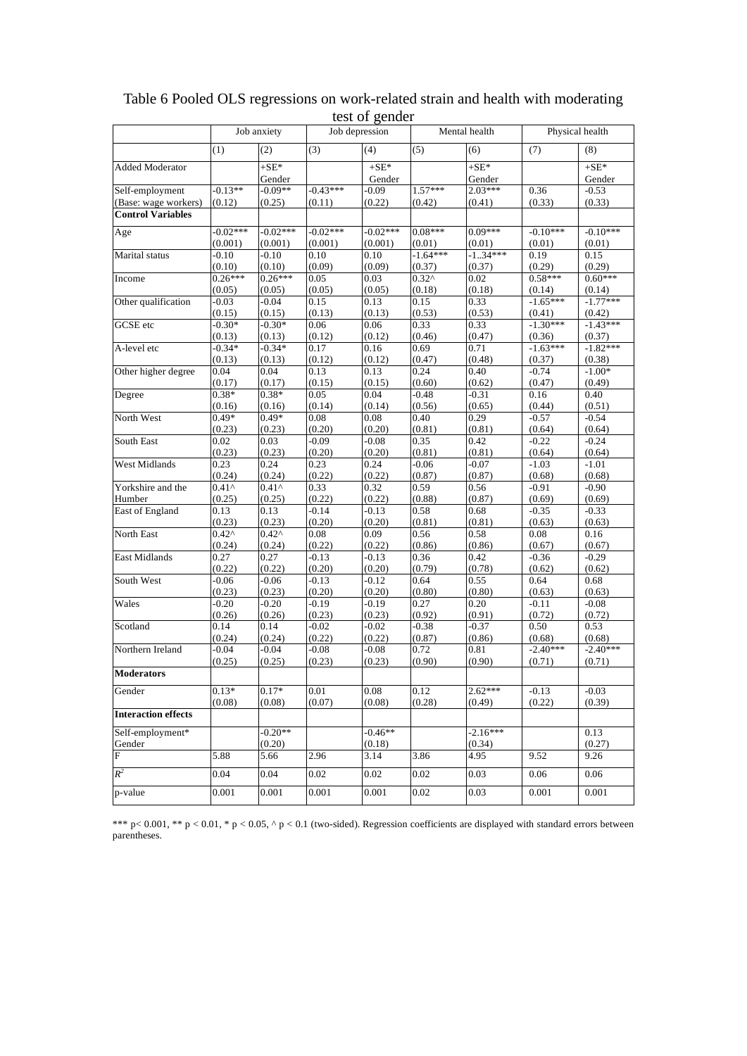Table 6 Pooled OLS regressions on work-related strain and health with moderating test of gender

| | Job anxiety | | Job depression | | Mental health | | Physical health | |
|---|---|---|---|---|---|---|---|---|
| | (1) | (2) | (3) | (4) | (5) | (6) | (7) | (8) |
| Added Moderator | | +SE* Gender | | +SE* Gender | | +SE* Gender | | +SE* Gender |
| Self-employment (Base: wage workers) | -0.13** (0.12) | -0.09** (0.25) | -0.43*** (0.11) | -0.09 (0.22) | 1.57*** (0.42) | 2.03*** (0.41) | 0.36 (0.33) | -0.53 (0.33) |
| **Control Variables** | | | | | | | | |
| Age | -0.02*** (0.001) | -0.02*** (0.001) | -0.02*** (0.001) | -0.02*** (0.001) | 0.08*** (0.01) | 0.09*** (0.01) | -0.10*** (0.01) | -0.10*** (0.01) |
| Marital status | -0.10 (0.10) | -0.10 (0.10) | 0.10 (0.09) | 0.10 (0.09) | -1.64*** (0.37) | -1..34*** (0.37) | 0.19 (0.29) | 0.15 (0.29) |
| Income | 0.26*** (0.05) | 0.26*** (0.05) | 0.05 (0.05) | 0.03 (0.05) | 0.32^ (0.18) | 0.02 (0.18) | 0.58*** (0.14) | 0.60*** (0.14) |
| Other qualification | -0.03 (0.15) | -0.04 (0.15) | 0.15 (0.13) | 0.13 (0.13) | 0.15 (0.53) | 0.33 (0.53) | -1.65*** (0.41) | -1.77*** (0.42) |
| GCSE etc | -0.30* (0.13) | -0.30* (0.13) | 0.06 (0.12) | 0.06 (0.12) | 0.33 (0.46) | 0.33 (0.47) | -1.30*** (0.36) | -1.43*** (0.37) |
| A-level etc | -0.34* (0.13) | -0.34* (0.13) | 0.17 (0.12) | 0.16 (0.12) | 0.69 (0.47) | 0.71 (0.48) | -1.63*** (0.37) | -1.82*** (0.38) |
| Other higher degree | 0.04 (0.17) | 0.04 (0.17) | 0.13 (0.15) | 0.13 (0.15) | 0.24 (0.60) | 0.40 (0.62) | -0.74 (0.47) | -1.00* (0.49) |
| Degree | 0.38* (0.16) | 0.38* (0.16) | 0.05 (0.14) | 0.04 (0.14) | -0.48 (0.56) | -0.31 (0.65) | 0.16 (0.44) | 0.40 (0.51) |
| North West | 0.49* (0.23) | 0.49* (0.23) | 0.08 (0.20) | 0.08 (0.20) | 0.40 (0.81) | 0.29 (0.81) | -0.57 (0.64) | -0.54 (0.64) |
| South East | 0.02 (0.23) | 0.03 (0.23) | -0.09 (0.20) | -0.08 (0.20) | 0.35 (0.81) | 0.42 (0.81) | -0.22 (0.64) | -0.24 (0.64) |
| West Midlands | 0.23 (0.24) | 0.24 (0.24) | 0.23 (0.22) | 0.24 (0.22) | -0.06 (0.87) | -0.07 (0.87) | -1.03 (0.68) | -1.01 (0.68) |
| Yorkshire and the Humber | 0.41^ (0.25) | 0.41^ (0.25) | 0.33 (0.22) | 0.32 (0.22) | 0.59 (0.88) | 0.56 (0.87) | -0.91 (0.69) | -0.90 (0.69) |
| East of England | 0.13 (0.23) | 0.13 (0.23) | -0.14 (0.20) | -0.13 (0.20) | 0.58 (0.81) | 0.68 (0.81) | -0.35 (0.63) | -0.33 (0.63) |
| North East | 0.42^ (0.24) | 0.42^ (0.24) | 0.08 (0.22) | 0.09 (0.22) | 0.56 (0.86) | 0.58 (0.86) | 0.08 (0.67) | 0.16 (0.67) |
| East Midlands | 0.27 (0.22) | 0.27 (0.22) | -0.13 (0.20) | -0.13 (0.20) | 0.36 (0.79) | 0.42 (0.78) | -0.36 (0.62) | -0.29 (0.62) |
| South West | -0.06 (0.23) | -0.06 (0.23) | -0.13 (0.20) | -0.12 (0.20) | 0.64 (0.80) | 0.55 (0.80) | 0.64 (0.63) | 0.68 (0.63) |
| Wales | -0.20 (0.26) | -0.20 (0.26) | -0.19 (0.23) | -0.19 (0.23) | 0.27 (0.92) | 0.20 (0.91) | -0.11 (0.72) | -0.08 (0.72) |
| Scotland | 0.14 (0.24) | 0.14 (0.24) | -0.02 (0.22) | -0.02 (0.22) | -0.38 (0.87) | -0.37 (0.86) | 0.50 (0.68) | 0.53 (0.68) |
| Northern Ireland | -0.04 (0.25) | -0.04 (0.25) | -0.08 (0.23) | -0.08 (0.23) | 0.72 (0.90) | 0.81 (0.90) | -2.40*** (0.71) | -2.40*** (0.71) |
| **Moderators** | | | | | | | | |
| Gender | 0.13* (0.08) | 0.17* (0.08) | 0.01 (0.07) | 0.08 (0.08) | 0.12 (0.28) | 2.62*** (0.49) | -0.13 (0.22) | -0.03 (0.39) |
| **Interaction effects** | | | | | | | | |
| Self-employment* Gender | | -0.20** (0.20) | | -0.46** (0.18) | | -2.16*** (0.34) | | 0.13 (0.27) |
| F | 5.88 | 5.66 | 2.96 | 3.14 | 3.86 | 4.95 | 9.52 | 9.26 |
| $R^2$ | 0.04 | 0.04 | 0.02 | 0.02 | 0.02 | 0.03 | 0.06 | 0.06 |
| p-value | 0.001 | 0.001 | 0.001 | 0.001 | 0.02 | 0.03 | 0.001 | 0.001 |

*** p< 0.001, ** p < 0.01, * p < 0.05, ^ p < 0.1 (two-sided). Regression coefficients are displayed with standard errors between parentheses.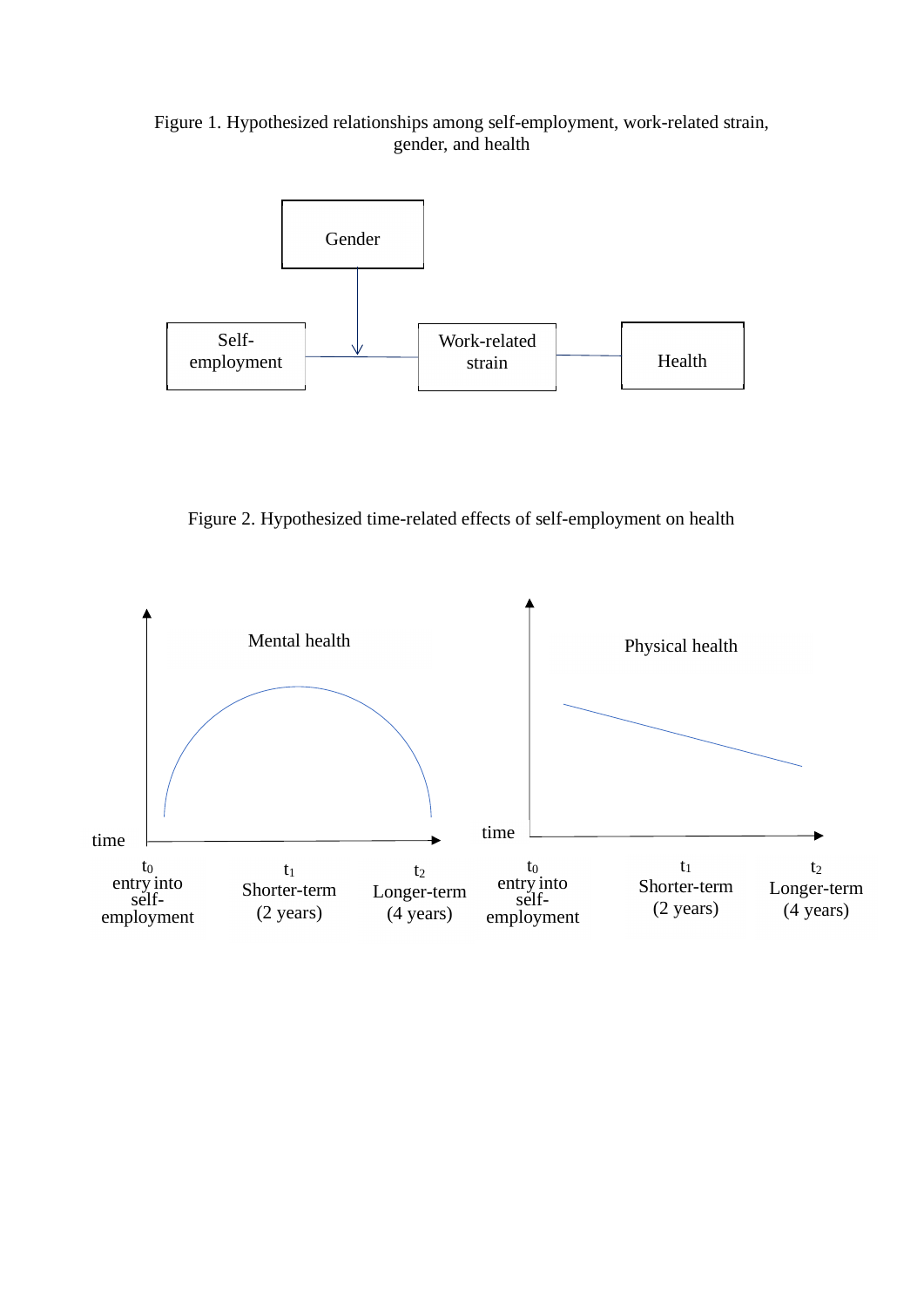Figure 1. Hypothesized relationships among self-employment, work-related strain, gender, and health

Gender

Self-employment

Work-related strain

Health

Figure 2. Hypothesized time-related effects of self-employment on health

Mental health

time

$t_0$ entry into self-employment

$t_1$ Shorter-term (2 years)

$t_2$ Longer-term (4 years)

Physical health

time

$t_0$ entry into self-employment

$t_1$ Shorter-term (2 years)

$t_2$ Longer-term (4 years)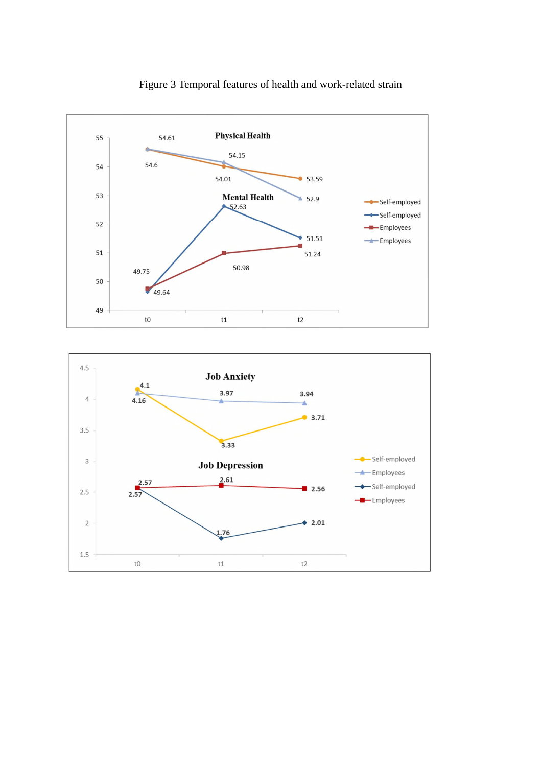Figure 3 Temporal features of health and work-related strain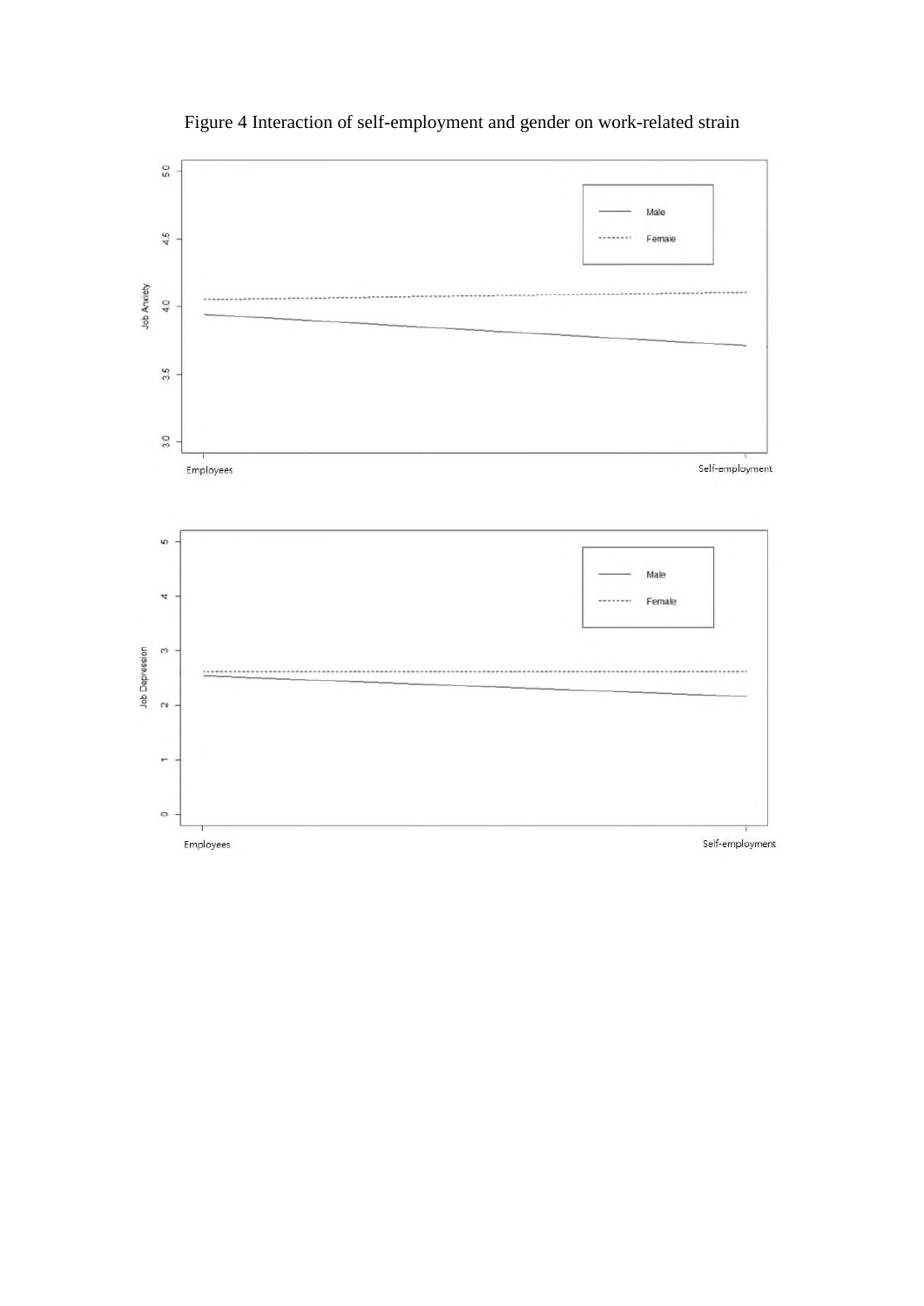Figure 4 Interaction of self-employment and gender on work-related strain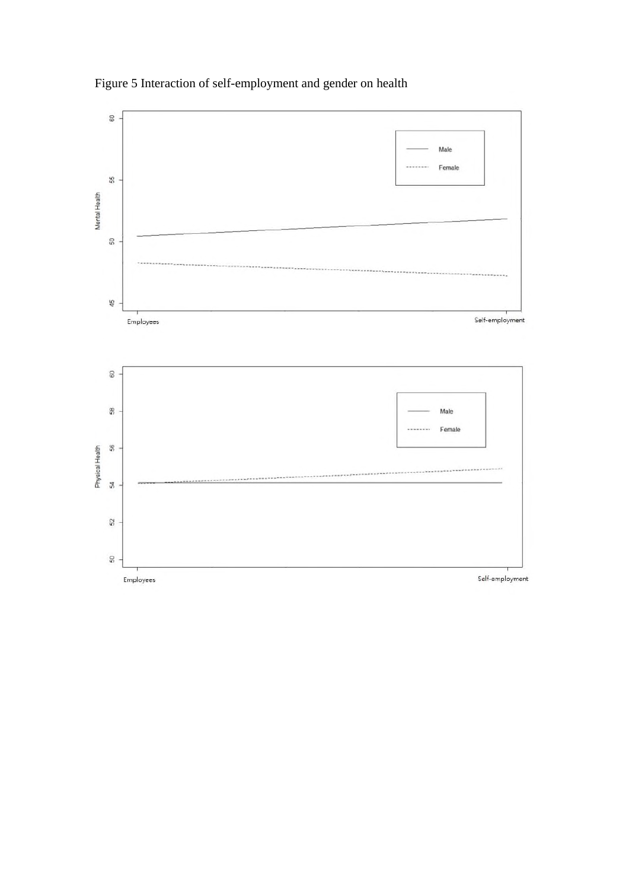Figure 5 Interaction of self-employment and gender on health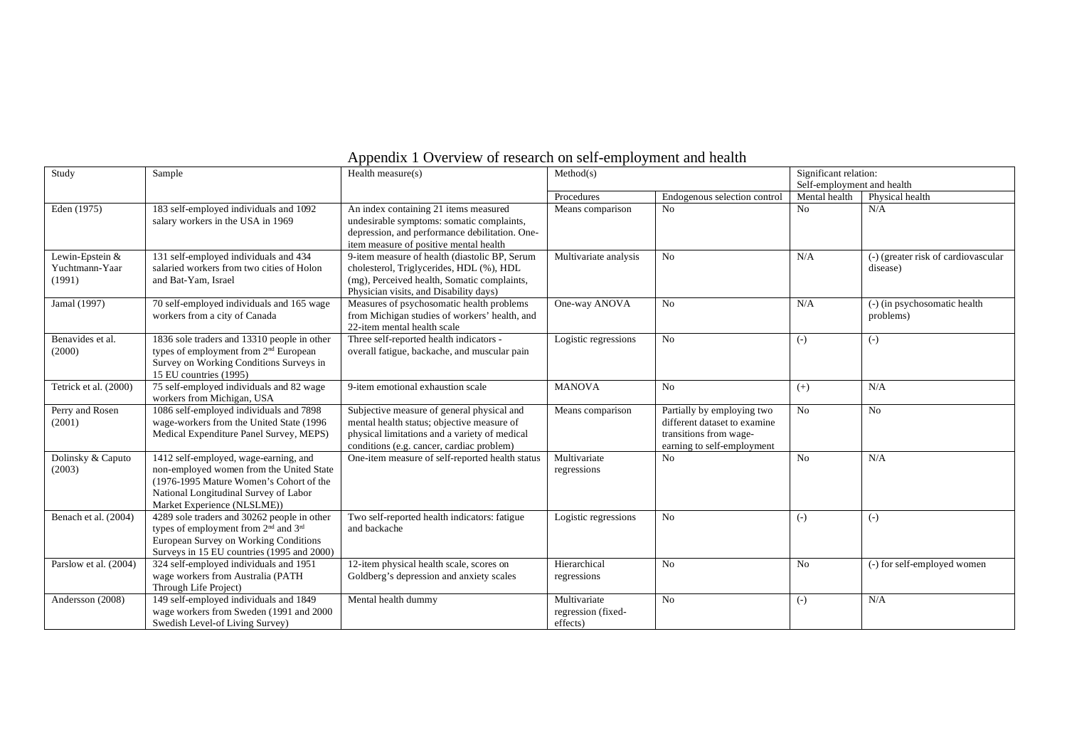# Appendix 1 Overview of research on self-employment and health

| Study | Sample | Health measure(s) | Method(s) | | Significant relation: Self-employment and health | |
|---|---|---|---|---|---|---|
| | | | Procedures | Endogenous selection control | Mental health | Physical health |
| Eden (1975) | 183 self-employed individuals and 1092 salary workers in the USA in 1969 | An index containing 21 items measured undesirable symptoms: somatic complaints, depression, and performance debilitation. One-item measure of positive mental health | Means comparison | No | No | N/A |
| Lewin-Epstein & Yuchtmann-Yaar (1991) | 131 self-employed individuals and 434 salaried workers from two cities of Holon and Bat-Yam, Israel | 9-item measure of health (diastolic BP, Serum cholesterol, Triglycerides, HDL (%), HDL (mg), Perceived health, Somatic complaints, Physician visits, and Disability days) | Multivariate analysis | No | N/A | (-) (greater risk of cardiovascular disease) |
| Jamal (1997) | 70 self-employed individuals and 165 wage workers from a city of Canada | Measures of psychosomatic health problems from Michigan studies of workers' health, and 22-item mental health scale | One-way ANOVA | No | N/A | (-) (in psychosomatic health problems) |
| Benavides et al. (2000) | 1836 sole traders and 13310 people in other types of employment from 2nd European Survey on Working Conditions Surveys in 15 EU countries (1995) | Three self-reported health indicators - overall fatigue, backache, and muscular pain | Logistic regressions | No | (-) | (-) |
| Tetrick et al. (2000) | 75 self-employed individuals and 82 wage workers from Michigan, USA | 9-item emotional exhaustion scale | MANOVA | No | (+) | N/A |
| Perry and Rosen (2001) | 1086 self-employed individuals and 7898 wage-workers from the United State (1996 Medical Expenditure Panel Survey, MEPS) | Subjective measure of general physical and mental health status; objective measure of physical limitations and a variety of medical conditions (e.g. cancer, cardiac problem) | Means comparison | Partially by employing two different dataset to examine transitions from wage-earning to self-employment | No | No |
| Dolinsky & Caputo (2003) | 1412 self-employed, wage-earning, and non-employed women from the United State (1976-1995 Mature Women's Cohort of the National Longitudinal Survey of Labor Market Experience (NLSLME)) | One-item measure of self-reported health status | Multivariate regressions | No | No | N/A |
| Benach et al. (2004) | 4289 sole traders and 30262 people in other types of employment from 2nd and 3rd European Survey on Working Conditions Surveys in 15 EU countries (1995 and 2000) | Two self-reported health indicators: fatigue and backache | Logistic regressions | No | (-) | (-) |
| Parslow et al. (2004) | 324 self-employed individuals and 1951 wage workers from Australia (PATH Through Life Project) | 12-item physical health scale, scores on Goldberg's depression and anxiety scales | Hierarchical regressions | No | No | (-) for self-employed women |
| Andersson (2008) | 149 self-employed individuals and 1849 wage workers from Sweden (1991 and 2000 Swedish Level-of Living Survey) | Mental health dummy | Multivariate regression (fixed-effects) | No | (-) | N/A |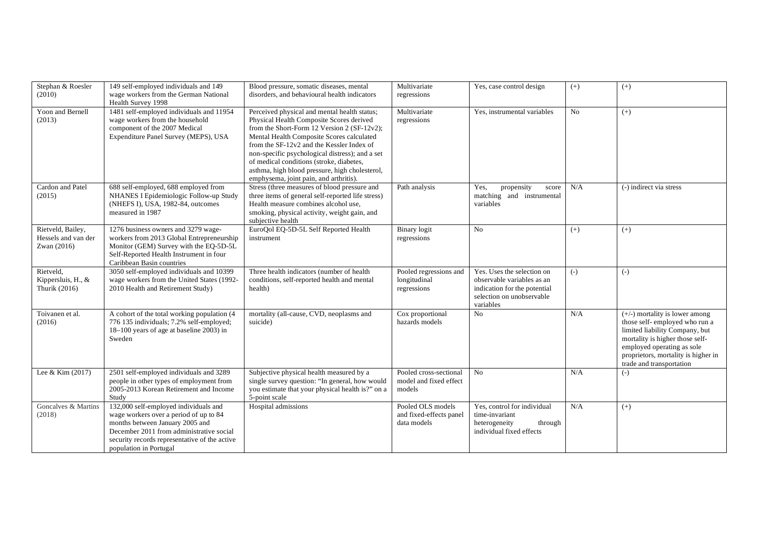| Stephan & Roesler (2010) | 149 self-employed individuals and 149 wage workers from the German National Health Survey 1998 | Blood pressure, somatic diseases, mental disorders, and behavioural health indicators | Multivariate regressions | Yes, case control design | (+) | (+) |
|---|---|---|---|---|---|---|
| Yoon and Bernell (2013) | 1481 self-employed individuals and 11954 wage workers from the household component of the 2007 Medical Expenditure Panel Survey (MEPS), USA | Perceived physical and mental health status; Physical Health Composite Scores derived from the Short-Form 12 Version 2 (SF-12v2); Mental Health Composite Scores calculated from the SF-12v2 and the Kessler Index of non-specific psychological distress); and a set of medical conditions (stroke, diabetes, asthma, high blood pressure, high cholesterol, emphysema, joint pain, and arthritis). | Multivariate regressions | Yes, instrumental variables | No | (+) |
| Cardon and Patel (2015) | 688 self-employed, 688 employed from NHANES I Epidemiologic Follow-up Study (NHEFS I), USA, 1982-84, outcomes measured in 1987 | Stress (three measures of blood pressure and three items of general self-reported life stress) Health measure combines alcohol use, smoking, physical activity, weight gain, and subjective health | Path analysis | Yes, propensity score matching and instrumental variables | N/A | (-) indirect via stress |
| Rietveld, Bailey, Hessels and van der Zwan (2016) | 1276 business owners and 3279 wage-workers from 2013 Global Entrepreneurship Monitor (GEM) Survey with the EQ-5D-5L Self-Reported Health Instrument in four Caribbean Basin countries | EuroQol EQ-5D-5L Self Reported Health instrument | Binary logit regressions | No | (+) | (+) |
| Rietveld, Kippersluis, H., & Thurik (2016) | 3050 self-employed individuals and 10399 wage workers from the United States (1992-2010 Health and Retirement Study) | Three health indicators (number of health conditions, self-reported health and mental health) | Pooled regressions and longitudinal regressions | Yes. Uses the selection on observable variables as an indication for the potential selection on unobservable variables | (-) | (-) |
| Toivanen et al. (2016) | A cohort of the total working population (4 776 135 individuals; 7.2% self-employed; 18–100 years of age at baseline 2003) in Sweden | mortality (all-cause, CVD, neoplasms and suicide) | Cox proportional hazards models | No | N/A | (+/-) mortality is lower among those self- employed who run a limited liability Company, but mortality is higher those self-employed operating as sole proprietors, mortality is higher in trade and transportation |
| Lee & Kim (2017) | 2501 self-employed individuals and 3289 people in other types of employment from 2005-2013 Korean Retirement and Income Study | Subjective physical health measured by a single survey question: "In general, how would you estimate that your physical health is?" on a 5-point scale | Pooled cross-sectional model and fixed effect models | No | N/A | (-) |
| Goncalves & Martins (2018) | 132,000 self-employed individuals and wage workers over a period of up to 84 months between January 2005 and December 2011 from administrative social security records representative of the active population in Portugal | Hospital admissions | Pooled OLS models and fixed-effects panel data models | Yes, control for individual time-invariant heterogeneity through individual fixed effects | N/A | (+) |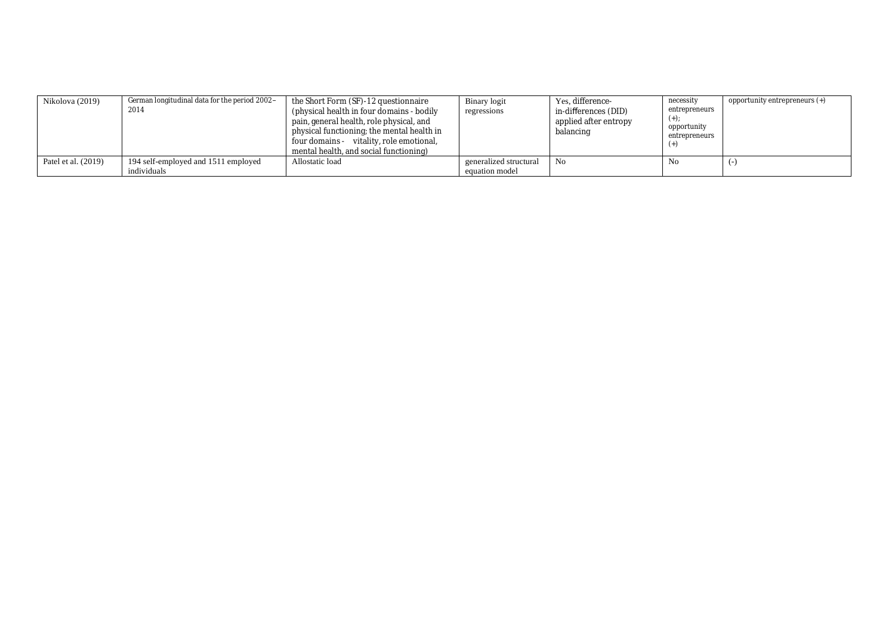| | | | | | | |
|---|---|---|---|---|---|---|
| Nikolova (2019) | German longitudinal data for the period 2002–2014 | the Short Form (SF)-12 questionnaire (physical health in four domains - bodily pain, general health, role physical, and physical functioning; the mental health in four domains - vitality, role emotional, mental health, and social functioning) | Binary logit regressions | Yes, difference-in-differences (DID) applied after entropy balancing | necessity entrepreneurs (+); opportunity entrepreneurs (+) | opportunity entrepreneurs (+) |
| Patel et al. (2019) | 194 self-employed and 1511 employed individuals | Allostatic load | generalized structural equation model | No | No | (-) |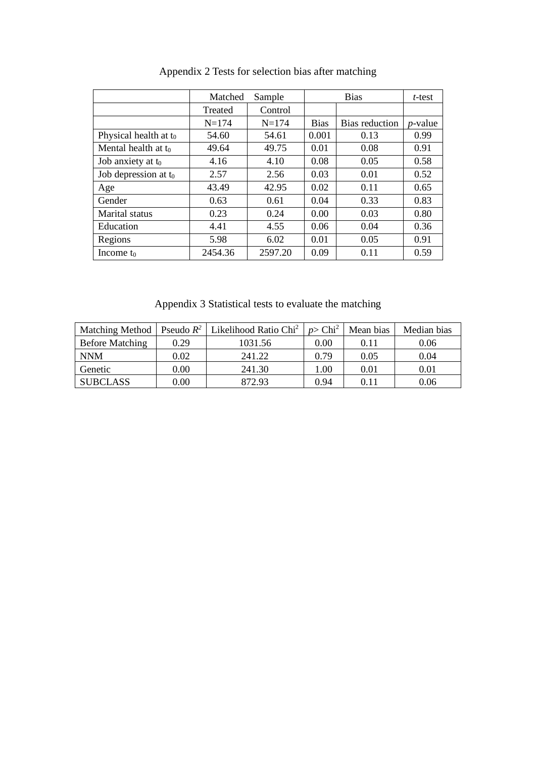Appendix 2 Tests for selection bias after matching

| | Matched Sample | | Bias | | *t*-test |
|---|---|---|---|---|---|
| | Treated | Control | | | |
| | N=174 | N=174 | Bias | Bias reduction | *p*-value |
| Physical health at $t_0$ | 54.60 | 54.61 | 0.001 | 0.13 | 0.99 |
| Mental health at $t_0$ | 49.64 | 49.75 | 0.01 | 0.08 | 0.91 |
| Job anxiety at $t_0$ | 4.16 | 4.10 | 0.08 | 0.05 | 0.58 |
| Job depression at $t_0$ | 2.57 | 2.56 | 0.03 | 0.01 | 0.52 |
| Age | 43.49 | 42.95 | 0.02 | 0.11 | 0.65 |
| Gender | 0.63 | 0.61 | 0.04 | 0.33 | 0.83 |
| Marital status | 0.23 | 0.24 | 0.00 | 0.03 | 0.80 |
| Education | 4.41 | 4.55 | 0.06 | 0.04 | 0.36 |
| Regions | 5.98 | 6.02 | 0.01 | 0.05 | 0.91 |
| Income $t_0$ | 2454.36 | 2597.20 | 0.09 | 0.11 | 0.59 |

Appendix 3 Statistical tests to evaluate the matching

| Matching Method | Pseudo $R^2$ | Likelihood Ratio $Chi^2$ | $p > Chi^2$ | Mean bias | Median bias |
|---|---|---|---|---|---|
| Before Matching | 0.29 | 1031.56 | 0.00 | 0.11 | 0.06 |
| NNM | 0.02 | 241.22 | 0.79 | 0.05 | 0.04 |
| Genetic | 0.00 | 241.30 | 1.00 | 0.01 | 0.01 |
| SUBCLASS | 0.00 | 872.93 | 0.94 | 0.11 | 0.06 |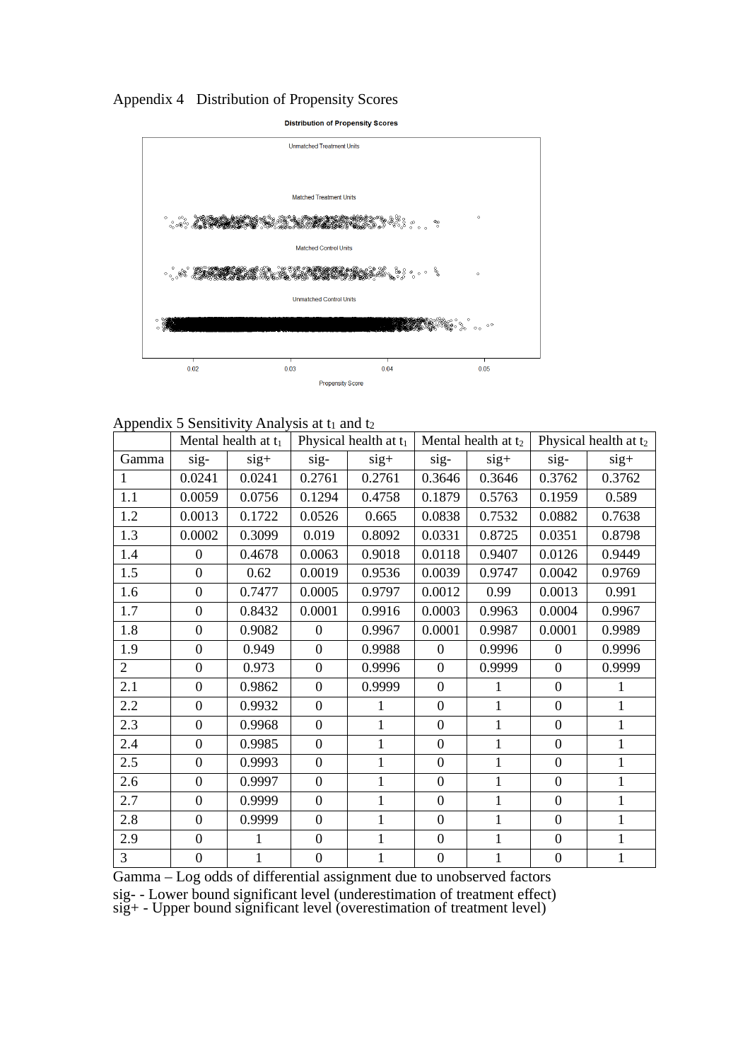Appendix 4 Distribution of Propensity Scores

Appendix 5 Sensitivity Analysis at $t_1$ and $t_2$

| | Mental health at $t_1$ | | Physical health at $t_1$ | | Mental health at $t_2$ | | Physical health at $t_2$ | |
|---|---|---|---|---|---|---|---|---|
| Gamma | sig- | sig+ | sig- | sig+ | sig- | sig+ | sig- | sig+ |
| 1 | 0.0241 | 0.0241 | 0.2761 | 0.2761 | 0.3646 | 0.3646 | 0.3762 | 0.3762 |
| 1.1 | 0.0059 | 0.0756 | 0.1294 | 0.4758 | 0.1879 | 0.5763 | 0.1959 | 0.589 |
| 1.2 | 0.0013 | 0.1722 | 0.0526 | 0.665 | 0.0838 | 0.7532 | 0.0882 | 0.7638 |
| 1.3 | 0.0002 | 0.3099 | 0.019 | 0.8092 | 0.0331 | 0.8725 | 0.0351 | 0.8798 |
| 1.4 | 0 | 0.4678 | 0.0063 | 0.9018 | 0.0118 | 0.9407 | 0.0126 | 0.9449 |
| 1.5 | 0 | 0.62 | 0.0019 | 0.9536 | 0.0039 | 0.9747 | 0.0042 | 0.9769 |
| 1.6 | 0 | 0.7477 | 0.0005 | 0.9797 | 0.0012 | 0.99 | 0.0013 | 0.991 |
| 1.7 | 0 | 0.8432 | 0.0001 | 0.9916 | 0.0003 | 0.9963 | 0.0004 | 0.9967 |
| 1.8 | 0 | 0.9082 | 0 | 0.9967 | 0.0001 | 0.9987 | 0.0001 | 0.9989 |
| 1.9 | 0 | 0.949 | 0 | 0.9988 | 0 | 0.9996 | 0 | 0.9996 |
| 2 | 0 | 0.973 | 0 | 0.9996 | 0 | 0.9999 | 0 | 0.9999 |
| 2.1 | 0 | 0.9862 | 0 | 0.9999 | 0 | 1 | 0 | 1 |
| 2.2 | 0 | 0.9932 | 0 | 1 | 0 | 1 | 0 | 1 |
| 2.3 | 0 | 0.9968 | 0 | 1 | 0 | 1 | 0 | 1 |
| 2.4 | 0 | 0.9985 | 0 | 1 | 0 | 1 | 0 | 1 |
| 2.5 | 0 | 0.9993 | 0 | 1 | 0 | 1 | 0 | 1 |
| 2.6 | 0 | 0.9997 | 0 | 1 | 0 | 1 | 0 | 1 |
| 2.7 | 0 | 0.9999 | 0 | 1 | 0 | 1 | 0 | 1 |
| 2.8 | 0 | 0.9999 | 0 | 1 | 0 | 1 | 0 | 1 |
| 2.9 | 0 | 1 | 0 | 1 | 0 | 1 | 0 | 1 |
| 3 | 0 | 1 | 0 | 1 | 0 | 1 | 0 | 1 |

Gamma – Log odds of differential assignment due to unobserved factors
sig- - Lower bound significant level (underestimation of treatment effect)
sig+ - Upper bound significant level (overestimation of treatment level)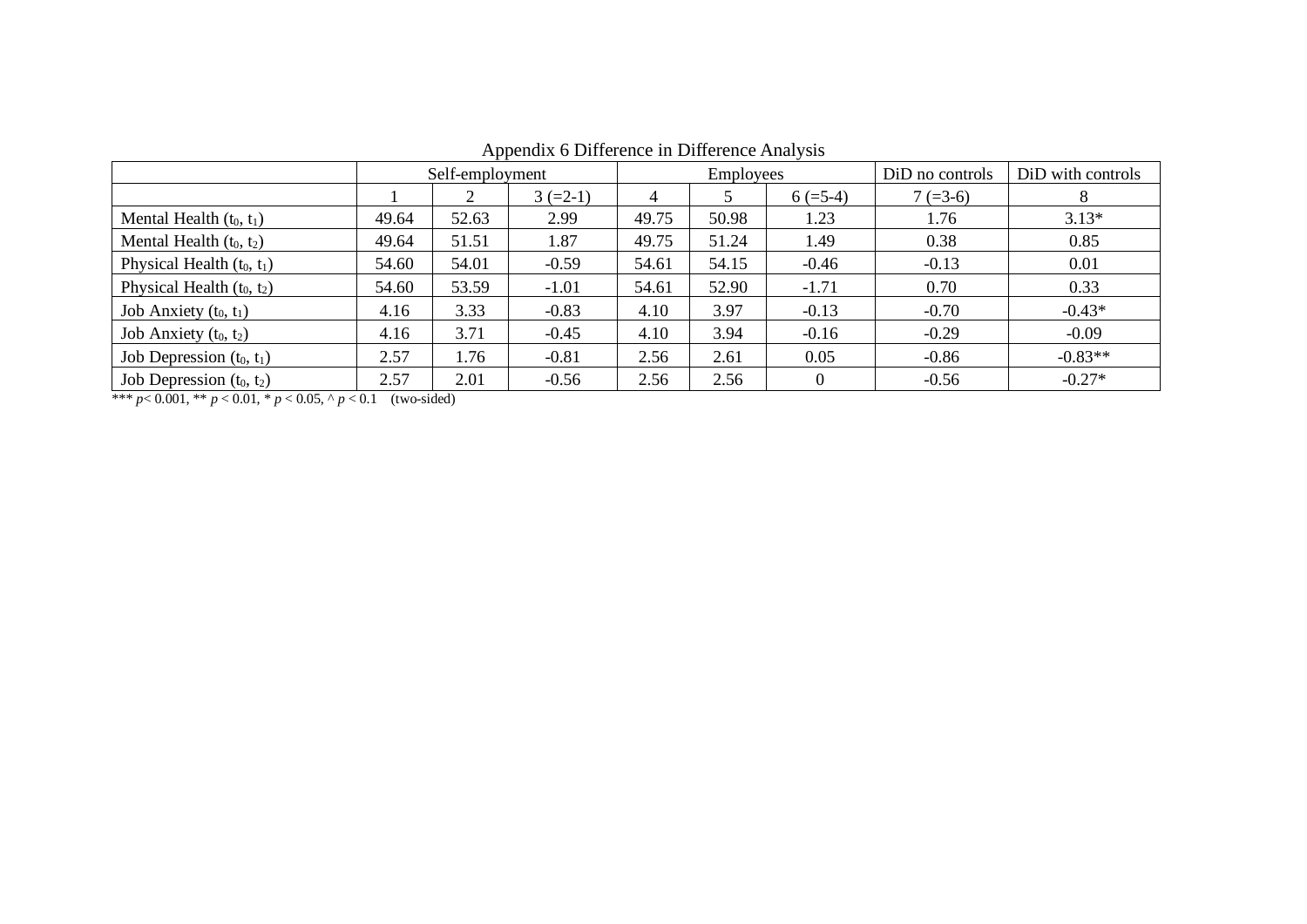Appendix 6 Difference in Difference Analysis

| | Self-employment | | | Employees | | | DiD no controls | DiD with controls |
|---|---|---|---|---|---|---|---|---|
| | 1 | 2 | 3 (=2-1) | 4 | 5 | 6 (=5-4) | 7 (=3-6) | 8 |
| Mental Health ($t_0$, $t_1$) | 49.64 | 52.63 | 2.99 | 49.75 | 50.98 | 1.23 | 1.76 | 3.13* |
| Mental Health ($t_0$, $t_2$) | 49.64 | 51.51 | 1.87 | 49.75 | 51.24 | 1.49 | 0.38 | 0.85 |
| Physical Health ($t_0$, $t_1$) | 54.60 | 54.01 | -0.59 | 54.61 | 54.15 | -0.46 | -0.13 | 0.01 |
| Physical Health ($t_0$, $t_2$) | 54.60 | 53.59 | -1.01 | 54.61 | 52.90 | -1.71 | 0.70 | 0.33 |
| Job Anxiety ($t_0$, $t_1$) | 4.16 | 3.33 | -0.83 | 4.10 | 3.97 | -0.13 | -0.70 | -0.43* |
| Job Anxiety ($t_0$, $t_2$) | 4.16 | 3.71 | -0.45 | 4.10 | 3.94 | -0.16 | -0.29 | -0.09 |
| Job Depression ($t_0$, $t_1$) | 2.57 | 1.76 | -0.81 | 2.56 | 2.61 | 0.05 | -0.86 | -0.83** |
| Job Depression ($t_0$, $t_2$) | 2.57 | 2.01 | -0.56 | 2.56 | 2.56 | 0 | -0.56 | -0.27* |

*** $p < 0.001$, ** $p < 0.01$, * $p < 0.05$, ^ $p < 0.1$ (two-sided)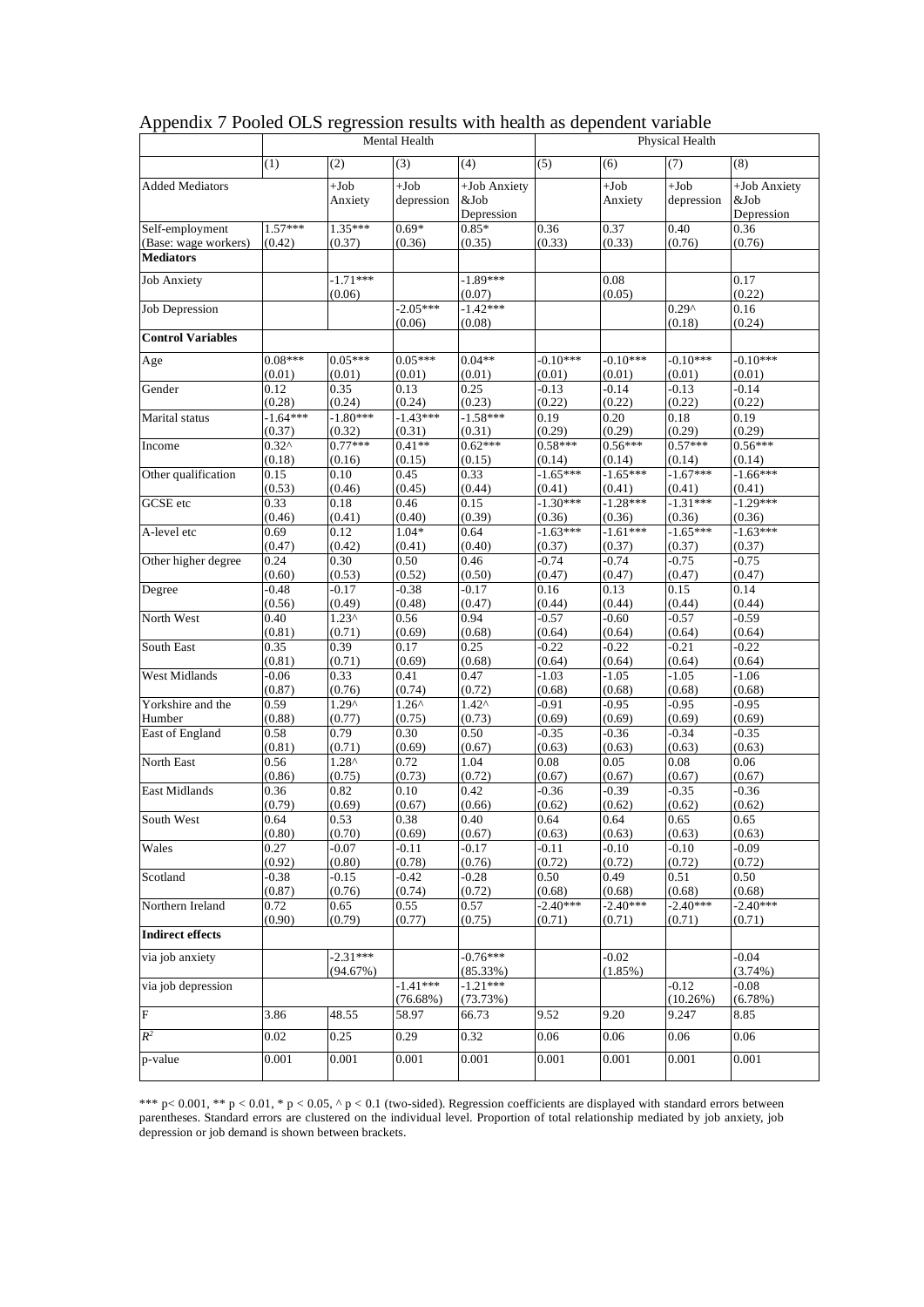# Appendix 7 Pooled OLS regression results with health as dependent variable

| | Mental Health | | | | Physical Health | | | |
|---|---|---|---|---|---|---|---|---|
| | (1) | (2) | (3) | (4) | (5) | (6) | (7) | (8) |
| Added Mediators | | +Job Anxiety | +Job depression | +Job Anxiety &Job Depression | | +Job Anxiety | +Job depression | +Job Anxiety &Job Depression |
| Self-employment (Base: wage workers) | 1.57*** (0.42) | 1.35*** (0.37) | 0.69* (0.36) | 0.85* (0.35) | 0.36 (0.33) | 0.37 (0.33) | 0.40 (0.76) | 0.36 (0.76) |
| **Mediators** | | | | | | | | |
| Job Anxiety | | -1.71*** (0.06) | | -1.89*** (0.07) | | 0.08 (0.05) | | 0.17 (0.22) |
| Job Depression | | | -2.05*** (0.06) | -1.42*** (0.08) | | | 0.29^ (0.18) | 0.16 (0.24) |
| **Control Variables** | | | | | | | | |
| Age | 0.08*** (0.01) | 0.05*** (0.01) | 0.05*** (0.01) | 0.04** (0.01) | -0.10*** (0.01) | -0.10*** (0.01) | -0.10*** (0.01) | -0.10*** (0.01) |
| Gender | 0.12 (0.28) | 0.35 (0.24) | 0.13 (0.24) | 0.25 (0.23) | -0.13 (0.22) | -0.14 (0.22) | -0.13 (0.22) | -0.14 (0.22) |
| Marital status | -1.64*** (0.37) | -1.80*** (0.32) | -1.43*** (0.31) | -1.58*** (0.31) | 0.19 (0.29) | 0.20 (0.29) | 0.18 (0.29) | 0.19 (0.29) |
| Income | 0.32^ (0.18) | 0.77*** (0.16) | 0.41** (0.15) | 0.62*** (0.15) | 0.58*** (0.14) | 0.56*** (0.14) | 0.57*** (0.14) | 0.56*** (0.14) |
| Other qualification | 0.15 (0.53) | 0.10 (0.46) | 0.45 (0.45) | 0.33 (0.44) | -1.65*** (0.41) | -1.65*** (0.41) | -1.67*** (0.41) | -1.66*** (0.41) |
| GCSE etc | 0.33 (0.46) | 0.18 (0.41) | 0.46 (0.40) | 0.15 (0.39) | -1.30*** (0.36) | -1.28*** (0.36) | -1.31*** (0.36) | -1.29*** (0.36) |
| A-level etc | 0.69 (0.47) | 0.12 (0.42) | 1.04* (0.41) | 0.64 (0.40) | -1.63*** (0.37) | -1.61*** (0.37) | -1.65*** (0.37) | -1.63*** (0.37) |
| Other higher degree | 0.24 (0.60) | 0.30 (0.53) | 0.50 (0.52) | 0.46 (0.50) | -0.74 (0.47) | -0.74 (0.47) | -0.75 (0.47) | -0.75 (0.47) |
| Degree | -0.48 (0.56) | -0.17 (0.49) | -0.38 (0.48) | -0.17 (0.47) | 0.16 (0.44) | 0.13 (0.44) | 0.15 (0.44) | 0.14 (0.44) |
| North West | 0.40 (0.81) | 1.23^ (0.71) | 0.56 (0.69) | 0.94 (0.68) | -0.57 (0.64) | -0.60 (0.64) | -0.57 (0.64) | -0.59 (0.64) |
| South East | 0.35 (0.81) | 0.39 (0.71) | 0.17 (0.69) | 0.25 (0.68) | -0.22 (0.64) | -0.22 (0.64) | -0.21 (0.64) | -0.22 (0.64) |
| West Midlands | -0.06 (0.87) | 0.33 (0.76) | 0.41 (0.74) | 0.47 (0.72) | -1.03 (0.68) | -1.05 (0.68) | -1.05 (0.68) | -1.06 (0.68) |
| Yorkshire and the Humber | 0.59 (0.88) | 1.29^ (0.77) | 1.26^ (0.75) | 1.42^ (0.73) | -0.91 (0.69) | -0.95 (0.69) | -0.95 (0.69) | -0.95 (0.69) |
| East of England | 0.58 (0.81) | 0.79 (0.71) | 0.30 (0.69) | 0.50 (0.67) | -0.35 (0.63) | -0.36 (0.63) | -0.34 (0.63) | -0.35 (0.63) |
| North East | 0.56 (0.86) | 1.28^ (0.75) | 0.72 (0.73) | 1.04 (0.72) | 0.08 (0.67) | 0.05 (0.67) | 0.08 (0.67) | 0.06 (0.67) |
| East Midlands | 0.36 (0.79) | 0.82 (0.69) | 0.10 (0.67) | 0.42 (0.66) | -0.36 (0.62) | -0.39 (0.62) | -0.35 (0.62) | -0.36 (0.62) |
| South West | 0.64 (0.80) | 0.53 (0.70) | 0.38 (0.69) | 0.40 (0.67) | 0.64 (0.63) | 0.64 (0.63) | 0.65 (0.63) | 0.65 (0.63) |
| Wales | 0.27 (0.92) | -0.07 (0.80) | -0.11 (0.78) | -0.17 (0.76) | -0.11 (0.72) | -0.10 (0.72) | -0.10 (0.72) | -0.09 (0.72) |
| Scotland | -0.38 (0.87) | -0.15 (0.76) | -0.42 (0.74) | -0.28 (0.72) | 0.50 (0.68) | 0.49 (0.68) | 0.51 (0.68) | 0.50 (0.68) |
| Northern Ireland | 0.72 (0.90) | 0.65 (0.79) | 0.55 (0.77) | 0.57 (0.75) | -2.40*** (0.71) | -2.40*** (0.71) | -2.40*** (0.71) | -2.40*** (0.71) |
| **Indirect effects** | | | | | | | | |
| via job anxiety | | -2.31*** (94.67%) | | -0.76*** (85.33%) | | -0.02 (1.85%) | | -0.04 (3.74%) |
| via job depression | | | -1.41*** (76.68%) | -1.21*** (73.73%) | | | -0.12 (10.26%) | -0.08 (6.78%) |
| F | 3.86 | 48.55 | 58.97 | 66.73 | 9.52 | 9.20 | 9.247 | 8.85 |
| $R^2$ | 0.02 | 0.25 | 0.29 | 0.32 | 0.06 | 0.06 | 0.06 | 0.06 |
| p-value | 0.001 | 0.001 | 0.001 | 0.001 | 0.001 | 0.001 | 0.001 | 0.001 |

*** $p < 0.001$, ** $p < 0.01$, * $p < 0.05$, ^ $p < 0.1$ (two-sided). Regression coefficients are displayed with standard errors between parentheses. Standard errors are clustered on the individual level. Proportion of total relationship mediated by job anxiety, job depression or job demand is shown between brackets.